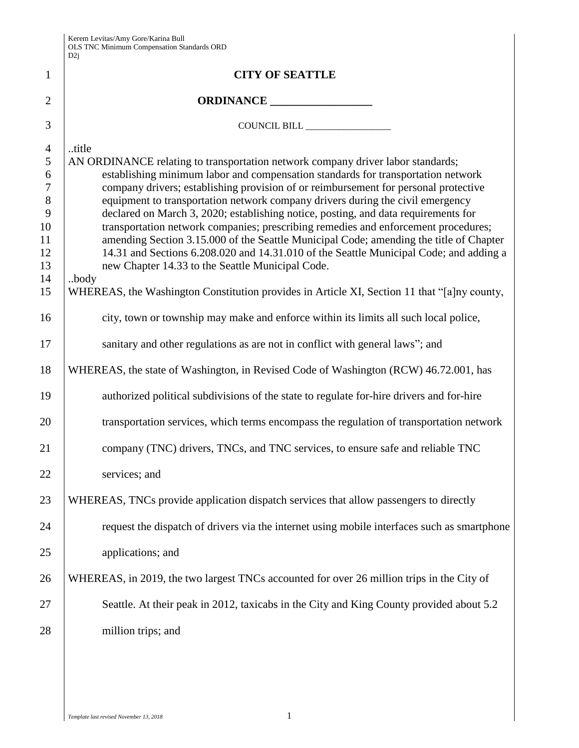# CITY OF SEATTLE

## ORDINANCE __________________

COUNCIL BILL __________________

..title

AN ORDINANCE relating to transportation network company driver labor standards; establishing minimum labor and compensation standards for transportation network company drivers; establishing provision of or reimbursement for personal protective equipment to transportation network company drivers during the civil emergency declared on March 3, 2020; establishing notice, posting, and data requirements for transportation network companies; prescribing remedies and enforcement procedures; amending Section 3.15.000 of the Seattle Municipal Code; amending the title of Chapter 14.31 and Sections 6.208.020 and 14.31.010 of the Seattle Municipal Code; and adding a new Chapter 14.33 to the Seattle Municipal Code.

..body

WHEREAS, the Washington Constitution provides in Article XI, Section 11 that "[a]ny county, city, town or township may make and enforce within its limits all such local police, sanitary and other regulations as are not in conflict with general laws"; and

WHEREAS, the state of Washington, in Revised Code of Washington (RCW) 46.72.001, has authorized political subdivisions of the state to regulate for-hire drivers and for-hire transportation services, which terms encompass the regulation of transportation network company (TNC) drivers, TNCs, and TNC services, to ensure safe and reliable TNC services; and

WHEREAS, TNCs provide application dispatch services that allow passengers to directly request the dispatch of drivers via the internet using mobile interfaces such as smartphone applications; and

WHEREAS, in 2019, the two largest TNCs accounted for over 26 million trips in the City of Seattle. At their peak in 2012, taxicabs in the City and King County provided about 5.2 million trips; and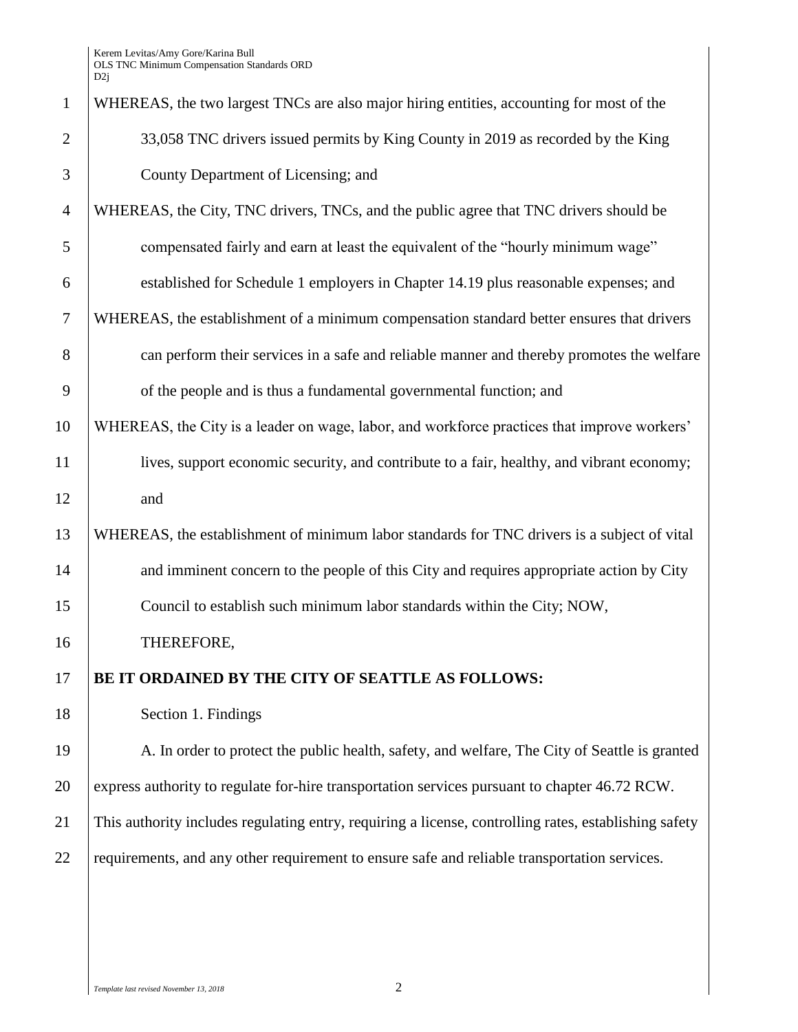WHEREAS, the two largest TNCs are also major hiring entities, accounting for most of the 33,058 TNC drivers issued permits by King County in 2019 as recorded by the King County Department of Licensing; and

WHEREAS, the City, TNC drivers, TNCs, and the public agree that TNC drivers should be compensated fairly and earn at least the equivalent of the "hourly minimum wage" established for Schedule 1 employers in Chapter 14.19 plus reasonable expenses; and

WHEREAS, the establishment of a minimum compensation standard better ensures that drivers can perform their services in a safe and reliable manner and thereby promotes the welfare of the people and is thus a fundamental governmental function; and

WHEREAS, the City is a leader on wage, labor, and workforce practices that improve workers' lives, support economic security, and contribute to a fair, healthy, and vibrant economy; and

WHEREAS, the establishment of minimum labor standards for TNC drivers is a subject of vital and imminent concern to the people of this City and requires appropriate action by City Council to establish such minimum labor standards within the City; NOW, THEREFORE,

**BE IT ORDAINED BY THE CITY OF SEATTLE AS FOLLOWS:**

Section 1. Findings

A. In order to protect the public health, safety, and welfare, The City of Seattle is granted express authority to regulate for-hire transportation services pursuant to chapter 46.72 RCW. This authority includes regulating entry, requiring a license, controlling rates, establishing safety requirements, and any other requirement to ensure safe and reliable transportation services.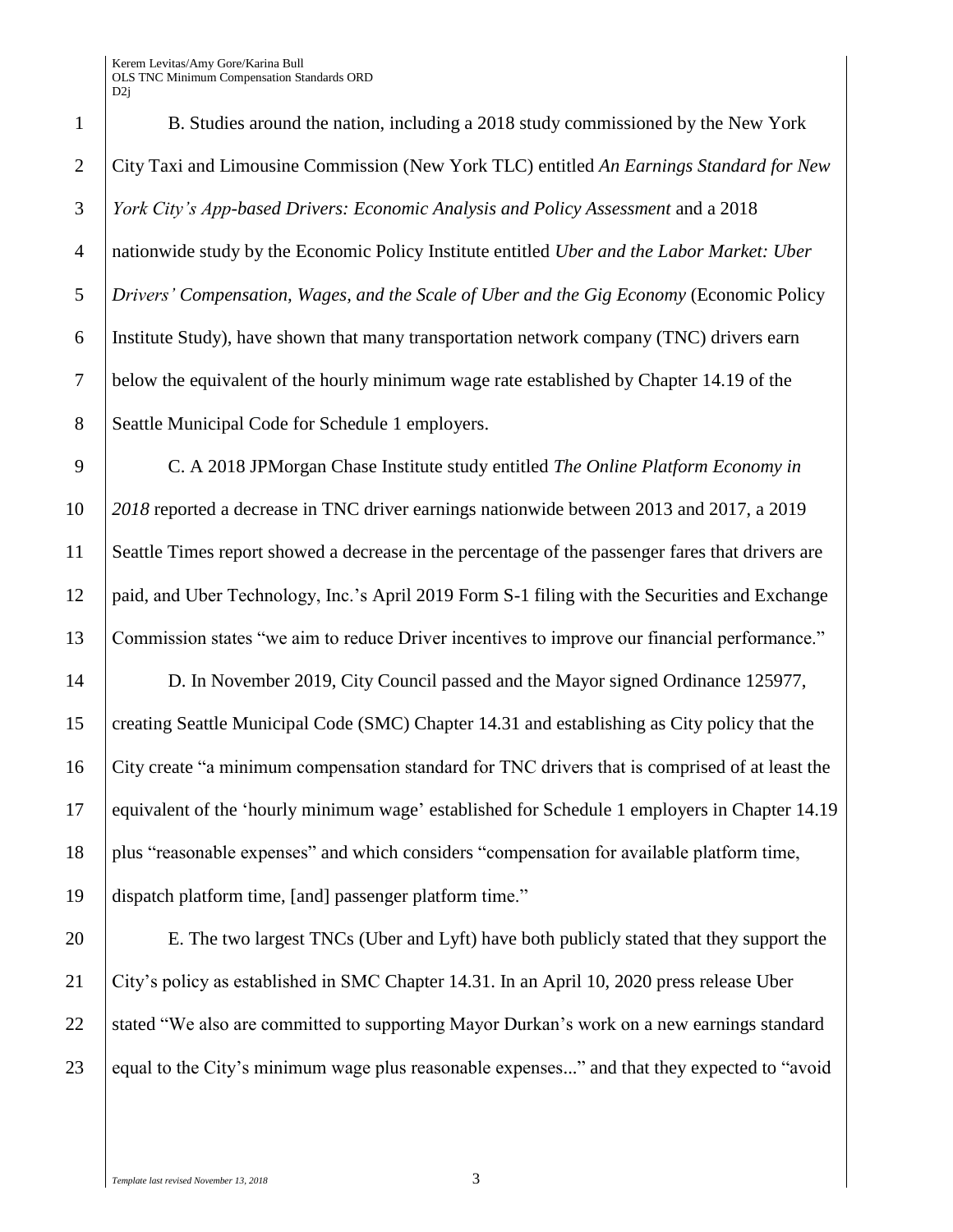B. Studies around the nation, including a 2018 study commissioned by the New York City Taxi and Limousine Commission (New York TLC) entitled *An Earnings Standard for New York City's App-based Drivers: Economic Analysis and Policy Assessment* and a 2018 nationwide study by the Economic Policy Institute entitled *Uber and the Labor Market: Uber Drivers' Compensation, Wages, and the Scale of Uber and the Gig Economy* (Economic Policy Institute Study), have shown that many transportation network company (TNC) drivers earn below the equivalent of the hourly minimum wage rate established by Chapter 14.19 of the Seattle Municipal Code for Schedule 1 employers.

C. A 2018 JPMorgan Chase Institute study entitled *The Online Platform Economy in 2018* reported a decrease in TNC driver earnings nationwide between 2013 and 2017, a 2019 Seattle Times report showed a decrease in the percentage of the passenger fares that drivers are paid, and Uber Technology, Inc.'s April 2019 Form S-1 filing with the Securities and Exchange Commission states "we aim to reduce Driver incentives to improve our financial performance."

D. In November 2019, City Council passed and the Mayor signed Ordinance 125977, creating Seattle Municipal Code (SMC) Chapter 14.31 and establishing as City policy that the City create "a minimum compensation standard for TNC drivers that is comprised of at least the equivalent of the 'hourly minimum wage' established for Schedule 1 employers in Chapter 14.19 plus "reasonable expenses" and which considers "compensation for available platform time, dispatch platform time, [and] passenger platform time."

E. The two largest TNCs (Uber and Lyft) have both publicly stated that they support the City's policy as established in SMC Chapter 14.31. In an April 10, 2020 press release Uber stated "We also are committed to supporting Mayor Durkan's work on a new earnings standard equal to the City's minimum wage plus reasonable expenses..." and that they expected to "avoid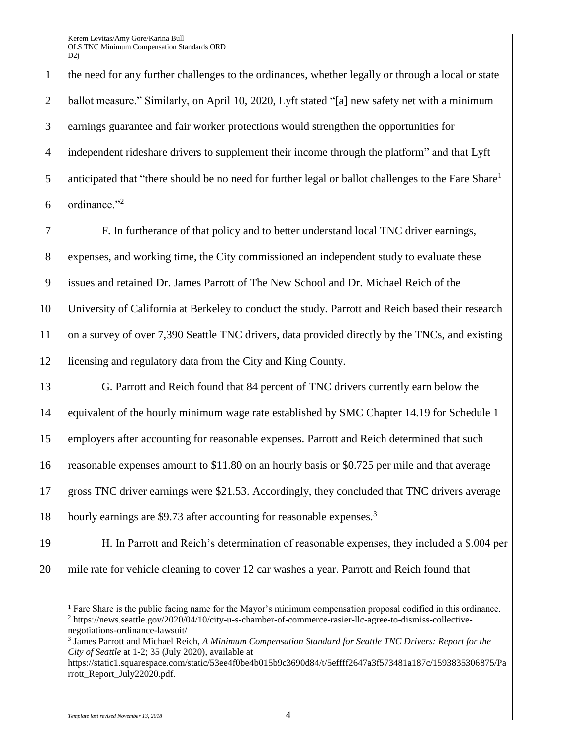the need for any further challenges to the ordinances, whether legally or through a local or state ballot measure." Similarly, on April 10, 2020, Lyft stated "[a] new safety net with a minimum earnings guarantee and fair worker protections would strengthen the opportunities for independent rideshare drivers to supplement their income through the platform" and that Lyft anticipated that "there should be no need for further legal or ballot challenges to the Fare Share[1] ordinance."[2]

F. In furtherance of that policy and to better understand local TNC driver earnings, expenses, and working time, the City commissioned an independent study to evaluate these issues and retained Dr. James Parrott of The New School and Dr. Michael Reich of the University of California at Berkeley to conduct the study. Parrott and Reich based their research on a survey of over 7,390 Seattle TNC drivers, data provided directly by the TNCs, and existing licensing and regulatory data from the City and King County.

G. Parrott and Reich found that 84 percent of TNC drivers currently earn below the equivalent of the hourly minimum wage rate established by SMC Chapter 14.19 for Schedule 1 employers after accounting for reasonable expenses. Parrott and Reich determined that such reasonable expenses amount to $11.80 on an hourly basis or $0.725 per mile and that average gross TNC driver earnings were $21.53. Accordingly, they concluded that TNC drivers average hourly earnings are $9.73 after accounting for reasonable expenses.[3]

H. In Parrott and Reich's determination of reasonable expenses, they included a $.004 per mile rate for vehicle cleaning to cover 12 car washes a year. Parrott and Reich found that

---

[1] Fare Share is the public facing name for the Mayor's minimum compensation proposal codified in this ordinance.

[2] https://news.seattle.gov/2020/04/10/city-u-s-chamber-of-commerce-rasier-llc-agree-to-dismiss-collective-negotiations-ordinance-lawsuit/

[3] James Parrott and Michael Reich, *A Minimum Compensation Standard for Seattle TNC Drivers: Report for the City of Seattle* at 1-2; 35 (July 2020), available at https://static1.squarespace.com/static/53ee4f0be4b015b9c3690d84/t/5effff2647a3f573481a187c/1593835306875/Parrott_Report_July22020.pdf.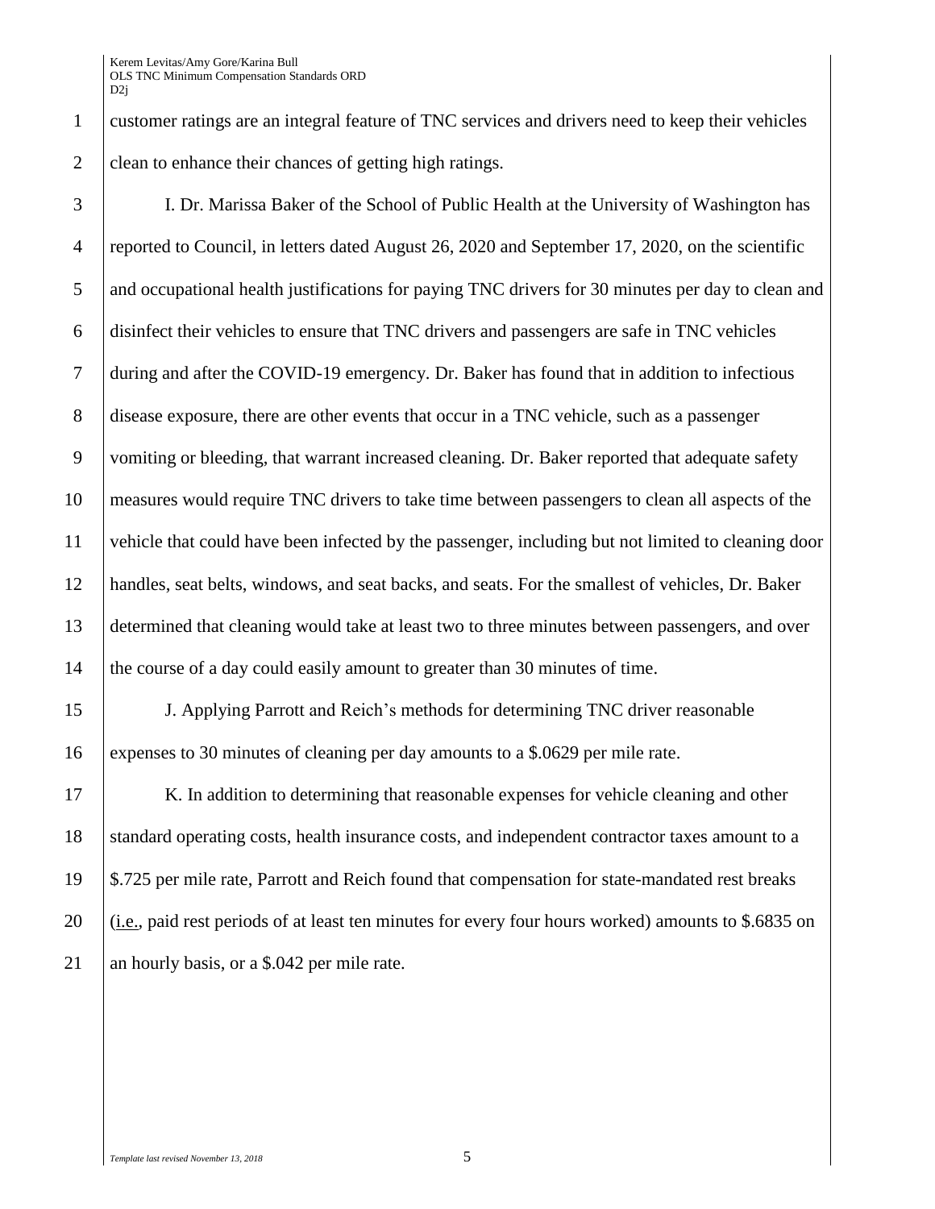customer ratings are an integral feature of TNC services and drivers need to keep their vehicles clean to enhance their chances of getting high ratings.

I. Dr. Marissa Baker of the School of Public Health at the University of Washington has reported to Council, in letters dated August 26, 2020 and September 17, 2020, on the scientific and occupational health justifications for paying TNC drivers for 30 minutes per day to clean and disinfect their vehicles to ensure that TNC drivers and passengers are safe in TNC vehicles during and after the COVID-19 emergency. Dr. Baker has found that in addition to infectious disease exposure, there are other events that occur in a TNC vehicle, such as a passenger vomiting or bleeding, that warrant increased cleaning. Dr. Baker reported that adequate safety measures would require TNC drivers to take time between passengers to clean all aspects of the vehicle that could have been infected by the passenger, including but not limited to cleaning door handles, seat belts, windows, and seat backs, and seats. For the smallest of vehicles, Dr. Baker determined that cleaning would take at least two to three minutes between passengers, and over the course of a day could easily amount to greater than 30 minutes of time.

J. Applying Parrott and Reich's methods for determining TNC driver reasonable expenses to 30 minutes of cleaning per day amounts to a $.0629 per mile rate.

K. In addition to determining that reasonable expenses for vehicle cleaning and other standard operating costs, health insurance costs, and independent contractor taxes amount to a $.725 per mile rate, Parrott and Reich found that compensation for state-mandated rest breaks (i.e., paid rest periods of at least ten minutes for every four hours worked) amounts to $.6835 on an hourly basis, or a $.042 per mile rate.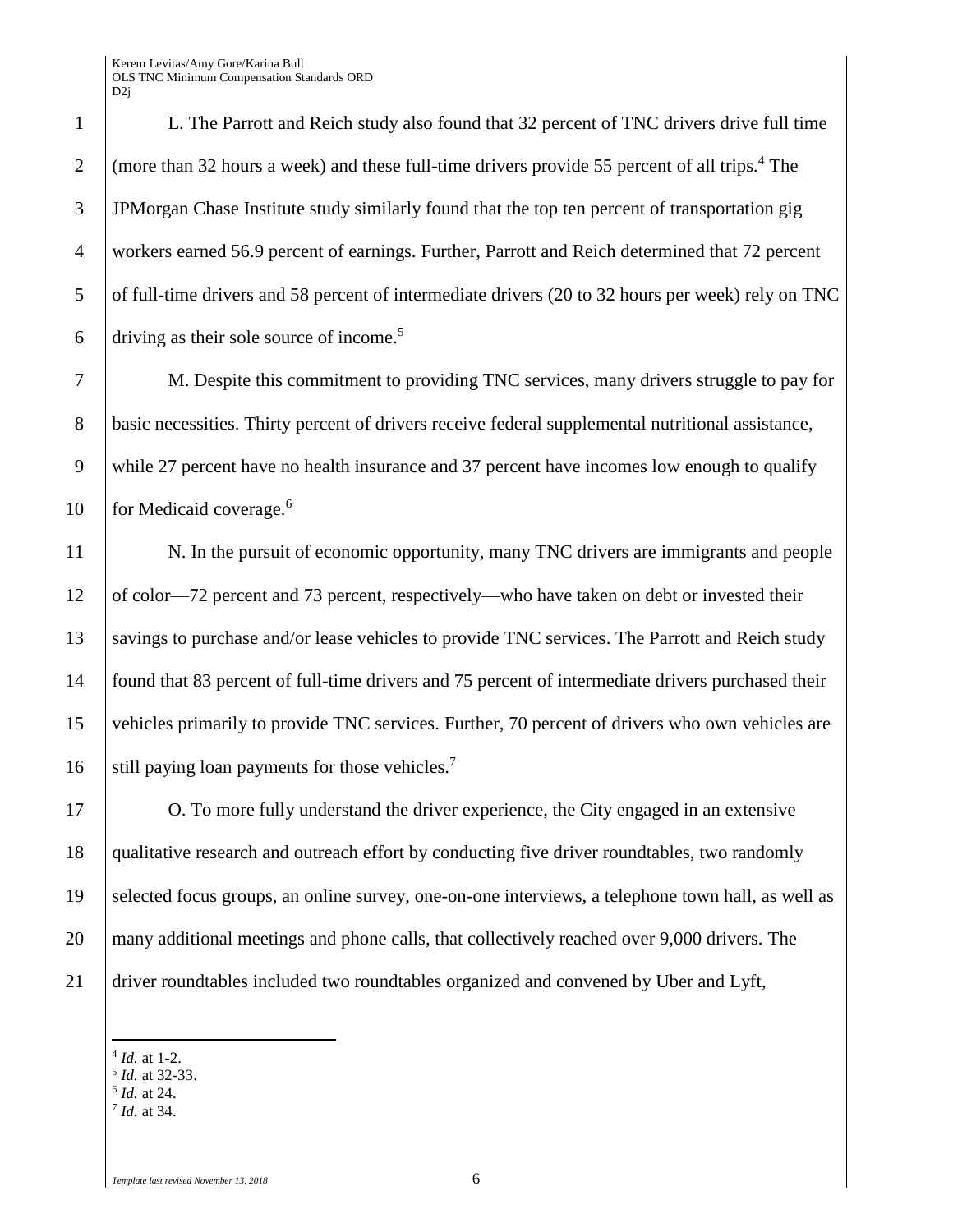L. The Parrott and Reich study also found that 32 percent of TNC drivers drive full time (more than 32 hours a week) and these full-time drivers provide 55 percent of all trips.[4] The JPMorgan Chase Institute study similarly found that the top ten percent of transportation gig workers earned 56.9 percent of earnings. Further, Parrott and Reich determined that 72 percent of full-time drivers and 58 percent of intermediate drivers (20 to 32 hours per week) rely on TNC driving as their sole source of income.[5]

M. Despite this commitment to providing TNC services, many drivers struggle to pay for basic necessities. Thirty percent of drivers receive federal supplemental nutritional assistance, while 27 percent have no health insurance and 37 percent have incomes low enough to qualify for Medicaid coverage.[6]

N. In the pursuit of economic opportunity, many TNC drivers are immigrants and people of color—72 percent and 73 percent, respectively—who have taken on debt or invested their savings to purchase and/or lease vehicles to provide TNC services. The Parrott and Reich study found that 83 percent of full-time drivers and 75 percent of intermediate drivers purchased their vehicles primarily to provide TNC services. Further, 70 percent of drivers who own vehicles are still paying loan payments for those vehicles.[7]

O. To more fully understand the driver experience, the City engaged in an extensive qualitative research and outreach effort by conducting five driver roundtables, two randomly selected focus groups, an online survey, one-on-one interviews, a telephone town hall, as well as many additional meetings and phone calls, that collectively reached over 9,000 drivers. The driver roundtables included two roundtables organized and convened by Uber and Lyft,

---

[4] *Id.* at 1-2.
[5] *Id.* at 32-33.
[6] *Id.* at 24.
[7] *Id.* at 34.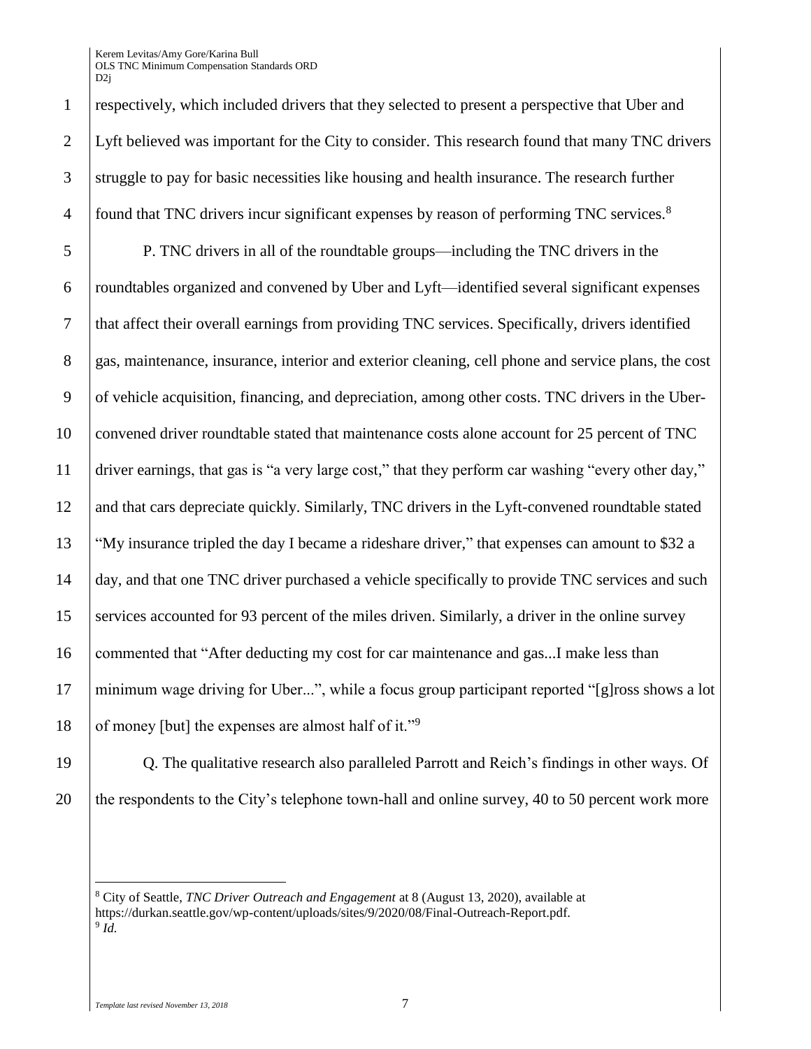respectively, which included drivers that they selected to present a perspective that Uber and Lyft believed was important for the City to consider. This research found that many TNC drivers struggle to pay for basic necessities like housing and health insurance. The research further found that TNC drivers incur significant expenses by reason of performing TNC services.[8]

P. TNC drivers in all of the roundtable groups—including the TNC drivers in the roundtables organized and convened by Uber and Lyft—identified several significant expenses that affect their overall earnings from providing TNC services. Specifically, drivers identified gas, maintenance, insurance, interior and exterior cleaning, cell phone and service plans, the cost of vehicle acquisition, financing, and depreciation, among other costs. TNC drivers in the Uber-convened driver roundtable stated that maintenance costs alone account for 25 percent of TNC driver earnings, that gas is "a very large cost," that they perform car washing "every other day," and that cars depreciate quickly. Similarly, TNC drivers in the Lyft-convened roundtable stated "My insurance tripled the day I became a rideshare driver," that expenses can amount to $32 a day, and that one TNC driver purchased a vehicle specifically to provide TNC services and such services accounted for 93 percent of the miles driven. Similarly, a driver in the online survey commented that "After deducting my cost for car maintenance and gas...I make less than minimum wage driving for Uber...", while a focus group participant reported "[g]ross shows a lot of money [but] the expenses are almost half of it."[9]

Q. The qualitative research also paralleled Parrott and Reich's findings in other ways. Of the respondents to the City's telephone town-hall and online survey, 40 to 50 percent work more

---

[8] City of Seattle, *TNC Driver Outreach and Engagement* at 8 (August 13, 2020), available at https://durkan.seattle.gov/wp-content/uploads/sites/9/2020/08/Final-Outreach-Report.pdf.

[9] *Id.*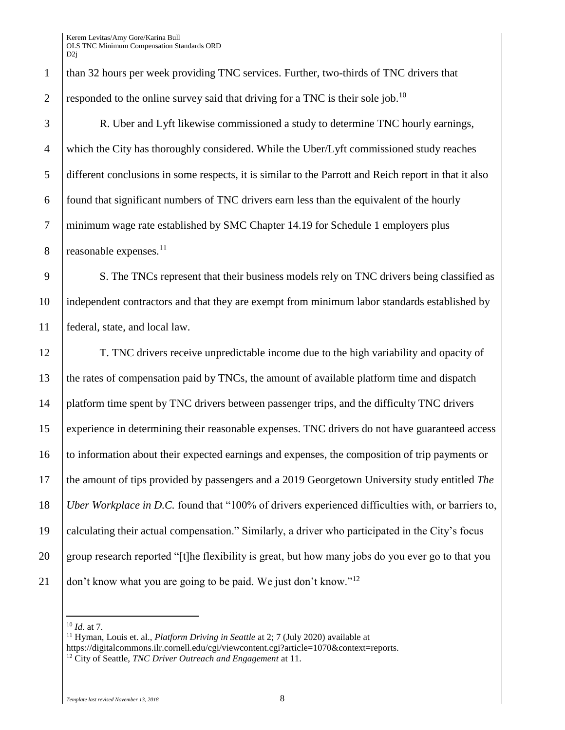than 32 hours per week providing TNC services. Further, two-thirds of TNC drivers that responded to the online survey said that driving for a TNC is their sole job.[10]

R. Uber and Lyft likewise commissioned a study to determine TNC hourly earnings, which the City has thoroughly considered. While the Uber/Lyft commissioned study reaches different conclusions in some respects, it is similar to the Parrott and Reich report in that it also found that significant numbers of TNC drivers earn less than the equivalent of the hourly minimum wage rate established by SMC Chapter 14.19 for Schedule 1 employers plus reasonable expenses.[11]

S. The TNCs represent that their business models rely on TNC drivers being classified as independent contractors and that they are exempt from minimum labor standards established by federal, state, and local law.

T. TNC drivers receive unpredictable income due to the high variability and opacity of the rates of compensation paid by TNCs, the amount of available platform time and dispatch platform time spent by TNC drivers between passenger trips, and the difficulty TNC drivers experience in determining their reasonable expenses. TNC drivers do not have guaranteed access to information about their expected earnings and expenses, the composition of trip payments or the amount of tips provided by passengers and a 2019 Georgetown University study entitled *The Uber Workplace in D.C.* found that "100% of drivers experienced difficulties with, or barriers to, calculating their actual compensation." Similarly, a driver who participated in the City's focus group research reported "[t]he flexibility is great, but how many jobs do you ever go to that you don't know what you are going to be paid. We just don't know."[12]

---

[10] *Id.* at 7.

[11] Hyman, Louis et. al., *Platform Driving in Seattle* at 2; 7 (July 2020) available at https://digitalcommons.ilr.cornell.edu/cgi/viewcontent.cgi?article=1070&context=reports.

[12] City of Seattle, *TNC Driver Outreach and Engagement* at 11.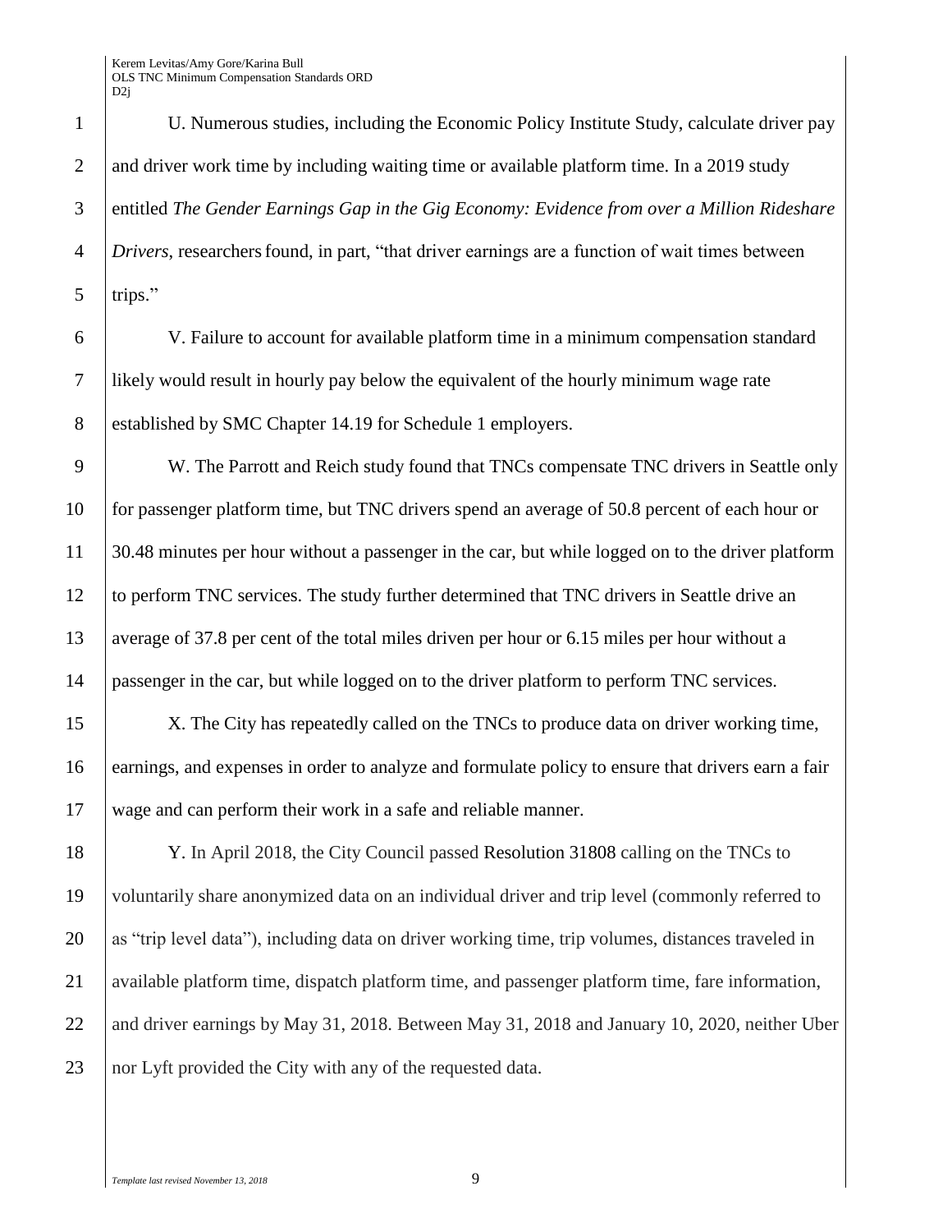U. Numerous studies, including the Economic Policy Institute Study, calculate driver pay and driver work time by including waiting time or available platform time. In a 2019 study entitled *The Gender Earnings Gap in the Gig Economy: Evidence from over a Million Rideshare Drivers*, researchers found, in part, "that driver earnings are a function of wait times between trips."

V. Failure to account for available platform time in a minimum compensation standard likely would result in hourly pay below the equivalent of the hourly minimum wage rate established by SMC Chapter 14.19 for Schedule 1 employers.

W. The Parrott and Reich study found that TNCs compensate TNC drivers in Seattle only for passenger platform time, but TNC drivers spend an average of 50.8 percent of each hour or 30.48 minutes per hour without a passenger in the car, but while logged on to the driver platform to perform TNC services. The study further determined that TNC drivers in Seattle drive an average of 37.8 per cent of the total miles driven per hour or 6.15 miles per hour without a passenger in the car, but while logged on to the driver platform to perform TNC services.

X. The City has repeatedly called on the TNCs to produce data on driver working time, earnings, and expenses in order to analyze and formulate policy to ensure that drivers earn a fair wage and can perform their work in a safe and reliable manner.

Y. In April 2018, the City Council passed Resolution 31808 calling on the TNCs to voluntarily share anonymized data on an individual driver and trip level (commonly referred to as "trip level data"), including data on driver working time, trip volumes, distances traveled in available platform time, dispatch platform time, and passenger platform time, fare information, and driver earnings by May 31, 2018. Between May 31, 2018 and January 10, 2020, neither Uber nor Lyft provided the City with any of the requested data.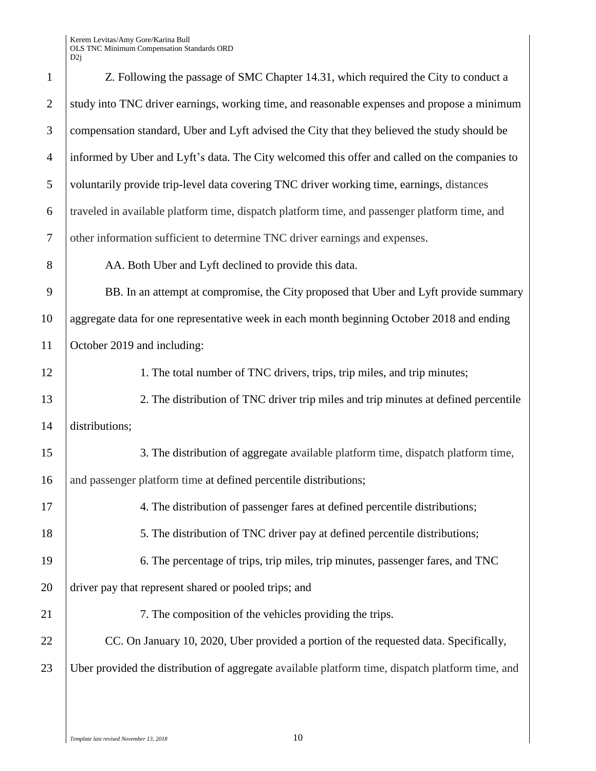Z. Following the passage of SMC Chapter 14.31, which required the City to conduct a study into TNC driver earnings, working time, and reasonable expenses and propose a minimum compensation standard, Uber and Lyft advised the City that they believed the study should be informed by Uber and Lyft's data. The City welcomed this offer and called on the companies to voluntarily provide trip-level data covering TNC driver working time, earnings, distances traveled in available platform time, dispatch platform time, and passenger platform time, and other information sufficient to determine TNC driver earnings and expenses.

AA. Both Uber and Lyft declined to provide this data.

BB. In an attempt at compromise, the City proposed that Uber and Lyft provide summary aggregate data for one representative week in each month beginning October 2018 and ending October 2019 and including:

1. The total number of TNC drivers, trips, trip miles, and trip minutes;

2. The distribution of TNC driver trip miles and trip minutes at defined percentile distributions;

3. The distribution of aggregate available platform time, dispatch platform time, and passenger platform time at defined percentile distributions;

4. The distribution of passenger fares at defined percentile distributions;

5. The distribution of TNC driver pay at defined percentile distributions;

6. The percentage of trips, trip miles, trip minutes, passenger fares, and TNC driver pay that represent shared or pooled trips; and

7. The composition of the vehicles providing the trips.

CC. On January 10, 2020, Uber provided a portion of the requested data. Specifically, Uber provided the distribution of aggregate available platform time, dispatch platform time, and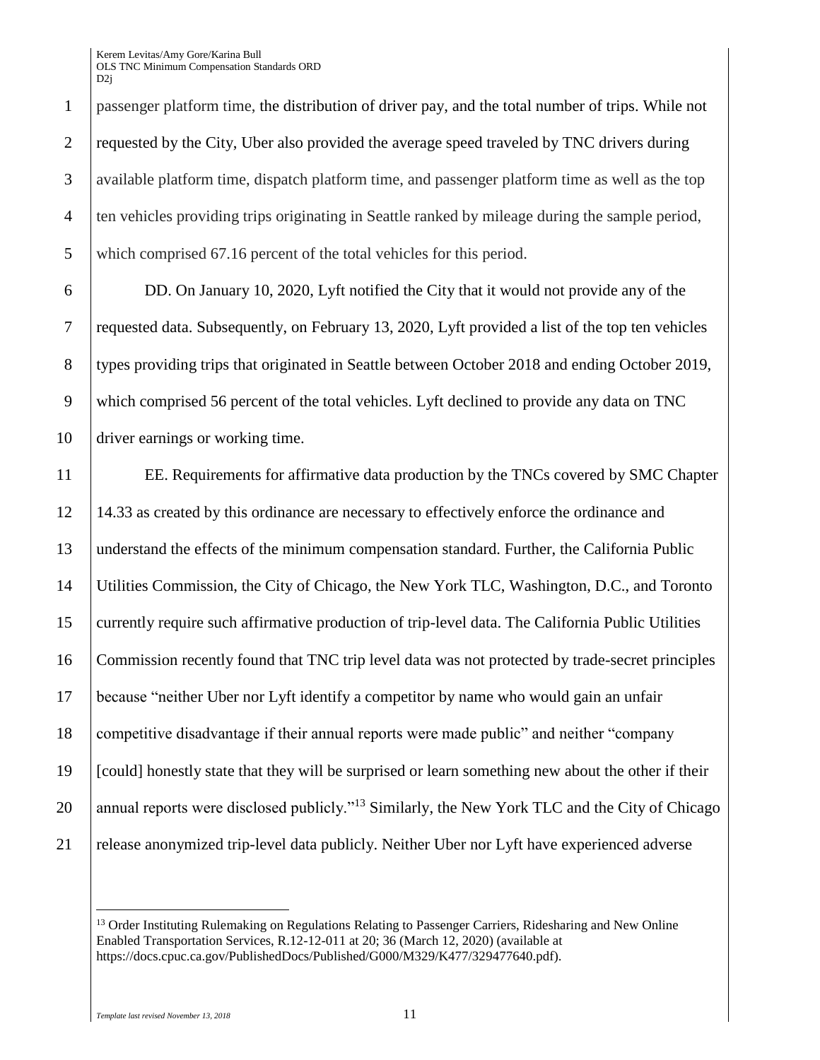passenger platform time, the distribution of driver pay, and the total number of trips. While not requested by the City, Uber also provided the average speed traveled by TNC drivers during available platform time, dispatch platform time, and passenger platform time as well as the top ten vehicles providing trips originating in Seattle ranked by mileage during the sample period, which comprised 67.16 percent of the total vehicles for this period.

DD. On January 10, 2020, Lyft notified the City that it would not provide any of the requested data. Subsequently, on February 13, 2020, Lyft provided a list of the top ten vehicles types providing trips that originated in Seattle between October 2018 and ending October 2019, which comprised 56 percent of the total vehicles. Lyft declined to provide any data on TNC driver earnings or working time.

EE. Requirements for affirmative data production by the TNCs covered by SMC Chapter 14.33 as created by this ordinance are necessary to effectively enforce the ordinance and understand the effects of the minimum compensation standard. Further, the California Public Utilities Commission, the City of Chicago, the New York TLC, Washington, D.C., and Toronto currently require such affirmative production of trip-level data. The California Public Utilities Commission recently found that TNC trip level data was not protected by trade-secret principles because "neither Uber nor Lyft identify a competitor by name who would gain an unfair competitive disadvantage if their annual reports were made public" and neither "company [could] honestly state that they will be surprised or learn something new about the other if their annual reports were disclosed publicly."[13] Similarly, the New York TLC and the City of Chicago release anonymized trip-level data publicly. Neither Uber nor Lyft have experienced adverse

[13] Order Instituting Rulemaking on Regulations Relating to Passenger Carriers, Ridesharing and New Online Enabled Transportation Services, R.12-12-011 at 20; 36 (March 12, 2020) (available at https://docs.cpuc.ca.gov/PublishedDocs/Published/G000/M329/K477/329477640.pdf).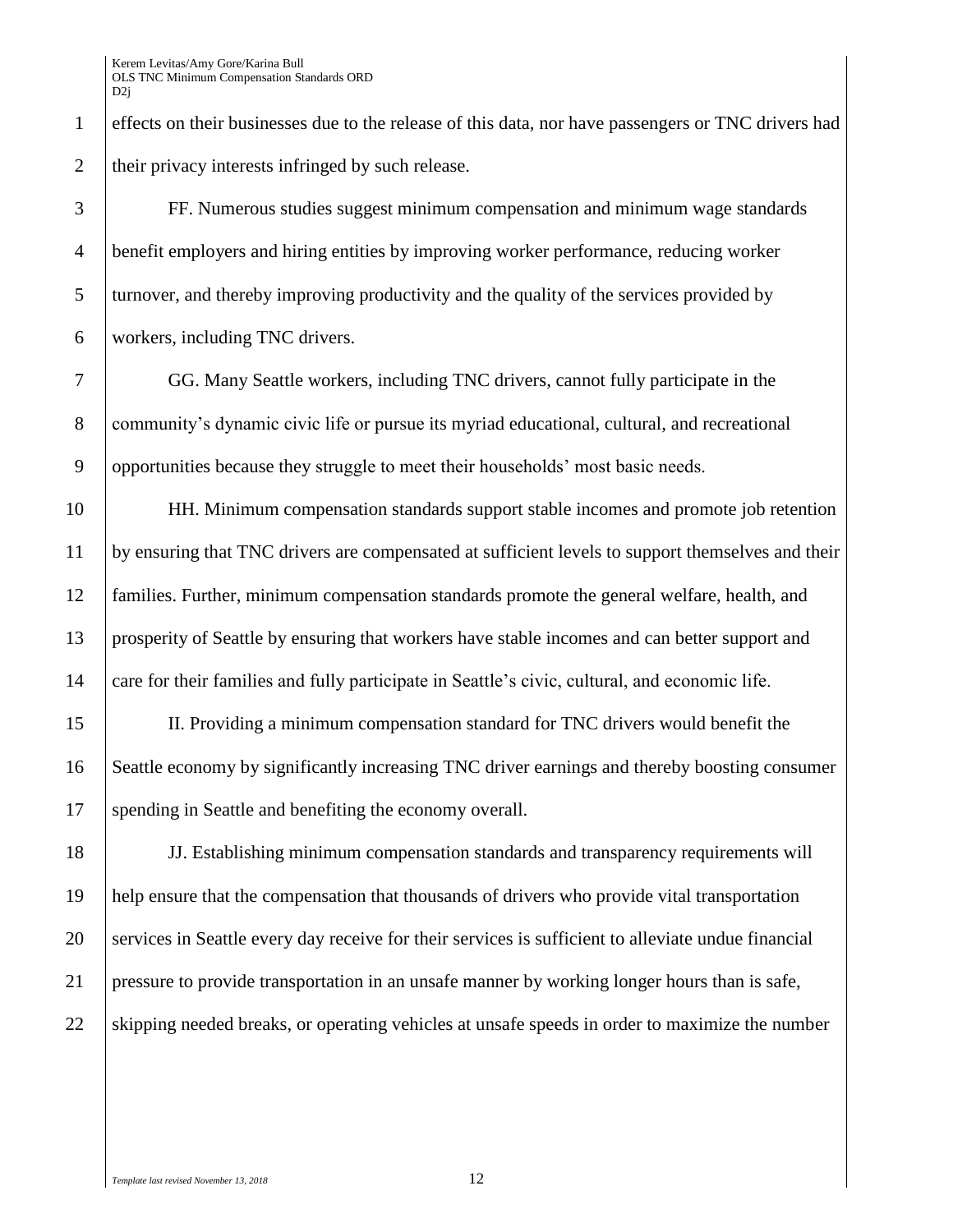effects on their businesses due to the release of this data, nor have passengers or TNC drivers had their privacy interests infringed by such release.

FF. Numerous studies suggest minimum compensation and minimum wage standards benefit employers and hiring entities by improving worker performance, reducing worker turnover, and thereby improving productivity and the quality of the services provided by workers, including TNC drivers.

GG. Many Seattle workers, including TNC drivers, cannot fully participate in the community's dynamic civic life or pursue its myriad educational, cultural, and recreational opportunities because they struggle to meet their households' most basic needs.

HH. Minimum compensation standards support stable incomes and promote job retention by ensuring that TNC drivers are compensated at sufficient levels to support themselves and their families. Further, minimum compensation standards promote the general welfare, health, and prosperity of Seattle by ensuring that workers have stable incomes and can better support and care for their families and fully participate in Seattle's civic, cultural, and economic life.

II. Providing a minimum compensation standard for TNC drivers would benefit the Seattle economy by significantly increasing TNC driver earnings and thereby boosting consumer spending in Seattle and benefiting the economy overall.

JJ. Establishing minimum compensation standards and transparency requirements will help ensure that the compensation that thousands of drivers who provide vital transportation services in Seattle every day receive for their services is sufficient to alleviate undue financial pressure to provide transportation in an unsafe manner by working longer hours than is safe, skipping needed breaks, or operating vehicles at unsafe speeds in order to maximize the number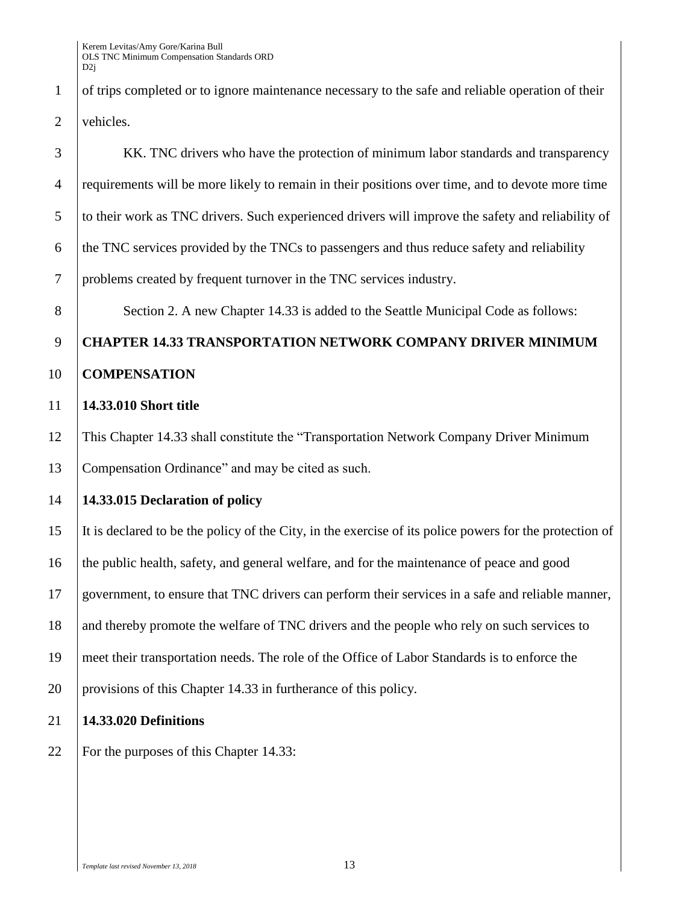of trips completed or to ignore maintenance necessary to the safe and reliable operation of their vehicles.

KK. TNC drivers who have the protection of minimum labor standards and transparency requirements will be more likely to remain in their positions over time, and to devote more time to their work as TNC drivers. Such experienced drivers will improve the safety and reliability of the TNC services provided by the TNCs to passengers and thus reduce safety and reliability problems created by frequent turnover in the TNC services industry.

Section 2. A new Chapter 14.33 is added to the Seattle Municipal Code as follows:

**CHAPTER 14.33 TRANSPORTATION NETWORK COMPANY DRIVER MINIMUM COMPENSATION**

**14.33.010 Short title**

This Chapter 14.33 shall constitute the "Transportation Network Company Driver Minimum Compensation Ordinance" and may be cited as such.

**14.33.015 Declaration of policy**

It is declared to be the policy of the City, in the exercise of its police powers for the protection of the public health, safety, and general welfare, and for the maintenance of peace and good government, to ensure that TNC drivers can perform their services in a safe and reliable manner, and thereby promote the welfare of TNC drivers and the people who rely on such services to meet their transportation needs. The role of the Office of Labor Standards is to enforce the provisions of this Chapter 14.33 in furtherance of this policy.

**14.33.020 Definitions**

For the purposes of this Chapter 14.33: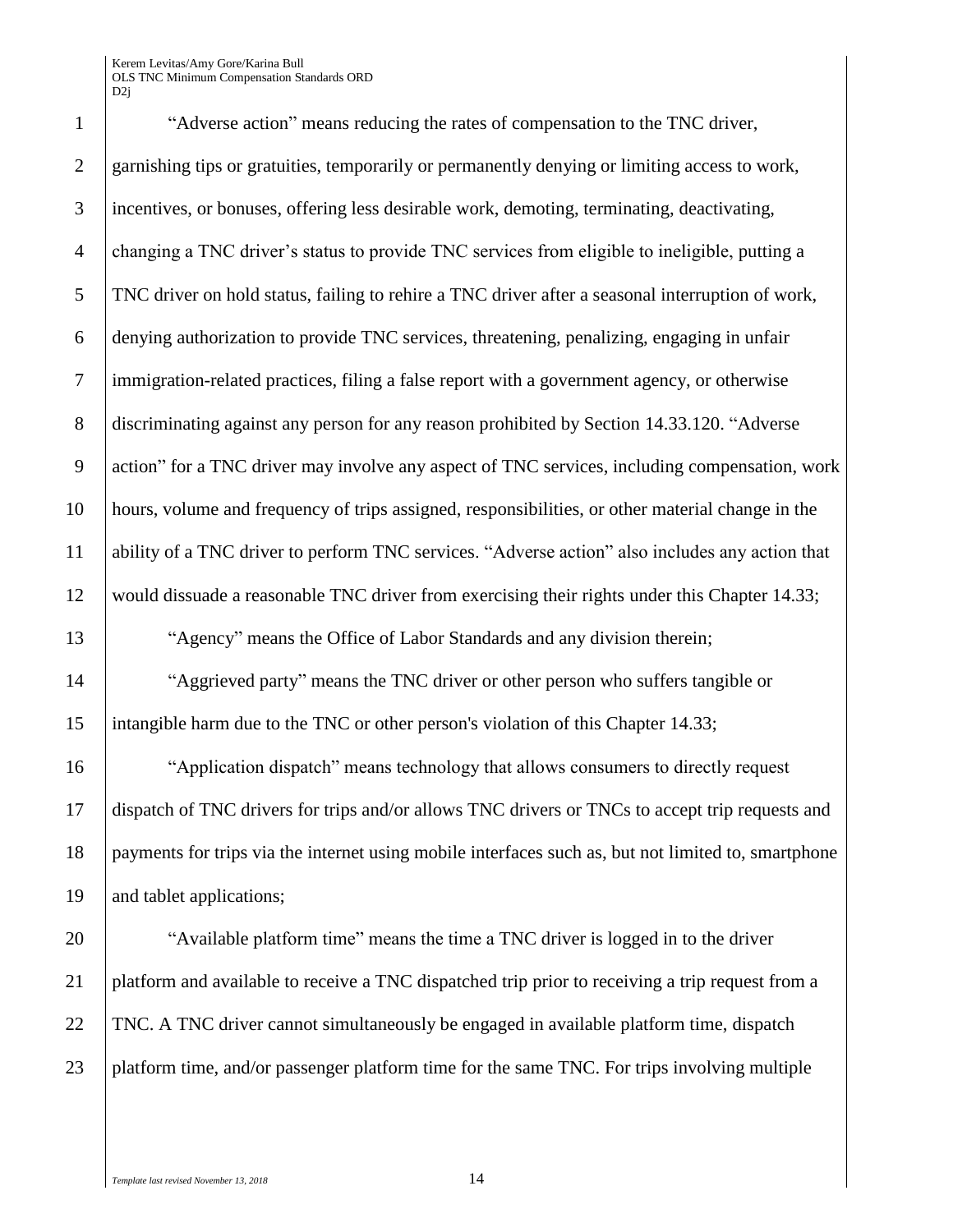"Adverse action" means reducing the rates of compensation to the TNC driver, garnishing tips or gratuities, temporarily or permanently denying or limiting access to work, incentives, or bonuses, offering less desirable work, demoting, terminating, deactivating, changing a TNC driver's status to provide TNC services from eligible to ineligible, putting a TNC driver on hold status, failing to rehire a TNC driver after a seasonal interruption of work, denying authorization to provide TNC services, threatening, penalizing, engaging in unfair immigration-related practices, filing a false report with a government agency, or otherwise discriminating against any person for any reason prohibited by Section 14.33.120. "Adverse action" for a TNC driver may involve any aspect of TNC services, including compensation, work hours, volume and frequency of trips assigned, responsibilities, or other material change in the ability of a TNC driver to perform TNC services. "Adverse action" also includes any action that would dissuade a reasonable TNC driver from exercising their rights under this Chapter 14.33;

"Agency" means the Office of Labor Standards and any division therein;

"Aggrieved party" means the TNC driver or other person who suffers tangible or intangible harm due to the TNC or other person's violation of this Chapter 14.33;

"Application dispatch" means technology that allows consumers to directly request dispatch of TNC drivers for trips and/or allows TNC drivers or TNCs to accept trip requests and payments for trips via the internet using mobile interfaces such as, but not limited to, smartphone and tablet applications;

"Available platform time" means the time a TNC driver is logged in to the driver platform and available to receive a TNC dispatched trip prior to receiving a trip request from a TNC. A TNC driver cannot simultaneously be engaged in available platform time, dispatch platform time, and/or passenger platform time for the same TNC. For trips involving multiple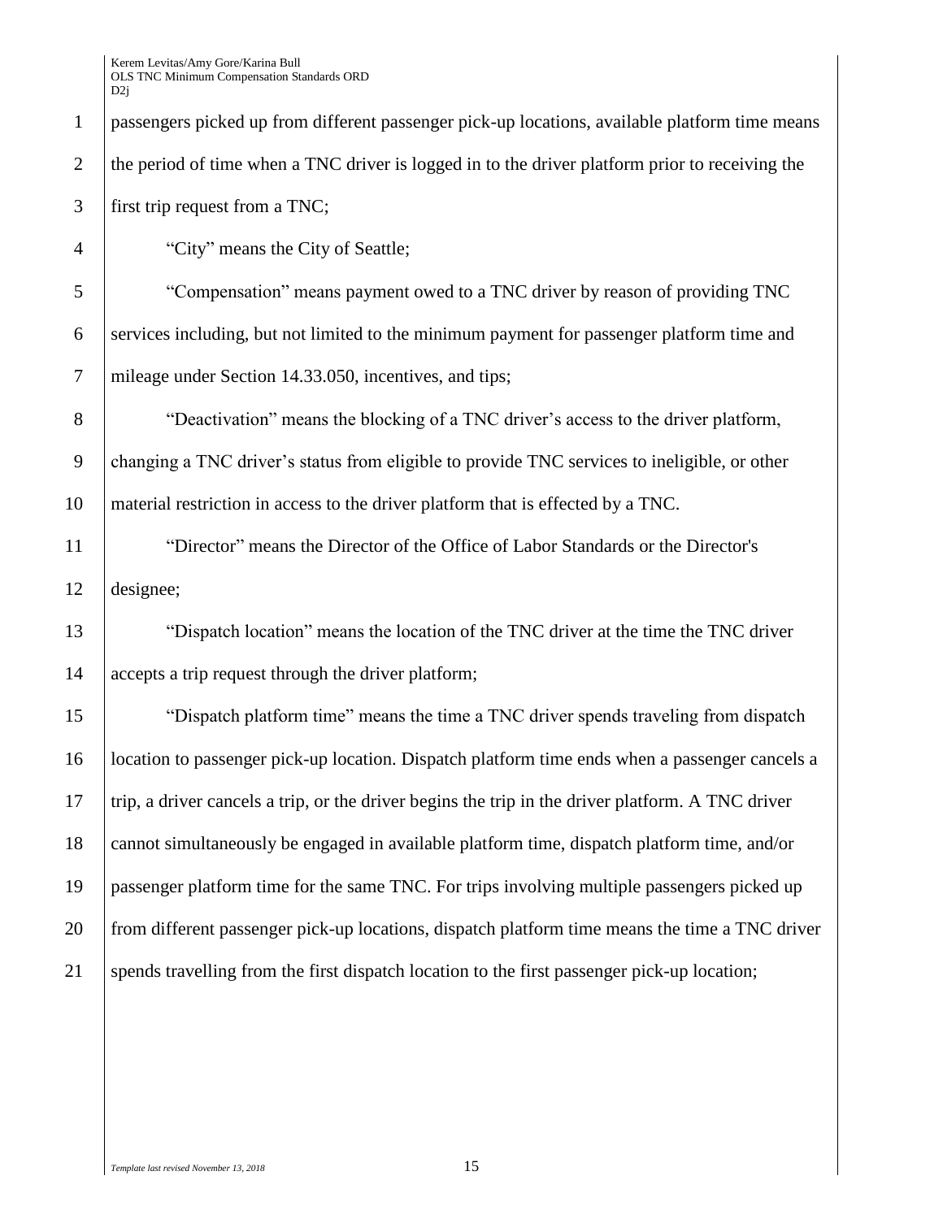passengers picked up from different passenger pick-up locations, available platform time means the period of time when a TNC driver is logged in to the driver platform prior to receiving the first trip request from a TNC;

"City" means the City of Seattle;

"Compensation" means payment owed to a TNC driver by reason of providing TNC services including, but not limited to the minimum payment for passenger platform time and mileage under Section 14.33.050, incentives, and tips;

"Deactivation" means the blocking of a TNC driver's access to the driver platform, changing a TNC driver's status from eligible to provide TNC services to ineligible, or other material restriction in access to the driver platform that is effected by a TNC.

"Director" means the Director of the Office of Labor Standards or the Director's designee;

"Dispatch location" means the location of the TNC driver at the time the TNC driver accepts a trip request through the driver platform;

"Dispatch platform time" means the time a TNC driver spends traveling from dispatch location to passenger pick-up location. Dispatch platform time ends when a passenger cancels a trip, a driver cancels a trip, or the driver begins the trip in the driver platform. A TNC driver cannot simultaneously be engaged in available platform time, dispatch platform time, and/or passenger platform time for the same TNC. For trips involving multiple passengers picked up from different passenger pick-up locations, dispatch platform time means the time a TNC driver spends travelling from the first dispatch location to the first passenger pick-up location;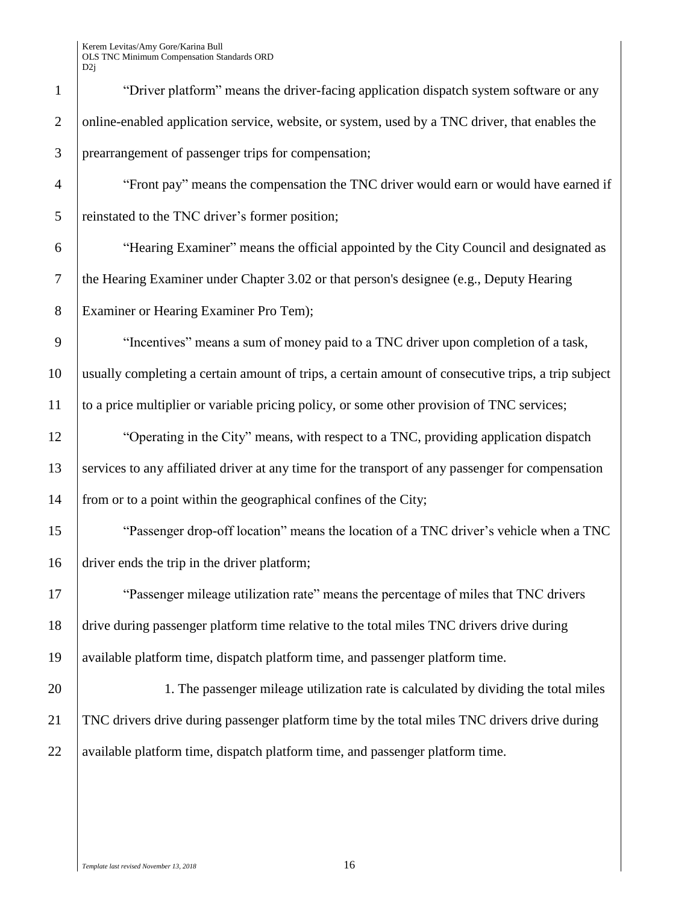"Driver platform" means the driver-facing application dispatch system software or any online-enabled application service, website, or system, used by a TNC driver, that enables the prearrangement of passenger trips for compensation;

"Front pay" means the compensation the TNC driver would earn or would have earned if reinstated to the TNC driver's former position;

"Hearing Examiner" means the official appointed by the City Council and designated as the Hearing Examiner under Chapter 3.02 or that person's designee (e.g., Deputy Hearing Examiner or Hearing Examiner Pro Tem);

"Incentives" means a sum of money paid to a TNC driver upon completion of a task, usually completing a certain amount of trips, a certain amount of consecutive trips, a trip subject to a price multiplier or variable pricing policy, or some other provision of TNC services;

"Operating in the City" means, with respect to a TNC, providing application dispatch services to any affiliated driver at any time for the transport of any passenger for compensation from or to a point within the geographical confines of the City;

"Passenger drop-off location" means the location of a TNC driver's vehicle when a TNC driver ends the trip in the driver platform;

"Passenger mileage utilization rate" means the percentage of miles that TNC drivers drive during passenger platform time relative to the total miles TNC drivers drive during available platform time, dispatch platform time, and passenger platform time.

1. The passenger mileage utilization rate is calculated by dividing the total miles TNC drivers drive during passenger platform time by the total miles TNC drivers drive during available platform time, dispatch platform time, and passenger platform time.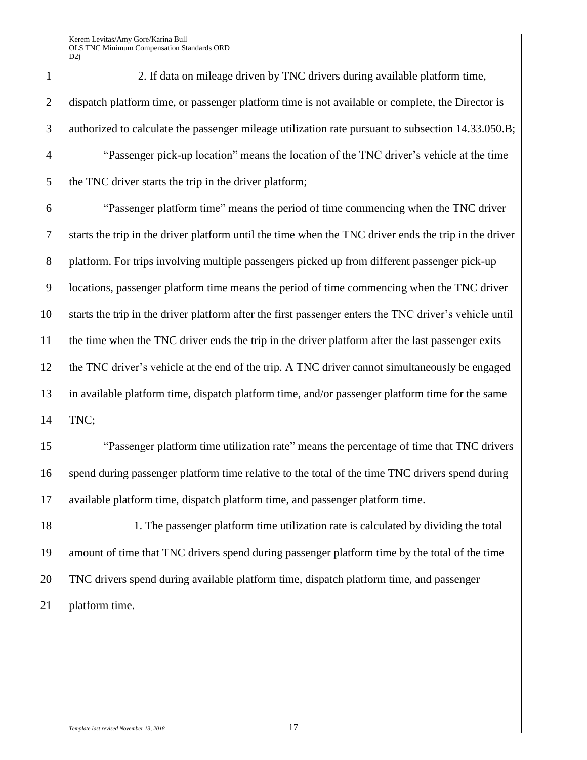2. If data on mileage driven by TNC drivers during available platform time, dispatch platform time, or passenger platform time is not available or complete, the Director is authorized to calculate the passenger mileage utilization rate pursuant to subsection 14.33.050.B;

"Passenger pick-up location" means the location of the TNC driver's vehicle at the time the TNC driver starts the trip in the driver platform;

"Passenger platform time" means the period of time commencing when the TNC driver starts the trip in the driver platform until the time when the TNC driver ends the trip in the driver platform. For trips involving multiple passengers picked up from different passenger pick-up locations, passenger platform time means the period of time commencing when the TNC driver starts the trip in the driver platform after the first passenger enters the TNC driver's vehicle until the time when the TNC driver ends the trip in the driver platform after the last passenger exits the TNC driver's vehicle at the end of the trip. A TNC driver cannot simultaneously be engaged in available platform time, dispatch platform time, and/or passenger platform time for the same TNC;

"Passenger platform time utilization rate" means the percentage of time that TNC drivers spend during passenger platform time relative to the total of the time TNC drivers spend during available platform time, dispatch platform time, and passenger platform time.

1. The passenger platform time utilization rate is calculated by dividing the total amount of time that TNC drivers spend during passenger platform time by the total of the time TNC drivers spend during available platform time, dispatch platform time, and passenger platform time.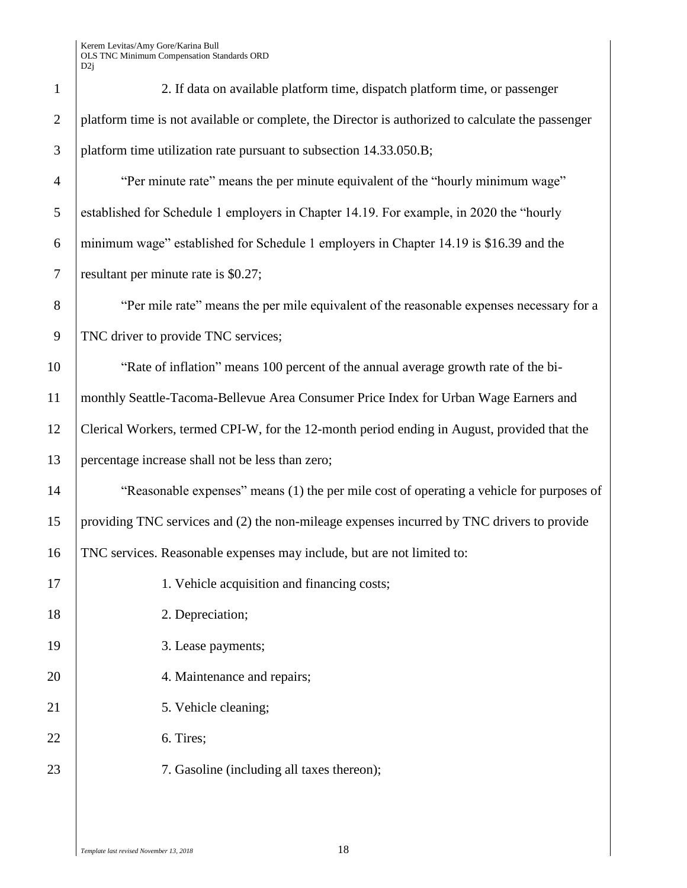2. If data on available platform time, dispatch platform time, or passenger platform time is not available or complete, the Director is authorized to calculate the passenger platform time utilization rate pursuant to subsection 14.33.050.B;

"Per minute rate" means the per minute equivalent of the "hourly minimum wage" established for Schedule 1 employers in Chapter 14.19. For example, in 2020 the "hourly minimum wage" established for Schedule 1 employers in Chapter 14.19 is $16.39 and the resultant per minute rate is $0.27;

"Per mile rate" means the per mile equivalent of the reasonable expenses necessary for a TNC driver to provide TNC services;

"Rate of inflation" means 100 percent of the annual average growth rate of the bi-monthly Seattle-Tacoma-Bellevue Area Consumer Price Index for Urban Wage Earners and Clerical Workers, termed CPI-W, for the 12-month period ending in August, provided that the percentage increase shall not be less than zero;

"Reasonable expenses" means (1) the per mile cost of operating a vehicle for purposes of providing TNC services and (2) the non-mileage expenses incurred by TNC drivers to provide TNC services. Reasonable expenses may include, but are not limited to:

1. Vehicle acquisition and financing costs;

2. Depreciation;

3. Lease payments;

4. Maintenance and repairs;

5. Vehicle cleaning;

6. Tires;

7. Gasoline (including all taxes thereon);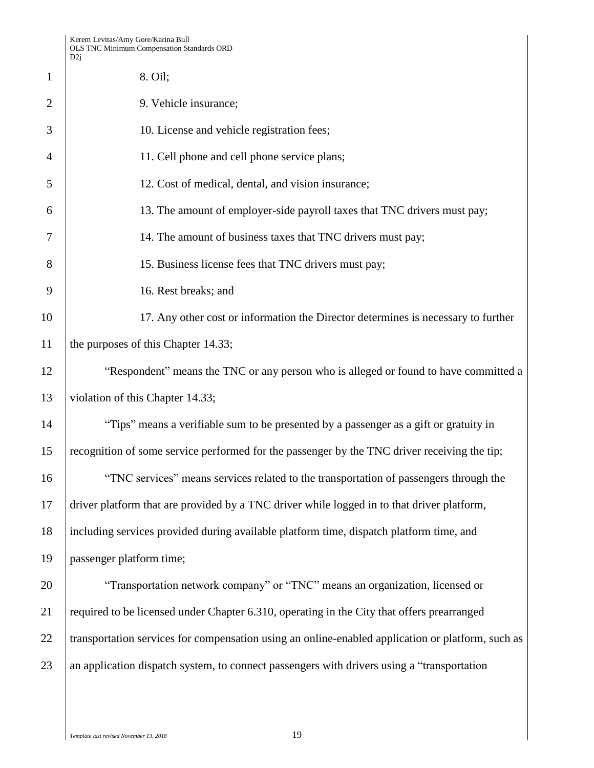8. Oil;

9. Vehicle insurance;

10. License and vehicle registration fees;

11. Cell phone and cell phone service plans;

12. Cost of medical, dental, and vision insurance;

13. The amount of employer-side payroll taxes that TNC drivers must pay;

14. The amount of business taxes that TNC drivers must pay;

15. Business license fees that TNC drivers must pay;

16. Rest breaks; and

17. Any other cost or information the Director determines is necessary to further the purposes of this Chapter 14.33;

"Respondent" means the TNC or any person who is alleged or found to have committed a violation of this Chapter 14.33;

"Tips" means a verifiable sum to be presented by a passenger as a gift or gratuity in recognition of some service performed for the passenger by the TNC driver receiving the tip;

"TNC services" means services related to the transportation of passengers through the driver platform that are provided by a TNC driver while logged in to that driver platform, including services provided during available platform time, dispatch platform time, and passenger platform time;

"Transportation network company" or "TNC" means an organization, licensed or required to be licensed under Chapter 6.310, operating in the City that offers prearranged transportation services for compensation using an online-enabled application or platform, such as an application dispatch system, to connect passengers with drivers using a "transportation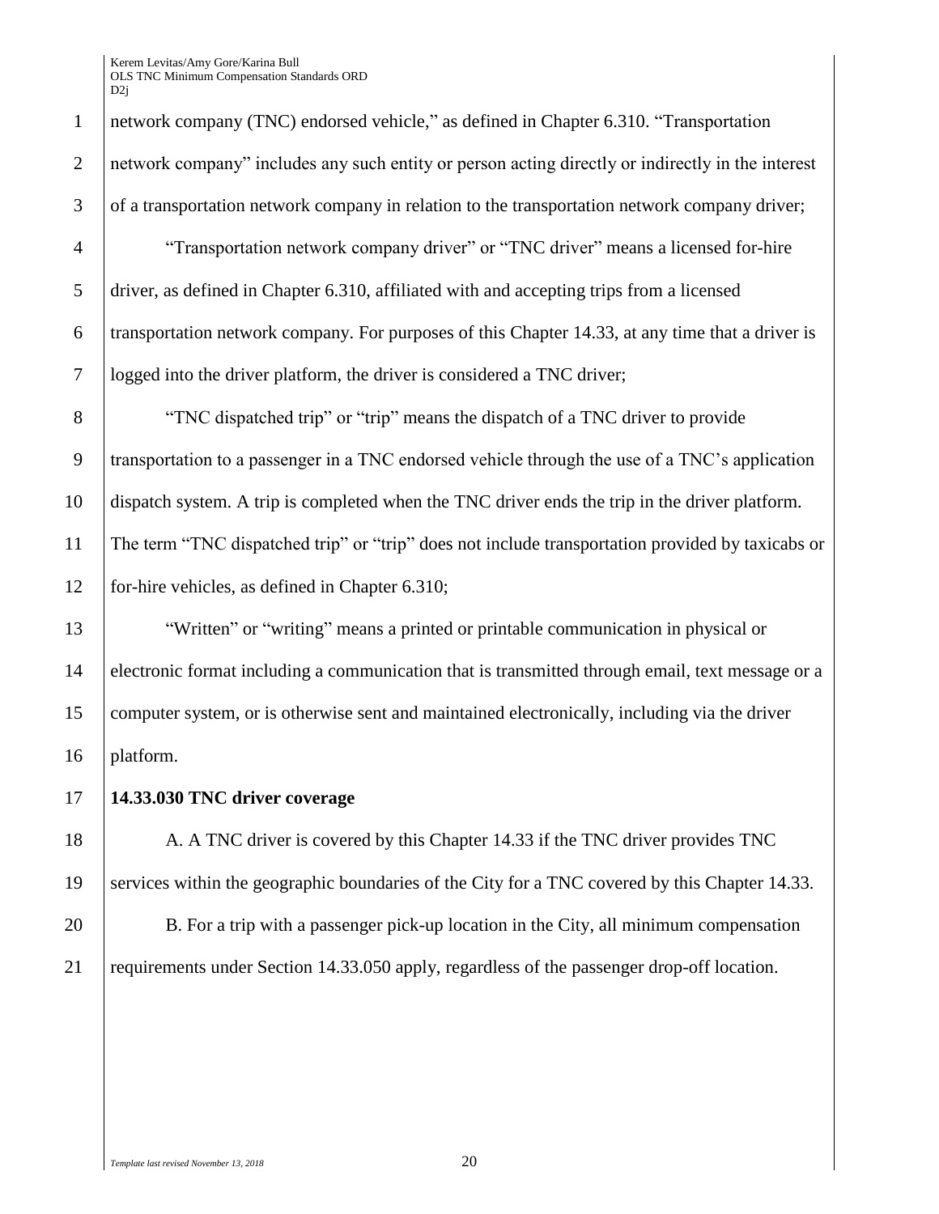network company (TNC) endorsed vehicle," as defined in Chapter 6.310. "Transportation network company" includes any such entity or person acting directly or indirectly in the interest of a transportation network company in relation to the transportation network company driver;

"Transportation network company driver" or "TNC driver" means a licensed for-hire driver, as defined in Chapter 6.310, affiliated with and accepting trips from a licensed transportation network company. For purposes of this Chapter 14.33, at any time that a driver is logged into the driver platform, the driver is considered a TNC driver;

"TNC dispatched trip" or "trip" means the dispatch of a TNC driver to provide transportation to a passenger in a TNC endorsed vehicle through the use of a TNC's application dispatch system. A trip is completed when the TNC driver ends the trip in the driver platform. The term "TNC dispatched trip" or "trip" does not include transportation provided by taxicabs or for-hire vehicles, as defined in Chapter 6.310;

"Written" or "writing" means a printed or printable communication in physical or electronic format including a communication that is transmitted through email, text message or a computer system, or is otherwise sent and maintained electronically, including via the driver platform.

**14.33.030 TNC driver coverage**

A. A TNC driver is covered by this Chapter 14.33 if the TNC driver provides TNC services within the geographic boundaries of the City for a TNC covered by this Chapter 14.33.

B. For a trip with a passenger pick-up location in the City, all minimum compensation requirements under Section 14.33.050 apply, regardless of the passenger drop-off location.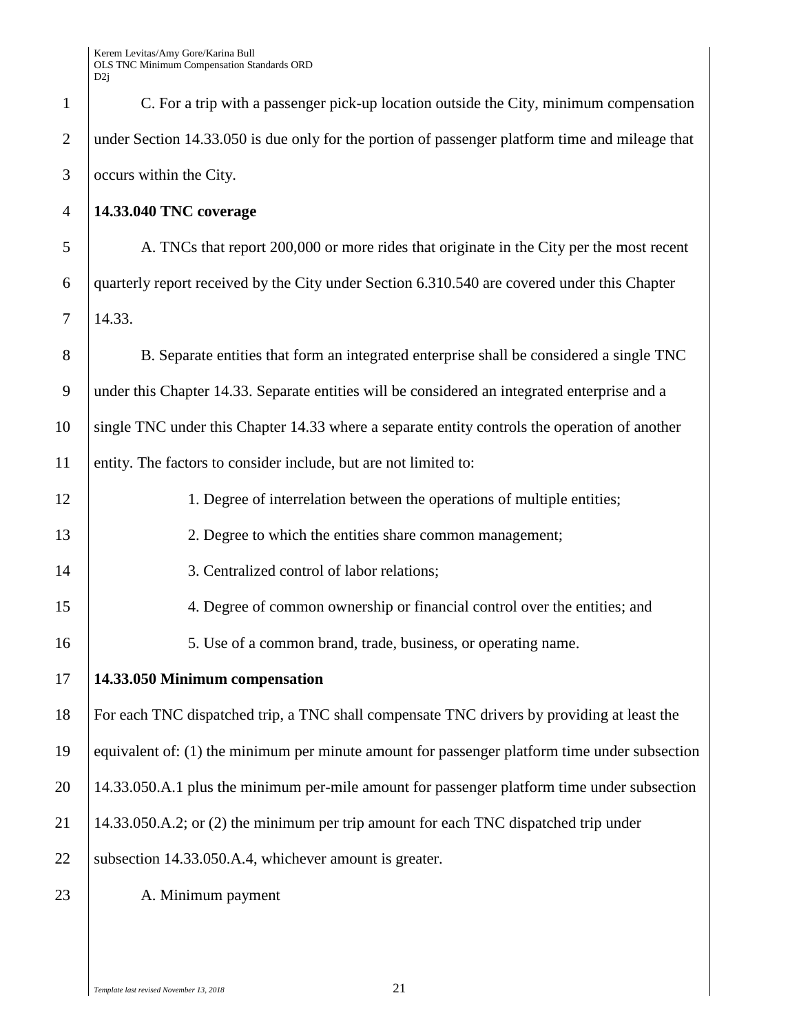C. For a trip with a passenger pick-up location outside the City, minimum compensation under Section 14.33.050 is due only for the portion of passenger platform time and mileage that occurs within the City.

**14.33.040 TNC coverage**

A. TNCs that report 200,000 or more rides that originate in the City per the most recent quarterly report received by the City under Section 6.310.540 are covered under this Chapter 14.33.

B. Separate entities that form an integrated enterprise shall be considered a single TNC under this Chapter 14.33. Separate entities will be considered an integrated enterprise and a single TNC under this Chapter 14.33 where a separate entity controls the operation of another entity. The factors to consider include, but are not limited to:

1. Degree of interrelation between the operations of multiple entities;

2. Degree to which the entities share common management;

3. Centralized control of labor relations;

4. Degree of common ownership or financial control over the entities; and

5. Use of a common brand, trade, business, or operating name.

**14.33.050 Minimum compensation**

For each TNC dispatched trip, a TNC shall compensate TNC drivers by providing at least the equivalent of: (1) the minimum per minute amount for passenger platform time under subsection 14.33.050.A.1 plus the minimum per-mile amount for passenger platform time under subsection 14.33.050.A.2; or (2) the minimum per trip amount for each TNC dispatched trip under subsection 14.33.050.A.4, whichever amount is greater.

A. Minimum payment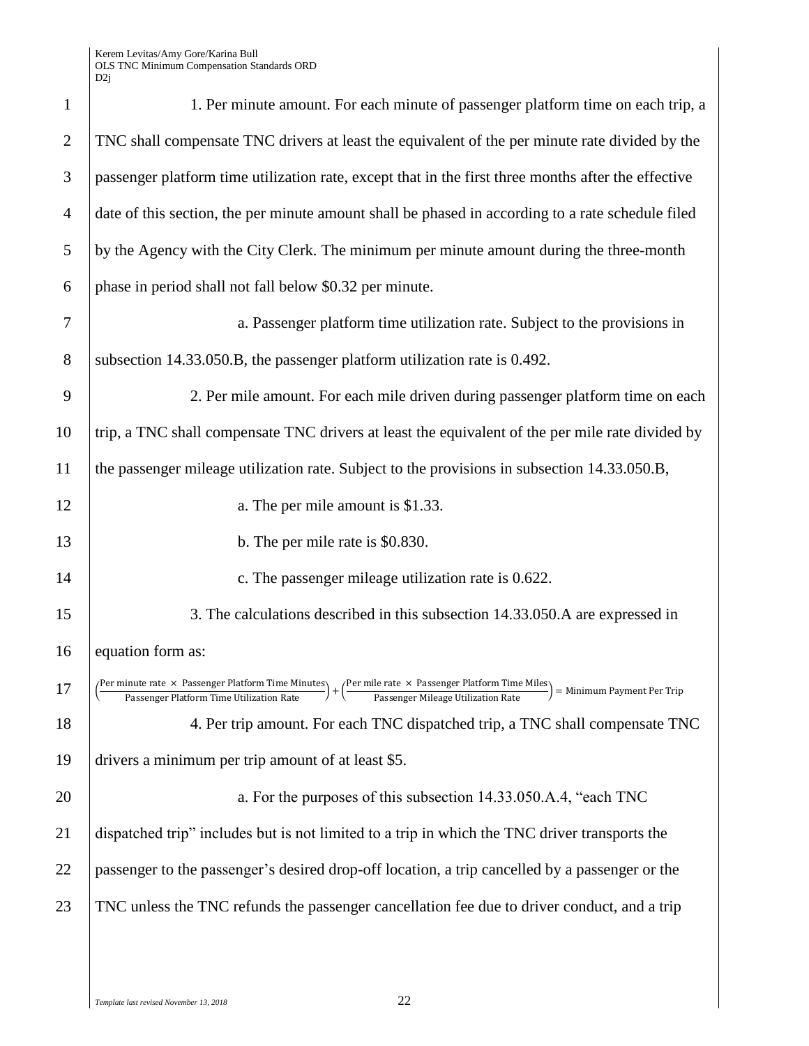1. Per minute amount. For each minute of passenger platform time on each trip, a TNC shall compensate TNC drivers at least the equivalent of the per minute rate divided by the passenger platform time utilization rate, except that in the first three months after the effective date of this section, the per minute amount shall be phased in according to a rate schedule filed by the Agency with the City Clerk. The minimum per minute amount during the three-month phase in period shall not fall below $0.32 per minute.

a. Passenger platform time utilization rate. Subject to the provisions in subsection 14.33.050.B, the passenger platform utilization rate is 0.492.

2. Per mile amount. For each mile driven during passenger platform time on each trip, a TNC shall compensate TNC drivers at least the equivalent of the per mile rate divided by the passenger mileage utilization rate. Subject to the provisions in subsection 14.33.050.B,

a. The per mile amount is $1.33.

b. The per mile rate is $0.830.

c. The passenger mileage utilization rate is 0.622.

3. The calculations described in this subsection 14.33.050.A are expressed in equation form as:

$$\left(\frac{\text{Per minute rate} \times \text{Passenger Platform Time Minutes}}{\text{Passenger Platform Time Utilization Rate}}\right) + \left(\frac{\text{Per mile rate} \times \text{Passenger Platform Time Miles}}{\text{Passenger Mileage Utilization Rate}}\right) = \text{Minimum Payment Per Trip}$$

4. Per trip amount. For each TNC dispatched trip, a TNC shall compensate TNC drivers a minimum per trip amount of at least $5.

a. For the purposes of this subsection 14.33.050.A.4, "each TNC dispatched trip" includes but is not limited to a trip in which the TNC driver transports the passenger to the passenger's desired drop-off location, a trip cancelled by a passenger or the TNC unless the TNC refunds the passenger cancellation fee due to driver conduct, and a trip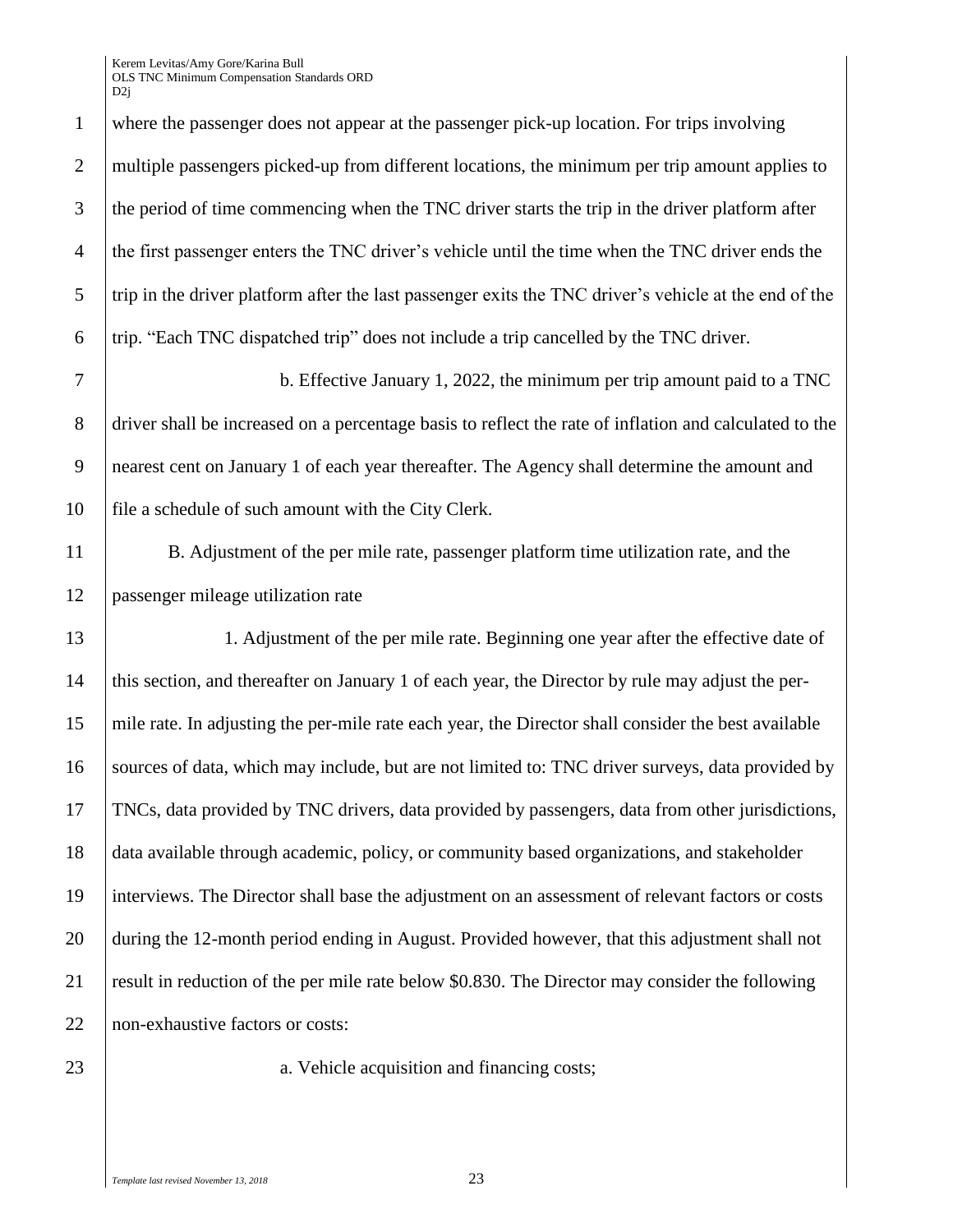where the passenger does not appear at the passenger pick-up location. For trips involving multiple passengers picked-up from different locations, the minimum per trip amount applies to the period of time commencing when the TNC driver starts the trip in the driver platform after the first passenger enters the TNC driver's vehicle until the time when the TNC driver ends the trip in the driver platform after the last passenger exits the TNC driver's vehicle at the end of the trip. "Each TNC dispatched trip" does not include a trip cancelled by the TNC driver.

b. Effective January 1, 2022, the minimum per trip amount paid to a TNC driver shall be increased on a percentage basis to reflect the rate of inflation and calculated to the nearest cent on January 1 of each year thereafter. The Agency shall determine the amount and file a schedule of such amount with the City Clerk.

B. Adjustment of the per mile rate, passenger platform time utilization rate, and the passenger mileage utilization rate

1. Adjustment of the per mile rate. Beginning one year after the effective date of this section, and thereafter on January 1 of each year, the Director by rule may adjust the per-mile rate. In adjusting the per-mile rate each year, the Director shall consider the best available sources of data, which may include, but are not limited to: TNC driver surveys, data provided by TNCs, data provided by TNC drivers, data provided by passengers, data from other jurisdictions, data available through academic, policy, or community based organizations, and stakeholder interviews. The Director shall base the adjustment on an assessment of relevant factors or costs during the 12-month period ending in August. Provided however, that this adjustment shall not result in reduction of the per mile rate below $0.830. The Director may consider the following non-exhaustive factors or costs:

a. Vehicle acquisition and financing costs;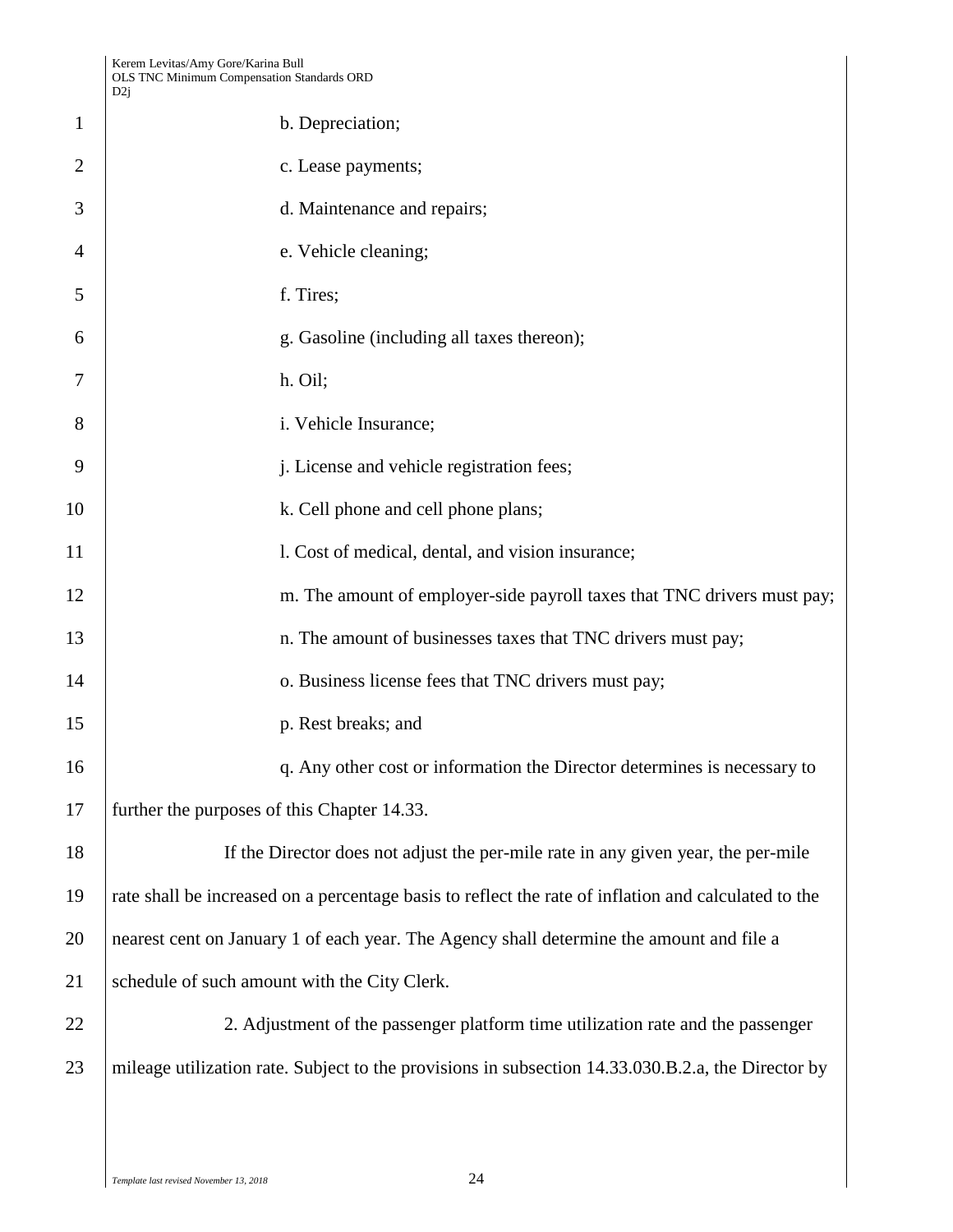b. Depreciation;

c. Lease payments;

d. Maintenance and repairs;

e. Vehicle cleaning;

f. Tires;

g. Gasoline (including all taxes thereon);

h. Oil;

i. Vehicle Insurance;

j. License and vehicle registration fees;

k. Cell phone and cell phone plans;

l. Cost of medical, dental, and vision insurance;

m. The amount of employer-side payroll taxes that TNC drivers must pay;

n. The amount of businesses taxes that TNC drivers must pay;

o. Business license fees that TNC drivers must pay;

p. Rest breaks; and

q. Any other cost or information the Director determines is necessary to further the purposes of this Chapter 14.33.

If the Director does not adjust the per-mile rate in any given year, the per-mile rate shall be increased on a percentage basis to reflect the rate of inflation and calculated to the nearest cent on January 1 of each year. The Agency shall determine the amount and file a schedule of such amount with the City Clerk.

2. Adjustment of the passenger platform time utilization rate and the passenger mileage utilization rate. Subject to the provisions in subsection 14.33.030.B.2.a, the Director by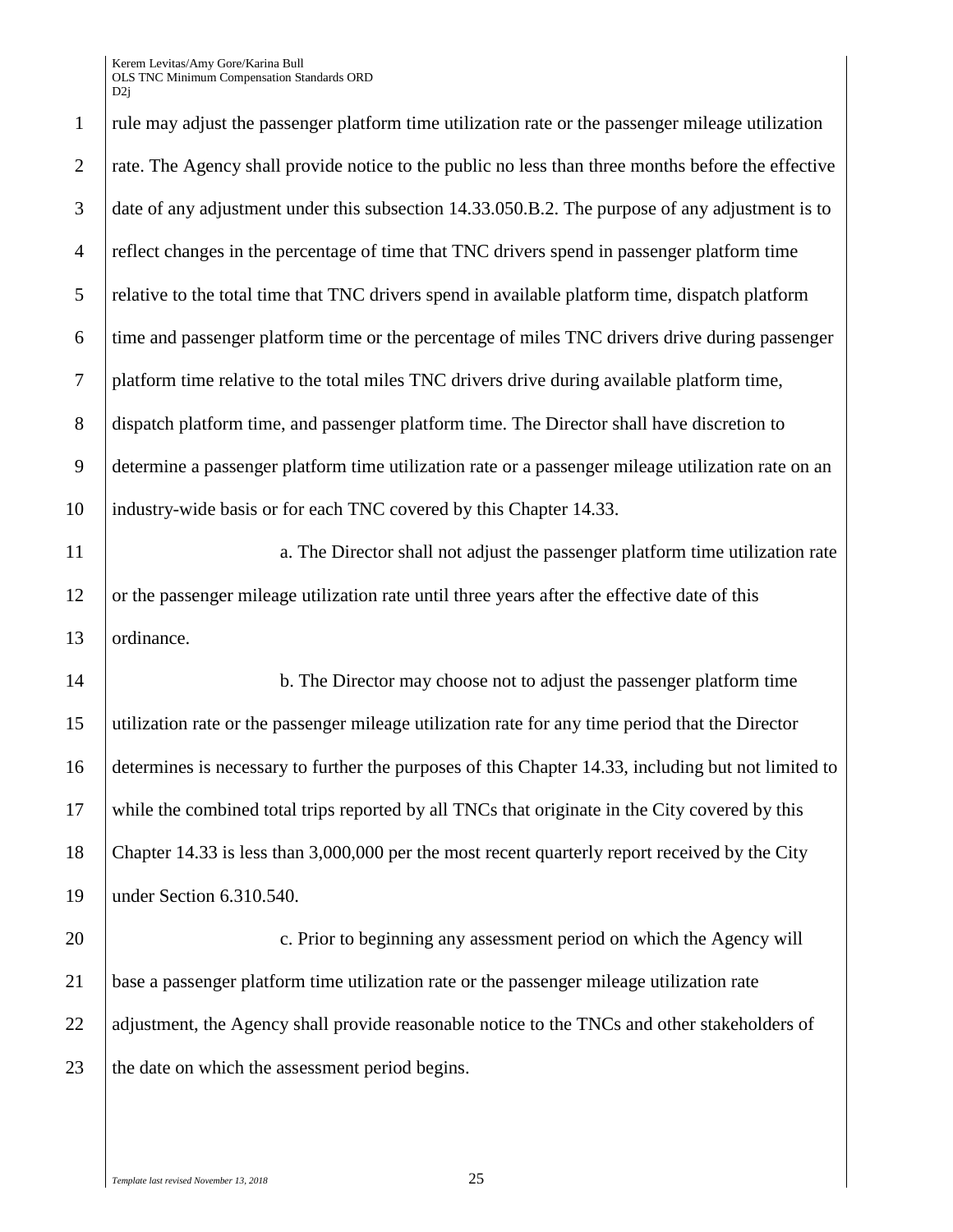rule may adjust the passenger platform time utilization rate or the passenger mileage utilization rate. The Agency shall provide notice to the public no less than three months before the effective date of any adjustment under this subsection 14.33.050.B.2. The purpose of any adjustment is to reflect changes in the percentage of time that TNC drivers spend in passenger platform time relative to the total time that TNC drivers spend in available platform time, dispatch platform time and passenger platform time or the percentage of miles TNC drivers drive during passenger platform time relative to the total miles TNC drivers drive during available platform time, dispatch platform time, and passenger platform time. The Director shall have discretion to determine a passenger platform time utilization rate or a passenger mileage utilization rate on an industry-wide basis or for each TNC covered by this Chapter 14.33.

a. The Director shall not adjust the passenger platform time utilization rate or the passenger mileage utilization rate until three years after the effective date of this ordinance.

b. The Director may choose not to adjust the passenger platform time utilization rate or the passenger mileage utilization rate for any time period that the Director determines is necessary to further the purposes of this Chapter 14.33, including but not limited to while the combined total trips reported by all TNCs that originate in the City covered by this Chapter 14.33 is less than 3,000,000 per the most recent quarterly report received by the City under Section 6.310.540.

c. Prior to beginning any assessment period on which the Agency will base a passenger platform time utilization rate or the passenger mileage utilization rate adjustment, the Agency shall provide reasonable notice to the TNCs and other stakeholders of the date on which the assessment period begins.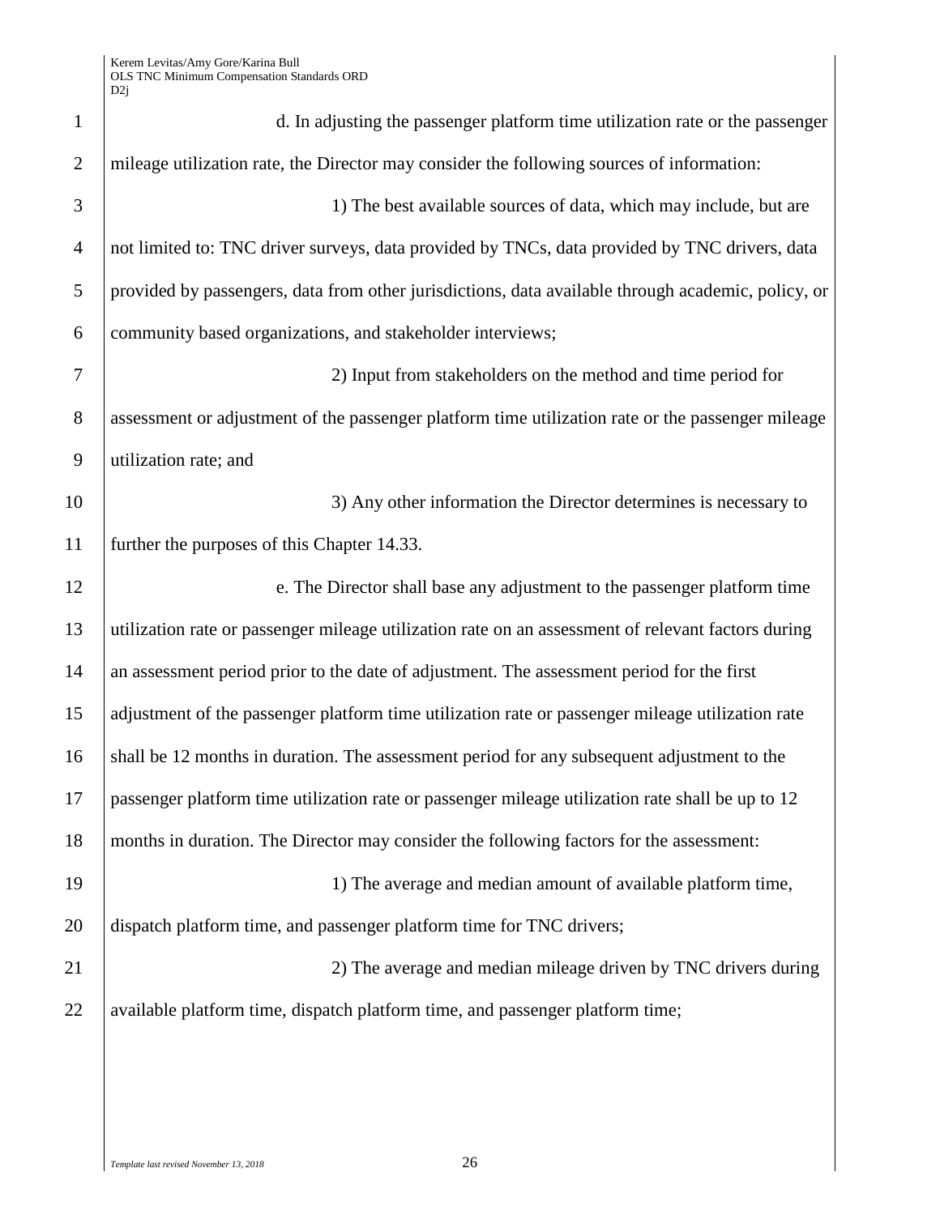d. In adjusting the passenger platform time utilization rate or the passenger mileage utilization rate, the Director may consider the following sources of information:

1) The best available sources of data, which may include, but are not limited to: TNC driver surveys, data provided by TNCs, data provided by TNC drivers, data provided by passengers, data from other jurisdictions, data available through academic, policy, or community based organizations, and stakeholder interviews;

2) Input from stakeholders on the method and time period for assessment or adjustment of the passenger platform time utilization rate or the passenger mileage utilization rate; and

3) Any other information the Director determines is necessary to further the purposes of this Chapter 14.33.

e. The Director shall base any adjustment to the passenger platform time utilization rate or passenger mileage utilization rate on an assessment of relevant factors during an assessment period prior to the date of adjustment. The assessment period for the first adjustment of the passenger platform time utilization rate or passenger mileage utilization rate shall be 12 months in duration. The assessment period for any subsequent adjustment to the passenger platform time utilization rate or passenger mileage utilization rate shall be up to 12 months in duration. The Director may consider the following factors for the assessment:

1) The average and median amount of available platform time, dispatch platform time, and passenger platform time for TNC drivers;

2) The average and median mileage driven by TNC drivers during available platform time, dispatch platform time, and passenger platform time;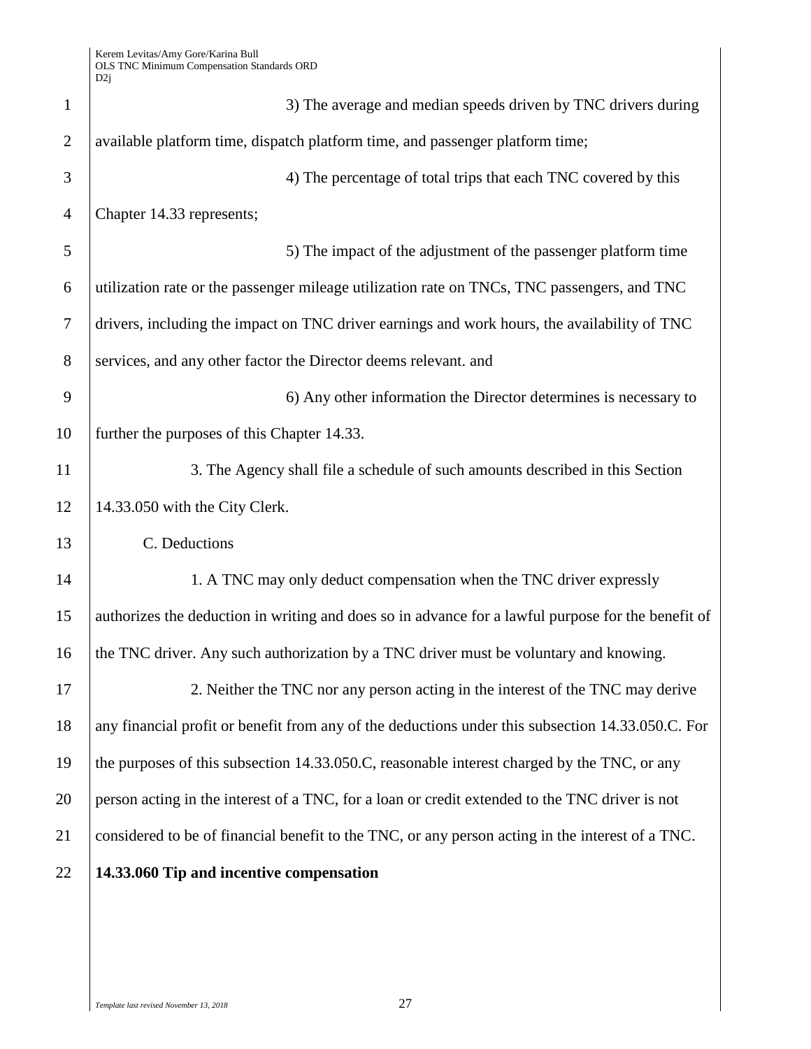3) The average and median speeds driven by TNC drivers during available platform time, dispatch platform time, and passenger platform time;

4) The percentage of total trips that each TNC covered by this Chapter 14.33 represents;

5) The impact of the adjustment of the passenger platform time utilization rate or the passenger mileage utilization rate on TNCs, TNC passengers, and TNC drivers, including the impact on TNC driver earnings and work hours, the availability of TNC services, and any other factor the Director deems relevant. and

6) Any other information the Director determines is necessary to further the purposes of this Chapter 14.33.

3. The Agency shall file a schedule of such amounts described in this Section 14.33.050 with the City Clerk.

C. Deductions

1. A TNC may only deduct compensation when the TNC driver expressly authorizes the deduction in writing and does so in advance for a lawful purpose for the benefit of the TNC driver. Any such authorization by a TNC driver must be voluntary and knowing.

2. Neither the TNC nor any person acting in the interest of the TNC may derive any financial profit or benefit from any of the deductions under this subsection 14.33.050.C. For the purposes of this subsection 14.33.050.C, reasonable interest charged by the TNC, or any person acting in the interest of a TNC, for a loan or credit extended to the TNC driver is not considered to be of financial benefit to the TNC, or any person acting in the interest of a TNC.

**14.33.060 Tip and incentive compensation**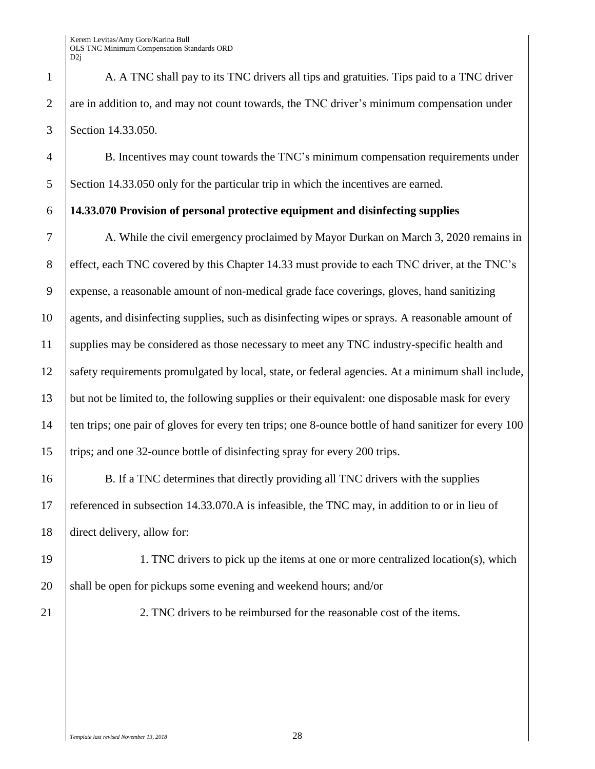A. A TNC shall pay to its TNC drivers all tips and gratuities. Tips paid to a TNC driver are in addition to, and may not count towards, the TNC driver's minimum compensation under Section 14.33.050.

B. Incentives may count towards the TNC's minimum compensation requirements under Section 14.33.050 only for the particular trip in which the incentives are earned.

**14.33.070 Provision of personal protective equipment and disinfecting supplies**

A. While the civil emergency proclaimed by Mayor Durkan on March 3, 2020 remains in effect, each TNC covered by this Chapter 14.33 must provide to each TNC driver, at the TNC's expense, a reasonable amount of non-medical grade face coverings, gloves, hand sanitizing agents, and disinfecting supplies, such as disinfecting wipes or sprays. A reasonable amount of supplies may be considered as those necessary to meet any TNC industry-specific health and safety requirements promulgated by local, state, or federal agencies. At a minimum shall include, but not be limited to, the following supplies or their equivalent: one disposable mask for every ten trips; one pair of gloves for every ten trips; one 8-ounce bottle of hand sanitizer for every 100 trips; and one 32-ounce bottle of disinfecting spray for every 200 trips.

B. If a TNC determines that directly providing all TNC drivers with the supplies referenced in subsection 14.33.070.A is infeasible, the TNC may, in addition to or in lieu of direct delivery, allow for:

1. TNC drivers to pick up the items at one or more centralized location(s), which shall be open for pickups some evening and weekend hours; and/or

2. TNC drivers to be reimbursed for the reasonable cost of the items.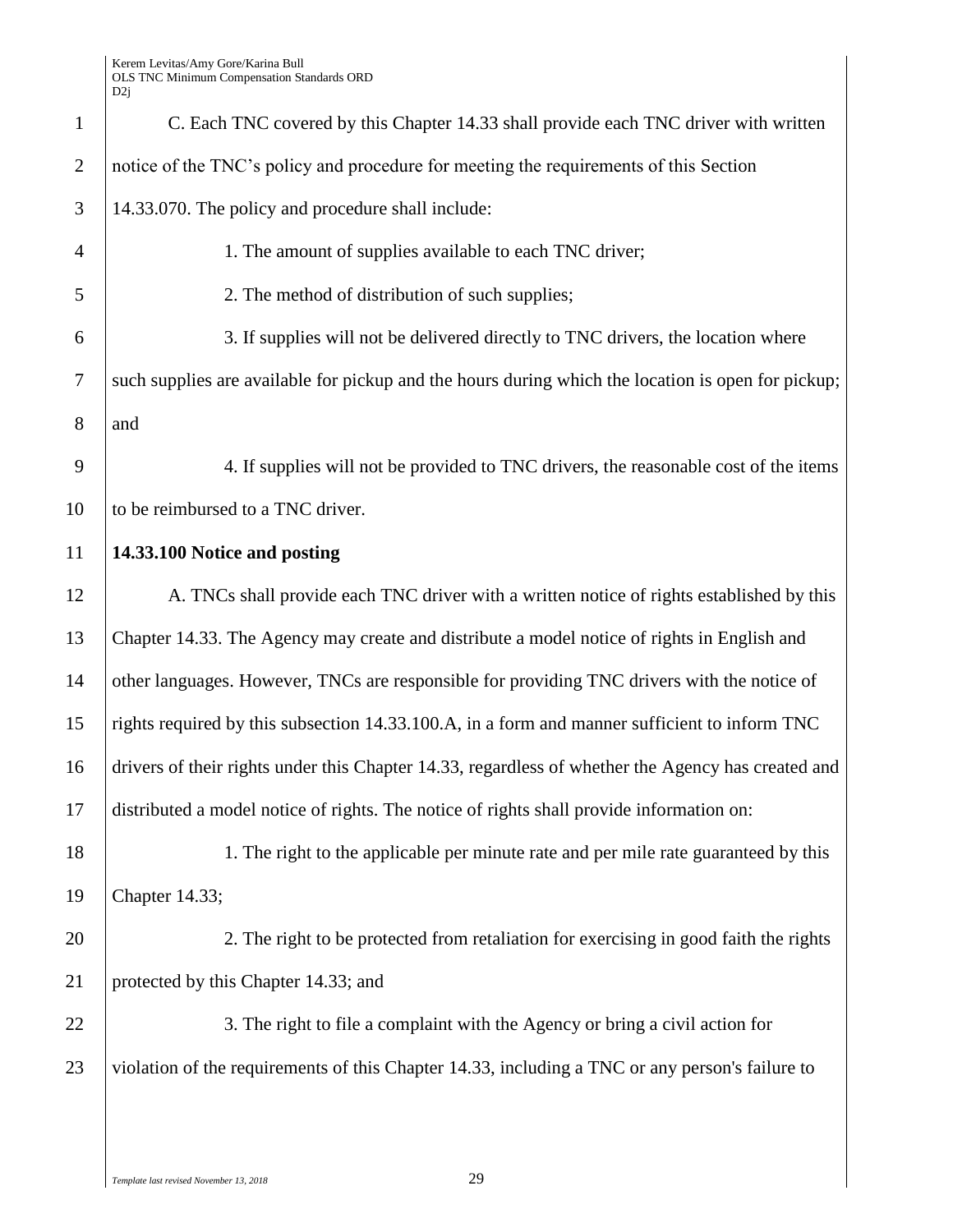C. Each TNC covered by this Chapter 14.33 shall provide each TNC driver with written notice of the TNC's policy and procedure for meeting the requirements of this Section 14.33.070. The policy and procedure shall include:

1. The amount of supplies available to each TNC driver;

2. The method of distribution of such supplies;

3. If supplies will not be delivered directly to TNC drivers, the location where such supplies are available for pickup and the hours during which the location is open for pickup; and

4. If supplies will not be provided to TNC drivers, the reasonable cost of the items to be reimbursed to a TNC driver.

**14.33.100 Notice and posting**

A. TNCs shall provide each TNC driver with a written notice of rights established by this Chapter 14.33. The Agency may create and distribute a model notice of rights in English and other languages. However, TNCs are responsible for providing TNC drivers with the notice of rights required by this subsection 14.33.100.A, in a form and manner sufficient to inform TNC drivers of their rights under this Chapter 14.33, regardless of whether the Agency has created and distributed a model notice of rights. The notice of rights shall provide information on:

1. The right to the applicable per minute rate and per mile rate guaranteed by this Chapter 14.33;

2. The right to be protected from retaliation for exercising in good faith the rights protected by this Chapter 14.33; and

3. The right to file a complaint with the Agency or bring a civil action for violation of the requirements of this Chapter 14.33, including a TNC or any person's failure to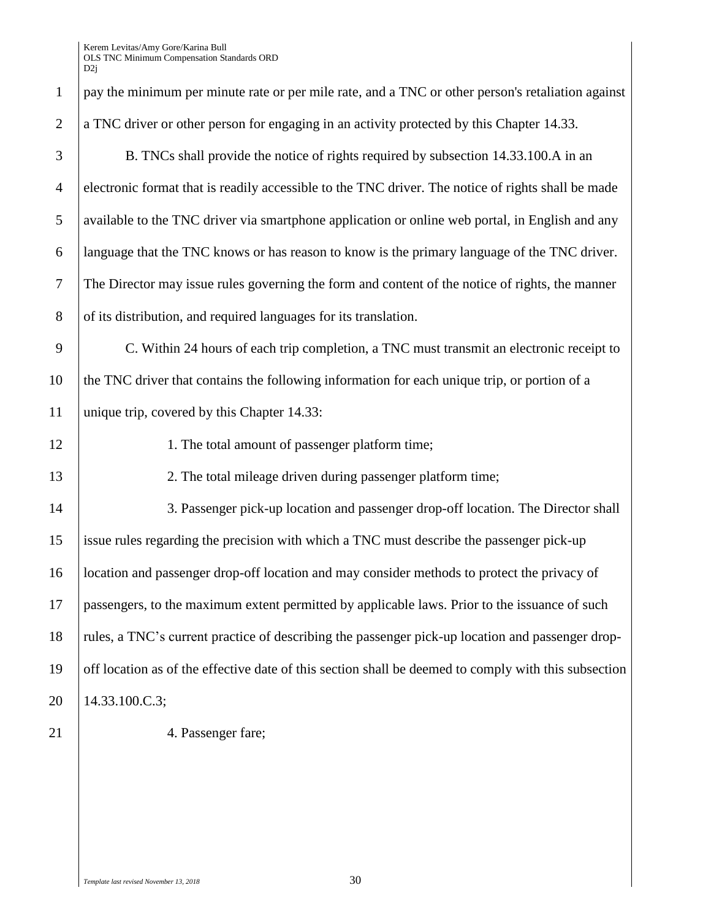pay the minimum per minute rate or per mile rate, and a TNC or other person's retaliation against a TNC driver or other person for engaging in an activity protected by this Chapter 14.33.

B. TNCs shall provide the notice of rights required by subsection 14.33.100.A in an electronic format that is readily accessible to the TNC driver. The notice of rights shall be made available to the TNC driver via smartphone application or online web portal, in English and any language that the TNC knows or has reason to know is the primary language of the TNC driver. The Director may issue rules governing the form and content of the notice of rights, the manner of its distribution, and required languages for its translation.

C. Within 24 hours of each trip completion, a TNC must transmit an electronic receipt to the TNC driver that contains the following information for each unique trip, or portion of a unique trip, covered by this Chapter 14.33:

1. The total amount of passenger platform time;

2. The total mileage driven during passenger platform time;

3. Passenger pick-up location and passenger drop-off location. The Director shall issue rules regarding the precision with which a TNC must describe the passenger pick-up location and passenger drop-off location and may consider methods to protect the privacy of passengers, to the maximum extent permitted by applicable laws. Prior to the issuance of such rules, a TNC's current practice of describing the passenger pick-up location and passenger drop-off location as of the effective date of this section shall be deemed to comply with this subsection 14.33.100.C.3;

4. Passenger fare;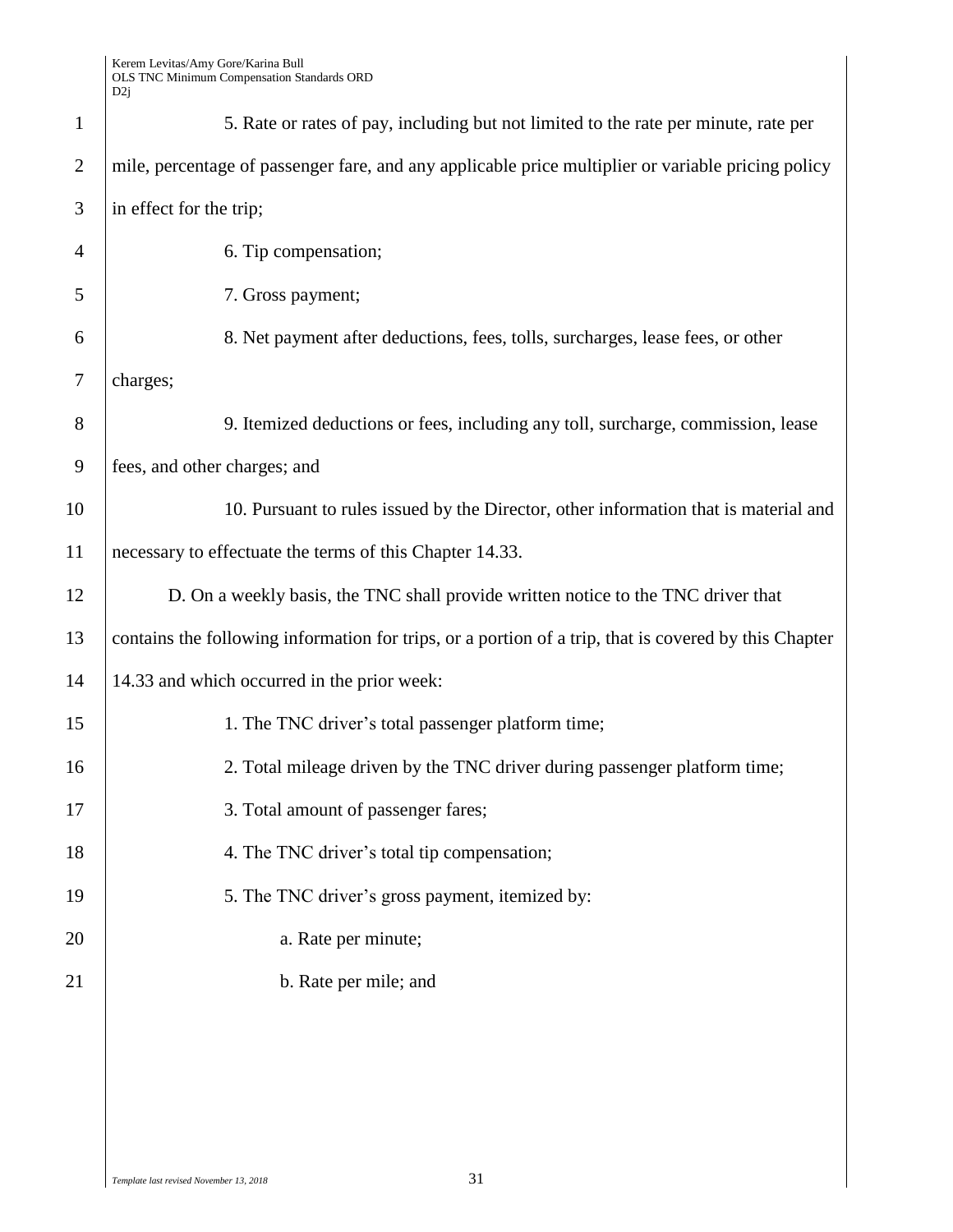5. Rate or rates of pay, including but not limited to the rate per minute, rate per mile, percentage of passenger fare, and any applicable price multiplier or variable pricing policy in effect for the trip;

6. Tip compensation;

7. Gross payment;

8. Net payment after deductions, fees, tolls, surcharges, lease fees, or other charges;

9. Itemized deductions or fees, including any toll, surcharge, commission, lease fees, and other charges; and

10. Pursuant to rules issued by the Director, other information that is material and necessary to effectuate the terms of this Chapter 14.33.

D. On a weekly basis, the TNC shall provide written notice to the TNC driver that contains the following information for trips, or a portion of a trip, that is covered by this Chapter 14.33 and which occurred in the prior week:

1. The TNC driver's total passenger platform time;

2. Total mileage driven by the TNC driver during passenger platform time;

3. Total amount of passenger fares;

4. The TNC driver's total tip compensation;

5. The TNC driver's gross payment, itemized by:

a. Rate per minute;

b. Rate per mile; and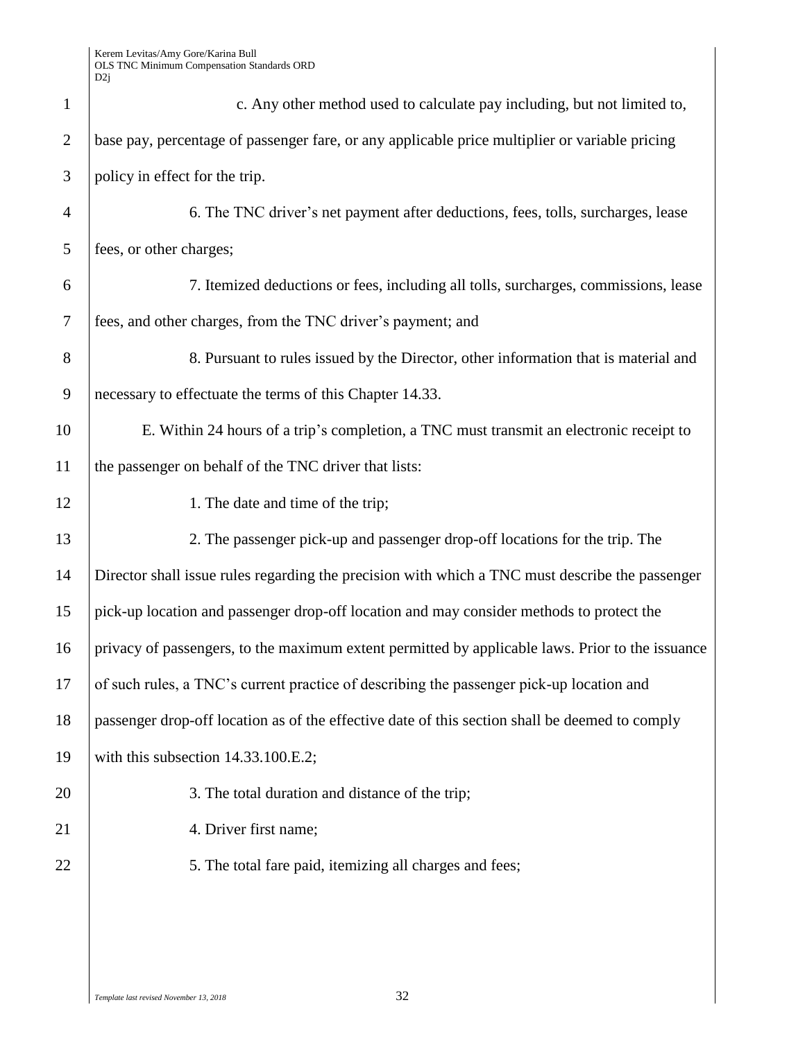c. Any other method used to calculate pay including, but not limited to, base pay, percentage of passenger fare, or any applicable price multiplier or variable pricing policy in effect for the trip.

6. The TNC driver's net payment after deductions, fees, tolls, surcharges, lease fees, or other charges;

7. Itemized deductions or fees, including all tolls, surcharges, commissions, lease fees, and other charges, from the TNC driver's payment; and

8. Pursuant to rules issued by the Director, other information that is material and necessary to effectuate the terms of this Chapter 14.33.

E. Within 24 hours of a trip's completion, a TNC must transmit an electronic receipt to the passenger on behalf of the TNC driver that lists:

1. The date and time of the trip;

2. The passenger pick-up and passenger drop-off locations for the trip. The Director shall issue rules regarding the precision with which a TNC must describe the passenger pick-up location and passenger drop-off location and may consider methods to protect the privacy of passengers, to the maximum extent permitted by applicable laws. Prior to the issuance of such rules, a TNC's current practice of describing the passenger pick-up location and passenger drop-off location as of the effective date of this section shall be deemed to comply with this subsection 14.33.100.E.2;

3. The total duration and distance of the trip;

4. Driver first name;

5. The total fare paid, itemizing all charges and fees;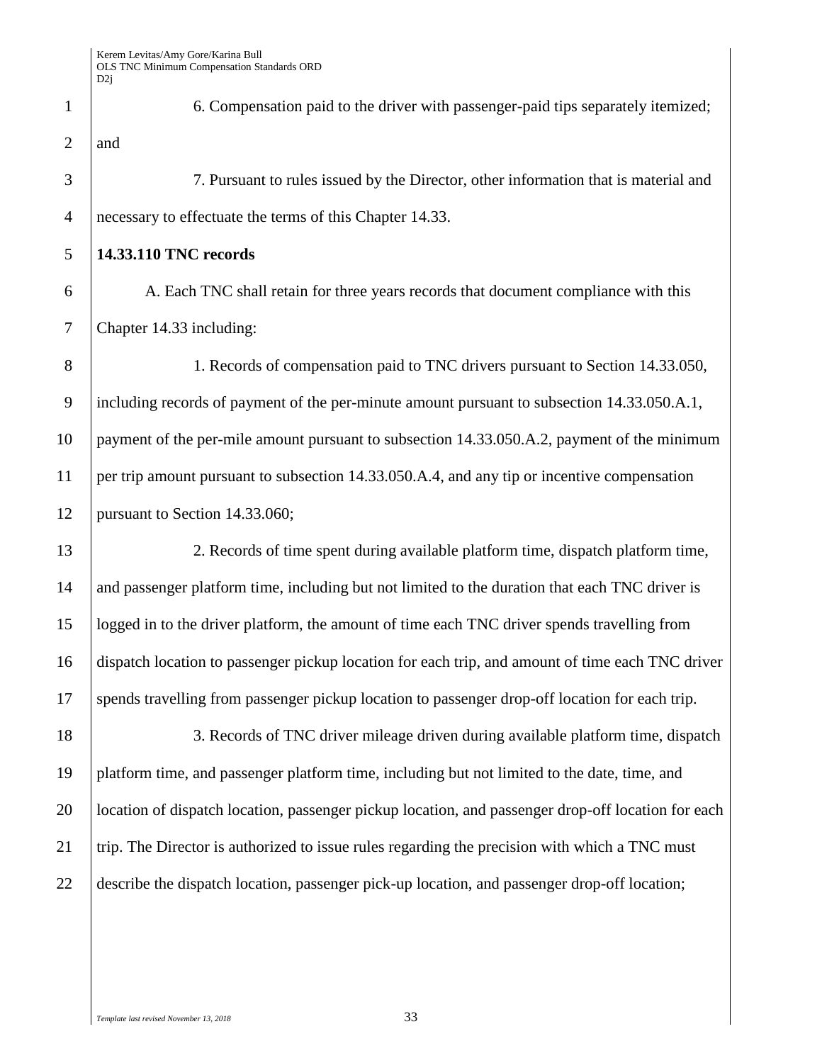6. Compensation paid to the driver with passenger-paid tips separately itemized; and

7. Pursuant to rules issued by the Director, other information that is material and necessary to effectuate the terms of this Chapter 14.33.

**14.33.110 TNC records**

A. Each TNC shall retain for three years records that document compliance with this Chapter 14.33 including:

1. Records of compensation paid to TNC drivers pursuant to Section 14.33.050, including records of payment of the per-minute amount pursuant to subsection 14.33.050.A.1, payment of the per-mile amount pursuant to subsection 14.33.050.A.2, payment of the minimum per trip amount pursuant to subsection 14.33.050.A.4, and any tip or incentive compensation pursuant to Section 14.33.060;

2. Records of time spent during available platform time, dispatch platform time, and passenger platform time, including but not limited to the duration that each TNC driver is logged in to the driver platform, the amount of time each TNC driver spends travelling from dispatch location to passenger pickup location for each trip, and amount of time each TNC driver spends travelling from passenger pickup location to passenger drop-off location for each trip.

3. Records of TNC driver mileage driven during available platform time, dispatch platform time, and passenger platform time, including but not limited to the date, time, and location of dispatch location, passenger pickup location, and passenger drop-off location for each trip. The Director is authorized to issue rules regarding the precision with which a TNC must describe the dispatch location, passenger pick-up location, and passenger drop-off location;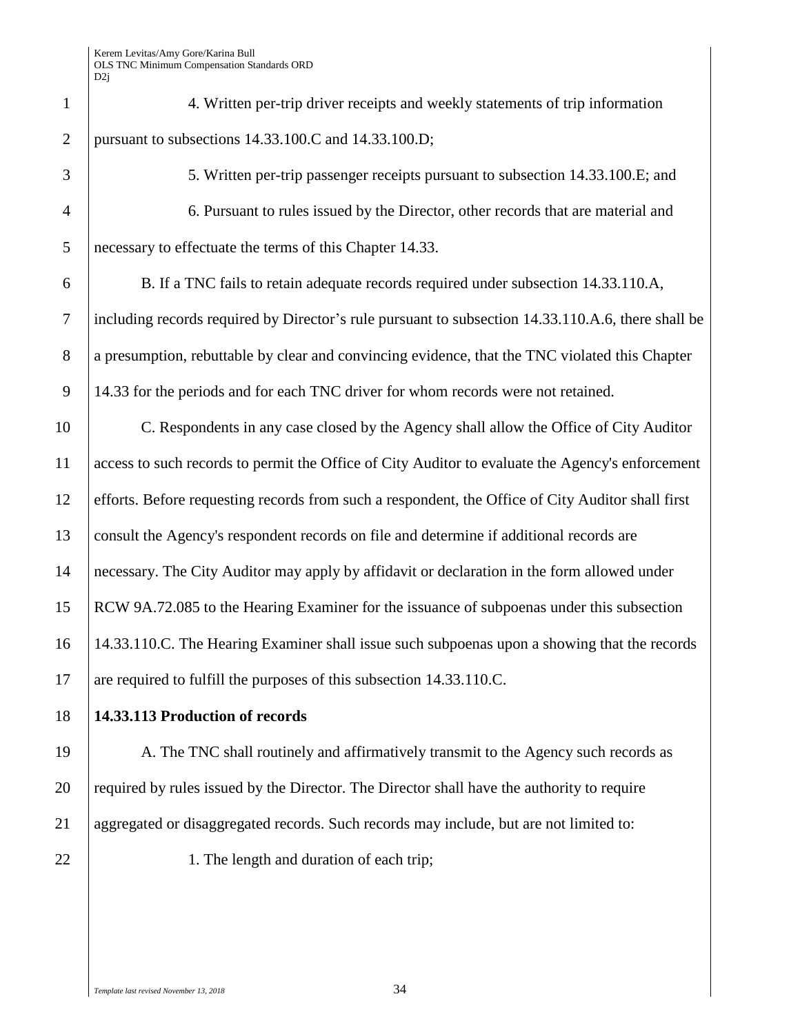4. Written per-trip driver receipts and weekly statements of trip information pursuant to subsections 14.33.100.C and 14.33.100.D;

5. Written per-trip passenger receipts pursuant to subsection 14.33.100.E; and

6. Pursuant to rules issued by the Director, other records that are material and necessary to effectuate the terms of this Chapter 14.33.

B. If a TNC fails to retain adequate records required under subsection 14.33.110.A, including records required by Director's rule pursuant to subsection 14.33.110.A.6, there shall be a presumption, rebuttable by clear and convincing evidence, that the TNC violated this Chapter 14.33 for the periods and for each TNC driver for whom records were not retained.

C. Respondents in any case closed by the Agency shall allow the Office of City Auditor access to such records to permit the Office of City Auditor to evaluate the Agency's enforcement efforts. Before requesting records from such a respondent, the Office of City Auditor shall first consult the Agency's respondent records on file and determine if additional records are necessary. The City Auditor may apply by affidavit or declaration in the form allowed under RCW 9A.72.085 to the Hearing Examiner for the issuance of subpoenas under this subsection 14.33.110.C. The Hearing Examiner shall issue such subpoenas upon a showing that the records are required to fulfill the purposes of this subsection 14.33.110.C.

**14.33.113 Production of records**

A. The TNC shall routinely and affirmatively transmit to the Agency such records as required by rules issued by the Director. The Director shall have the authority to require aggregated or disaggregated records. Such records may include, but are not limited to:

1. The length and duration of each trip;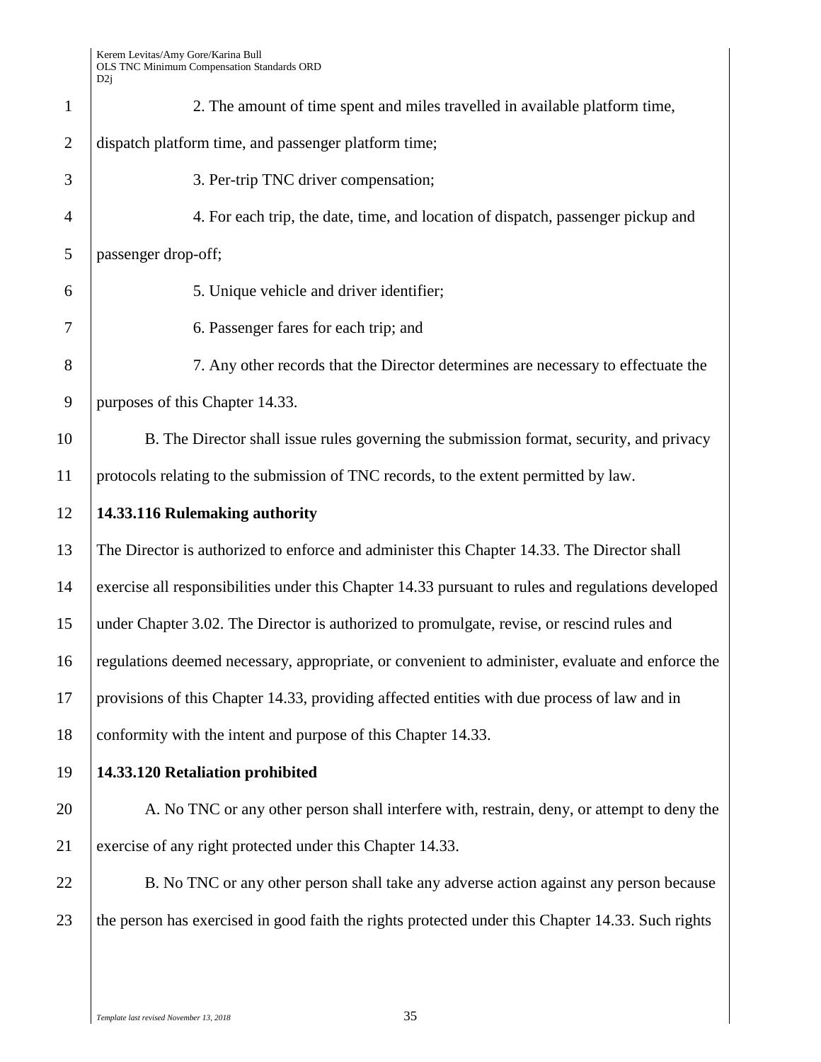2. The amount of time spent and miles travelled in available platform time, dispatch platform time, and passenger platform time;

3. Per-trip TNC driver compensation;

4. For each trip, the date, time, and location of dispatch, passenger pickup and passenger drop-off;

5. Unique vehicle and driver identifier;

6. Passenger fares for each trip; and

7. Any other records that the Director determines are necessary to effectuate the purposes of this Chapter 14.33.

B. The Director shall issue rules governing the submission format, security, and privacy protocols relating to the submission of TNC records, to the extent permitted by law.

**14.33.116 Rulemaking authority**

The Director is authorized to enforce and administer this Chapter 14.33. The Director shall exercise all responsibilities under this Chapter 14.33 pursuant to rules and regulations developed under Chapter 3.02. The Director is authorized to promulgate, revise, or rescind rules and regulations deemed necessary, appropriate, or convenient to administer, evaluate and enforce the provisions of this Chapter 14.33, providing affected entities with due process of law and in conformity with the intent and purpose of this Chapter 14.33.

**14.33.120 Retaliation prohibited**

A. No TNC or any other person shall interfere with, restrain, deny, or attempt to deny the exercise of any right protected under this Chapter 14.33.

B. No TNC or any other person shall take any adverse action against any person because the person has exercised in good faith the rights protected under this Chapter 14.33. Such rights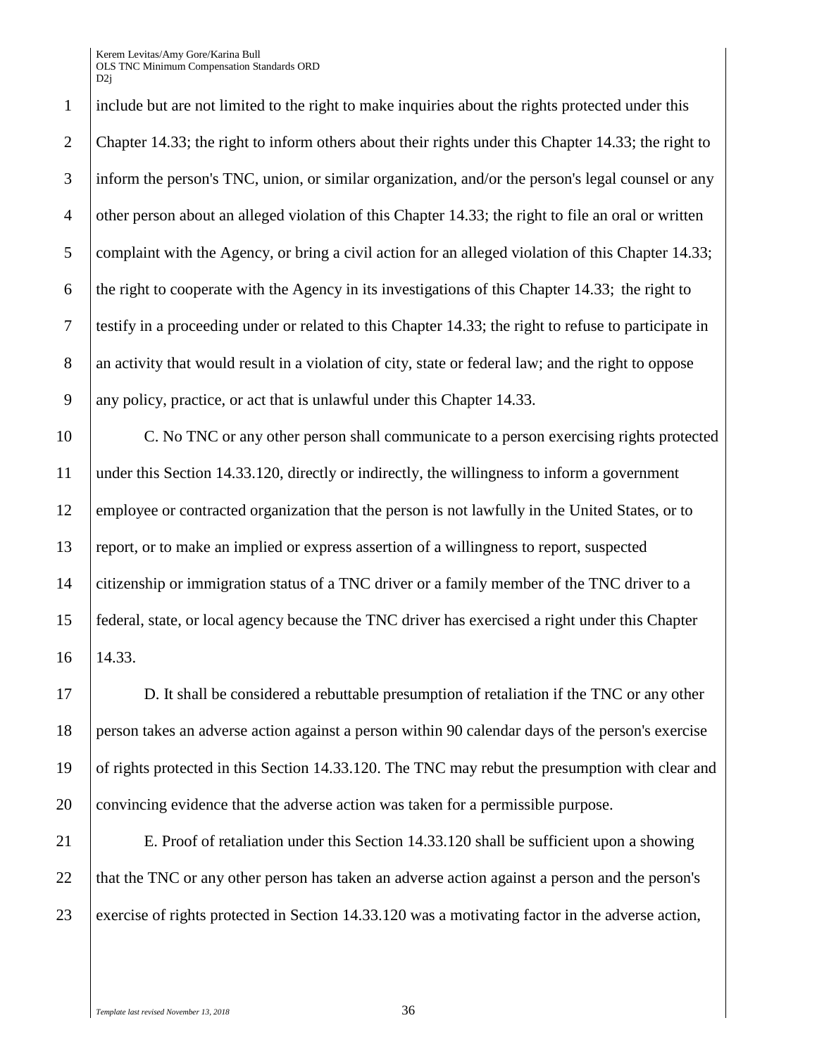include but are not limited to the right to make inquiries about the rights protected under this Chapter 14.33; the right to inform others about their rights under this Chapter 14.33; the right to inform the person's TNC, union, or similar organization, and/or the person's legal counsel or any other person about an alleged violation of this Chapter 14.33; the right to file an oral or written complaint with the Agency, or bring a civil action for an alleged violation of this Chapter 14.33; the right to cooperate with the Agency in its investigations of this Chapter 14.33; the right to testify in a proceeding under or related to this Chapter 14.33; the right to refuse to participate in an activity that would result in a violation of city, state or federal law; and the right to oppose any policy, practice, or act that is unlawful under this Chapter 14.33.

C. No TNC or any other person shall communicate to a person exercising rights protected under this Section 14.33.120, directly or indirectly, the willingness to inform a government employee or contracted organization that the person is not lawfully in the United States, or to report, or to make an implied or express assertion of a willingness to report, suspected citizenship or immigration status of a TNC driver or a family member of the TNC driver to a federal, state, or local agency because the TNC driver has exercised a right under this Chapter 14.33.

D. It shall be considered a rebuttable presumption of retaliation if the TNC or any other person takes an adverse action against a person within 90 calendar days of the person's exercise of rights protected in this Section 14.33.120. The TNC may rebut the presumption with clear and convincing evidence that the adverse action was taken for a permissible purpose.

E. Proof of retaliation under this Section 14.33.120 shall be sufficient upon a showing that the TNC or any other person has taken an adverse action against a person and the person's exercise of rights protected in Section 14.33.120 was a motivating factor in the adverse action,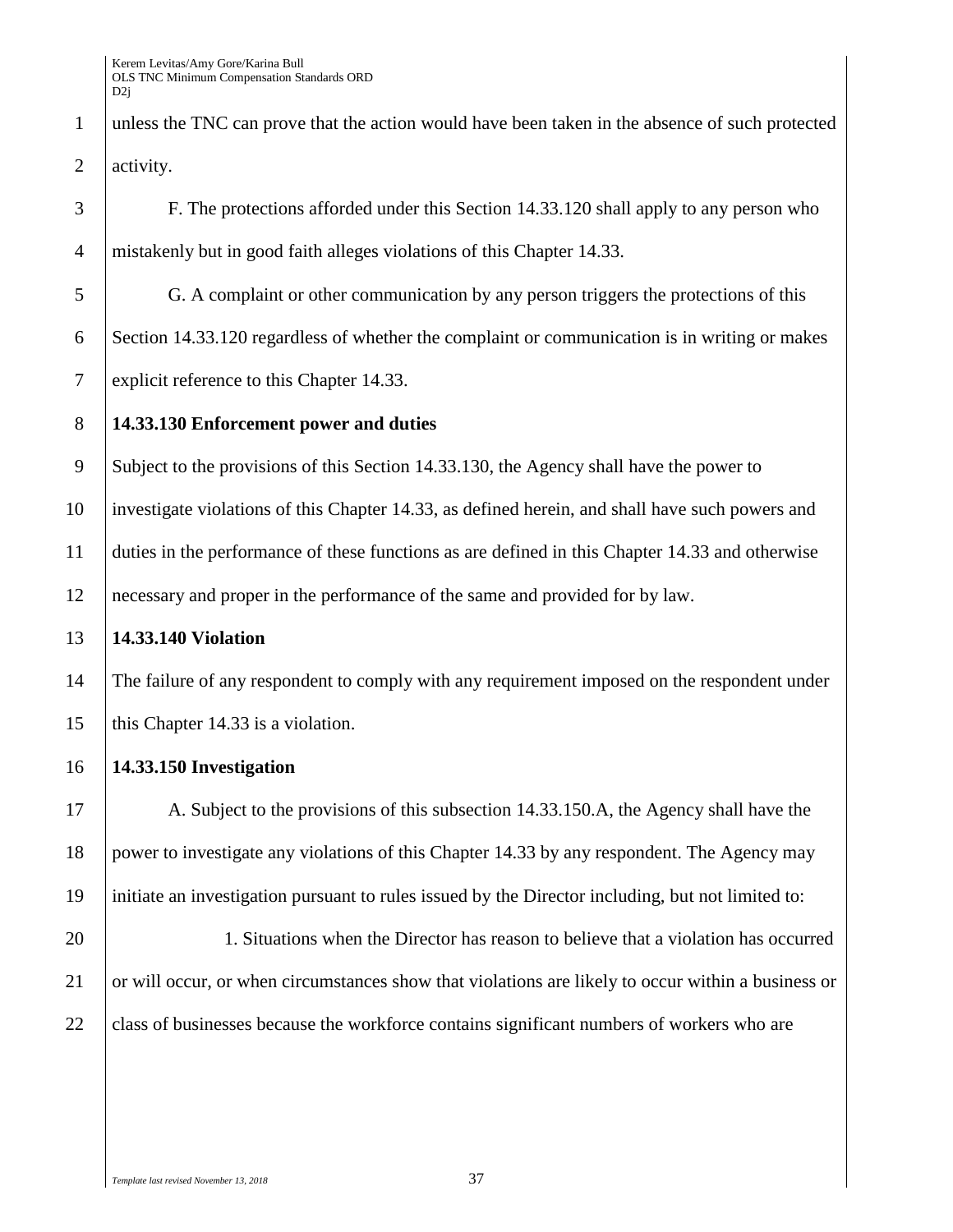unless the TNC can prove that the action would have been taken in the absence of such protected activity.

F. The protections afforded under this Section 14.33.120 shall apply to any person who mistakenly but in good faith alleges violations of this Chapter 14.33.

G. A complaint or other communication by any person triggers the protections of this Section 14.33.120 regardless of whether the complaint or communication is in writing or makes explicit reference to this Chapter 14.33.

**14.33.130 Enforcement power and duties**

Subject to the provisions of this Section 14.33.130, the Agency shall have the power to investigate violations of this Chapter 14.33, as defined herein, and shall have such powers and duties in the performance of these functions as are defined in this Chapter 14.33 and otherwise necessary and proper in the performance of the same and provided for by law.

**14.33.140 Violation**

The failure of any respondent to comply with any requirement imposed on the respondent under this Chapter 14.33 is a violation.

**14.33.150 Investigation**

A. Subject to the provisions of this subsection 14.33.150.A, the Agency shall have the power to investigate any violations of this Chapter 14.33 by any respondent. The Agency may initiate an investigation pursuant to rules issued by the Director including, but not limited to:

1. Situations when the Director has reason to believe that a violation has occurred or will occur, or when circumstances show that violations are likely to occur within a business or class of businesses because the workforce contains significant numbers of workers who are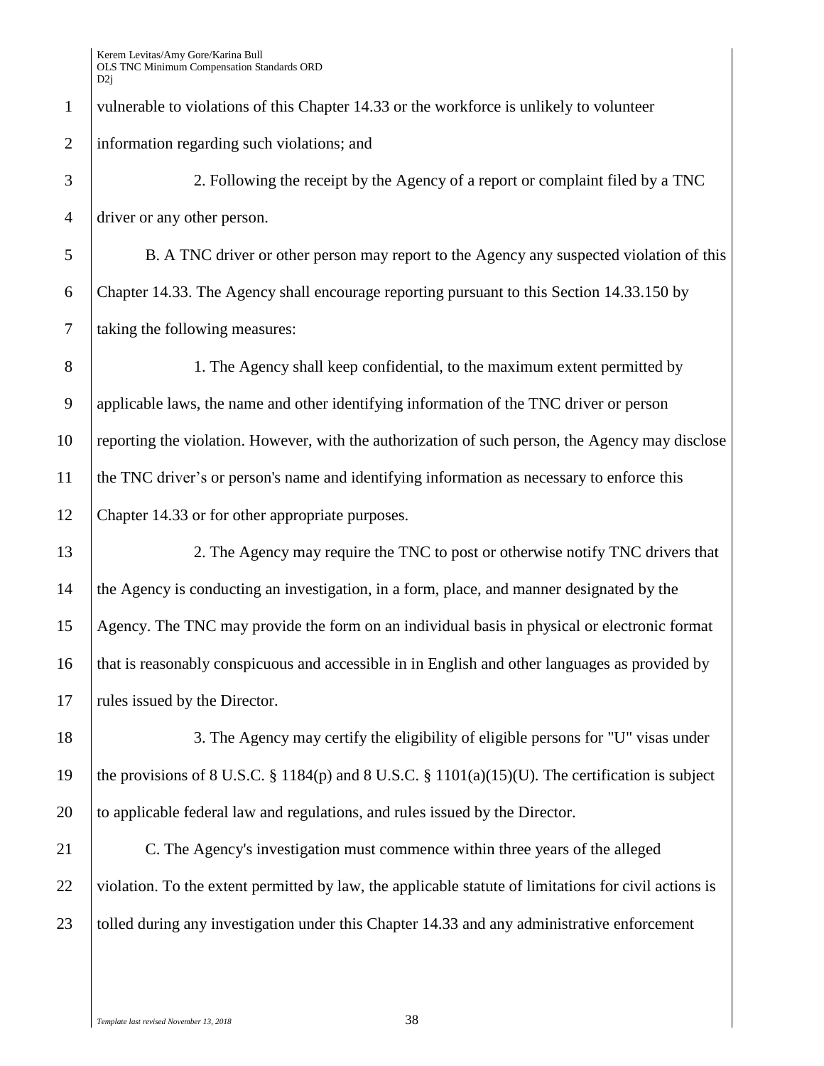vulnerable to violations of this Chapter 14.33 or the workforce is unlikely to volunteer information regarding such violations; and

2. Following the receipt by the Agency of a report or complaint filed by a TNC driver or any other person.

B. A TNC driver or other person may report to the Agency any suspected violation of this Chapter 14.33. The Agency shall encourage reporting pursuant to this Section 14.33.150 by taking the following measures:

1. The Agency shall keep confidential, to the maximum extent permitted by applicable laws, the name and other identifying information of the TNC driver or person reporting the violation. However, with the authorization of such person, the Agency may disclose the TNC driver's or person's name and identifying information as necessary to enforce this Chapter 14.33 or for other appropriate purposes.

2. The Agency may require the TNC to post or otherwise notify TNC drivers that the Agency is conducting an investigation, in a form, place, and manner designated by the Agency. The TNC may provide the form on an individual basis in physical or electronic format that is reasonably conspicuous and accessible in in English and other languages as provided by rules issued by the Director.

3. The Agency may certify the eligibility of eligible persons for "U" visas under the provisions of 8 U.S.C. § 1184(p) and 8 U.S.C. § 1101(a)(15)(U). The certification is subject to applicable federal law and regulations, and rules issued by the Director.

C. The Agency's investigation must commence within three years of the alleged violation. To the extent permitted by law, the applicable statute of limitations for civil actions is tolled during any investigation under this Chapter 14.33 and any administrative enforcement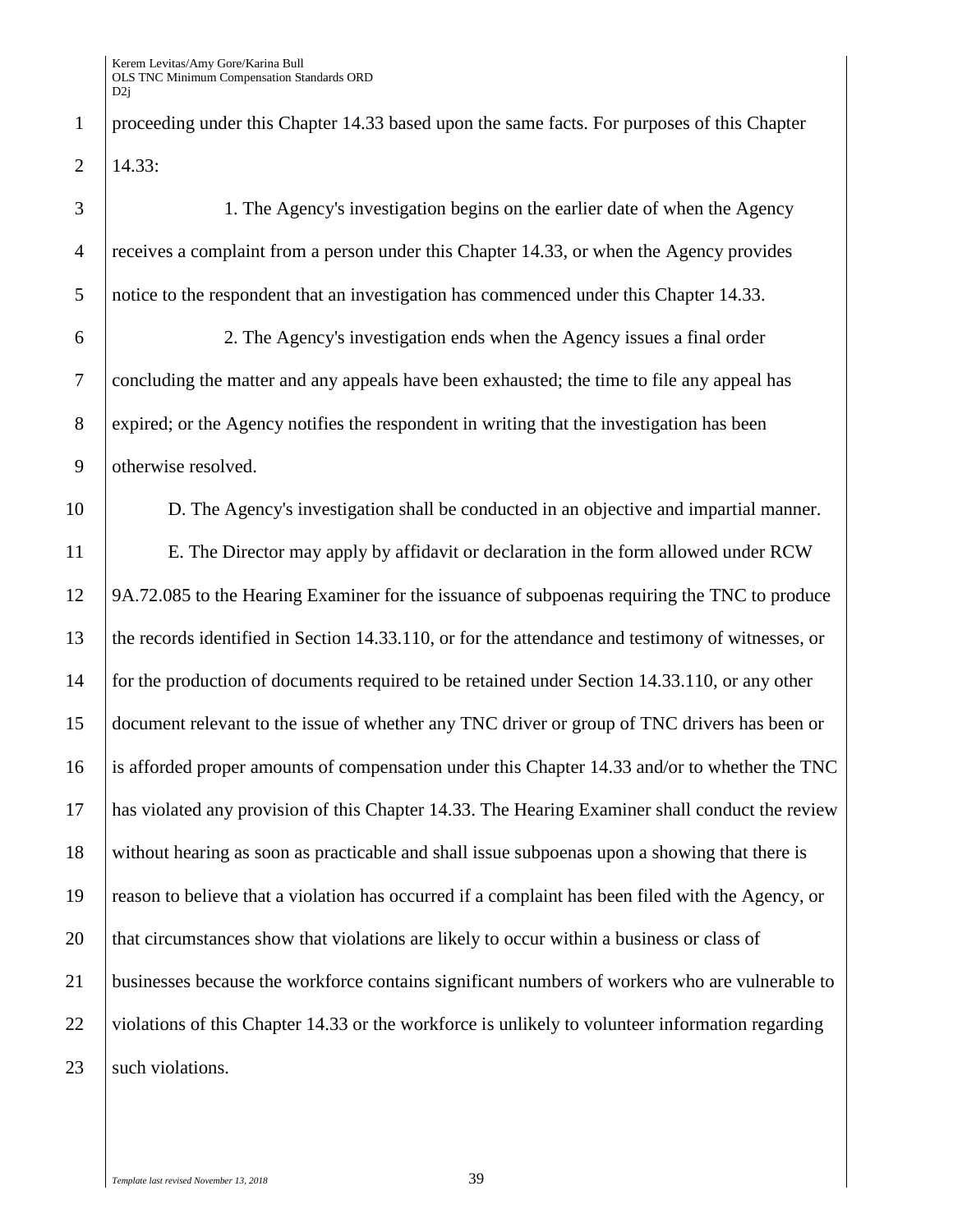proceeding under this Chapter 14.33 based upon the same facts. For purposes of this Chapter 14.33:

1. The Agency's investigation begins on the earlier date of when the Agency receives a complaint from a person under this Chapter 14.33, or when the Agency provides notice to the respondent that an investigation has commenced under this Chapter 14.33.

2. The Agency's investigation ends when the Agency issues a final order concluding the matter and any appeals have been exhausted; the time to file any appeal has expired; or the Agency notifies the respondent in writing that the investigation has been otherwise resolved.

D. The Agency's investigation shall be conducted in an objective and impartial manner.

E. The Director may apply by affidavit or declaration in the form allowed under RCW 9A.72.085 to the Hearing Examiner for the issuance of subpoenas requiring the TNC to produce the records identified in Section 14.33.110, or for the attendance and testimony of witnesses, or for the production of documents required to be retained under Section 14.33.110, or any other document relevant to the issue of whether any TNC driver or group of TNC drivers has been or is afforded proper amounts of compensation under this Chapter 14.33 and/or to whether the TNC has violated any provision of this Chapter 14.33. The Hearing Examiner shall conduct the review without hearing as soon as practicable and shall issue subpoenas upon a showing that there is reason to believe that a violation has occurred if a complaint has been filed with the Agency, or that circumstances show that violations are likely to occur within a business or class of businesses because the workforce contains significant numbers of workers who are vulnerable to violations of this Chapter 14.33 or the workforce is unlikely to volunteer information regarding such violations.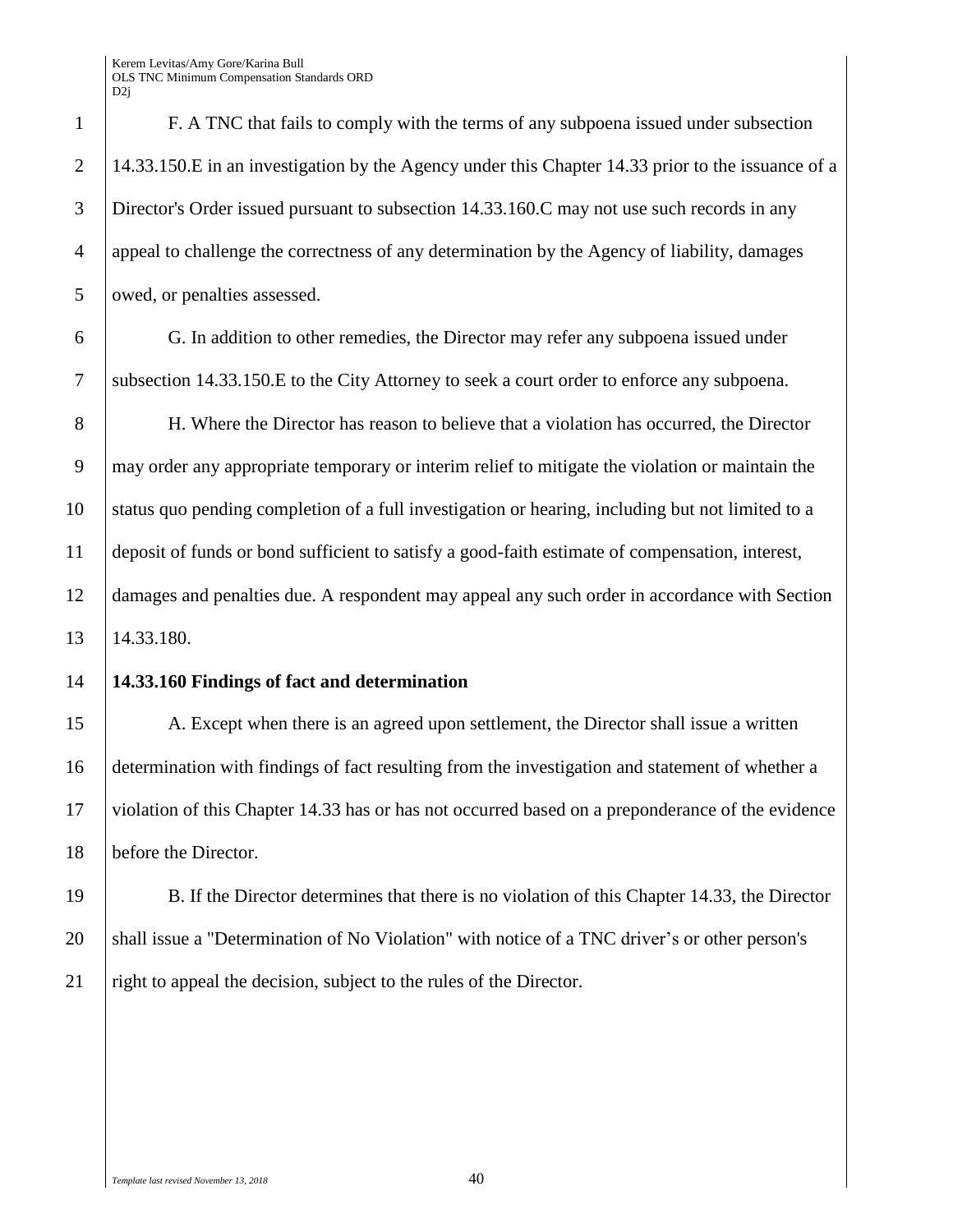F. A TNC that fails to comply with the terms of any subpoena issued under subsection 14.33.150.E in an investigation by the Agency under this Chapter 14.33 prior to the issuance of a Director's Order issued pursuant to subsection 14.33.160.C may not use such records in any appeal to challenge the correctness of any determination by the Agency of liability, damages owed, or penalties assessed.

G. In addition to other remedies, the Director may refer any subpoena issued under subsection 14.33.150.E to the City Attorney to seek a court order to enforce any subpoena.

H. Where the Director has reason to believe that a violation has occurred, the Director may order any appropriate temporary or interim relief to mitigate the violation or maintain the status quo pending completion of a full investigation or hearing, including but not limited to a deposit of funds or bond sufficient to satisfy a good-faith estimate of compensation, interest, damages and penalties due. A respondent may appeal any such order in accordance with Section 14.33.180.

**14.33.160 Findings of fact and determination**

A. Except when there is an agreed upon settlement, the Director shall issue a written determination with findings of fact resulting from the investigation and statement of whether a violation of this Chapter 14.33 has or has not occurred based on a preponderance of the evidence before the Director.

B. If the Director determines that there is no violation of this Chapter 14.33, the Director shall issue a "Determination of No Violation" with notice of a TNC driver's or other person's right to appeal the decision, subject to the rules of the Director.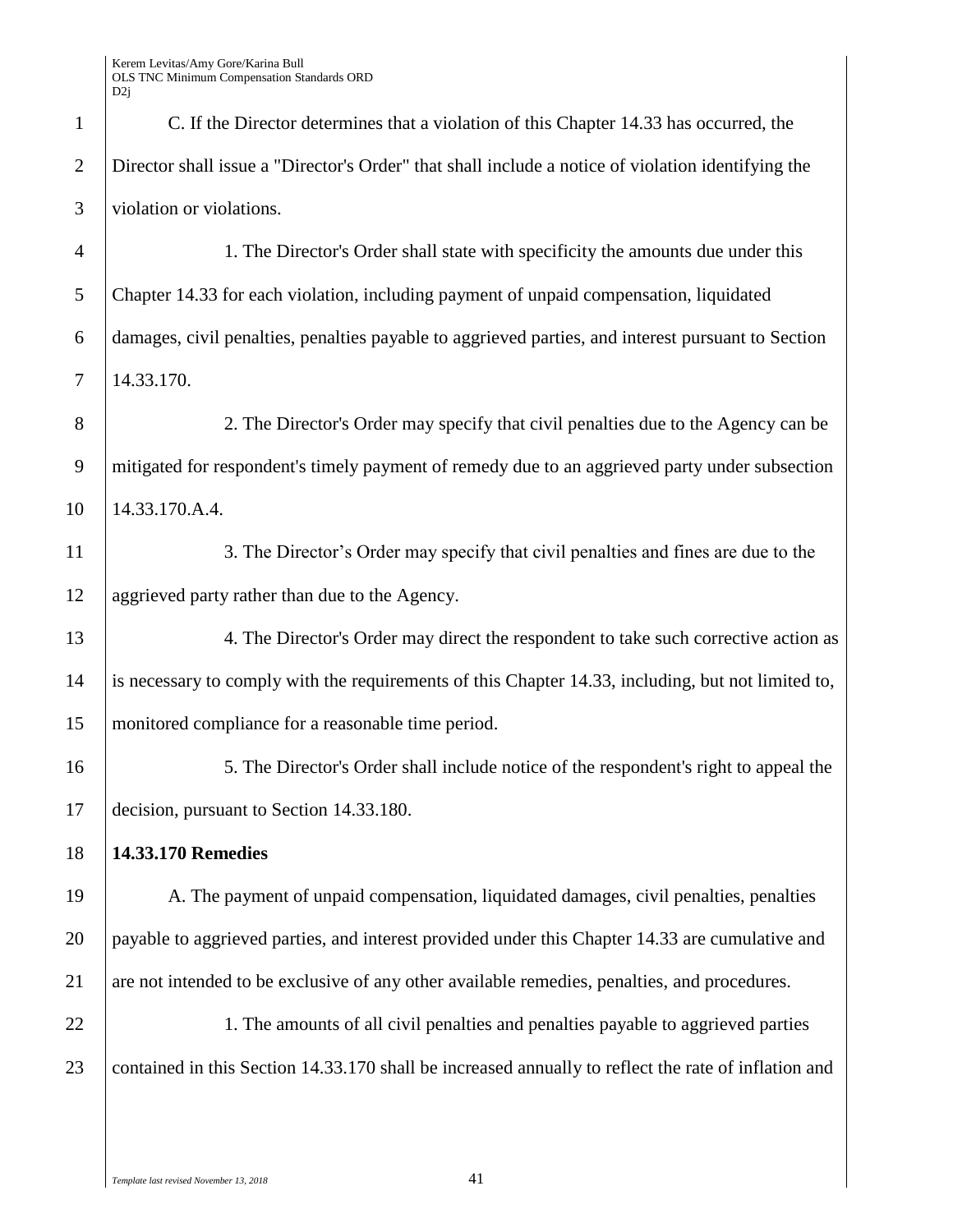C. If the Director determines that a violation of this Chapter 14.33 has occurred, the Director shall issue a "Director's Order" that shall include a notice of violation identifying the violation or violations.

1. The Director's Order shall state with specificity the amounts due under this Chapter 14.33 for each violation, including payment of unpaid compensation, liquidated damages, civil penalties, penalties payable to aggrieved parties, and interest pursuant to Section 14.33.170.

2. The Director's Order may specify that civil penalties due to the Agency can be mitigated for respondent's timely payment of remedy due to an aggrieved party under subsection 14.33.170.A.4.

3. The Director's Order may specify that civil penalties and fines are due to the aggrieved party rather than due to the Agency.

4. The Director's Order may direct the respondent to take such corrective action as is necessary to comply with the requirements of this Chapter 14.33, including, but not limited to, monitored compliance for a reasonable time period.

5. The Director's Order shall include notice of the respondent's right to appeal the decision, pursuant to Section 14.33.180.

**14.33.170 Remedies**

A. The payment of unpaid compensation, liquidated damages, civil penalties, penalties payable to aggrieved parties, and interest provided under this Chapter 14.33 are cumulative and are not intended to be exclusive of any other available remedies, penalties, and procedures.

1. The amounts of all civil penalties and penalties payable to aggrieved parties contained in this Section 14.33.170 shall be increased annually to reflect the rate of inflation and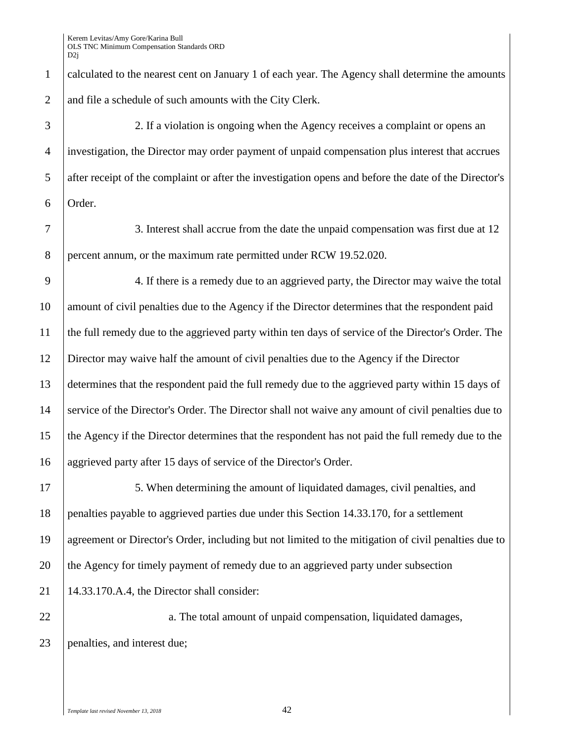calculated to the nearest cent on January 1 of each year. The Agency shall determine the amounts and file a schedule of such amounts with the City Clerk.

2. If a violation is ongoing when the Agency receives a complaint or opens an investigation, the Director may order payment of unpaid compensation plus interest that accrues after receipt of the complaint or after the investigation opens and before the date of the Director's Order.

3. Interest shall accrue from the date the unpaid compensation was first due at 12 percent annum, or the maximum rate permitted under RCW 19.52.020.

4. If there is a remedy due to an aggrieved party, the Director may waive the total amount of civil penalties due to the Agency if the Director determines that the respondent paid the full remedy due to the aggrieved party within ten days of service of the Director's Order. The Director may waive half the amount of civil penalties due to the Agency if the Director determines that the respondent paid the full remedy due to the aggrieved party within 15 days of service of the Director's Order. The Director shall not waive any amount of civil penalties due to the Agency if the Director determines that the respondent has not paid the full remedy due to the aggrieved party after 15 days of service of the Director's Order.

5. When determining the amount of liquidated damages, civil penalties, and penalties payable to aggrieved parties due under this Section 14.33.170, for a settlement agreement or Director's Order, including but not limited to the mitigation of civil penalties due to the Agency for timely payment of remedy due to an aggrieved party under subsection 14.33.170.A.4, the Director shall consider:

a. The total amount of unpaid compensation, liquidated damages, penalties, and interest due;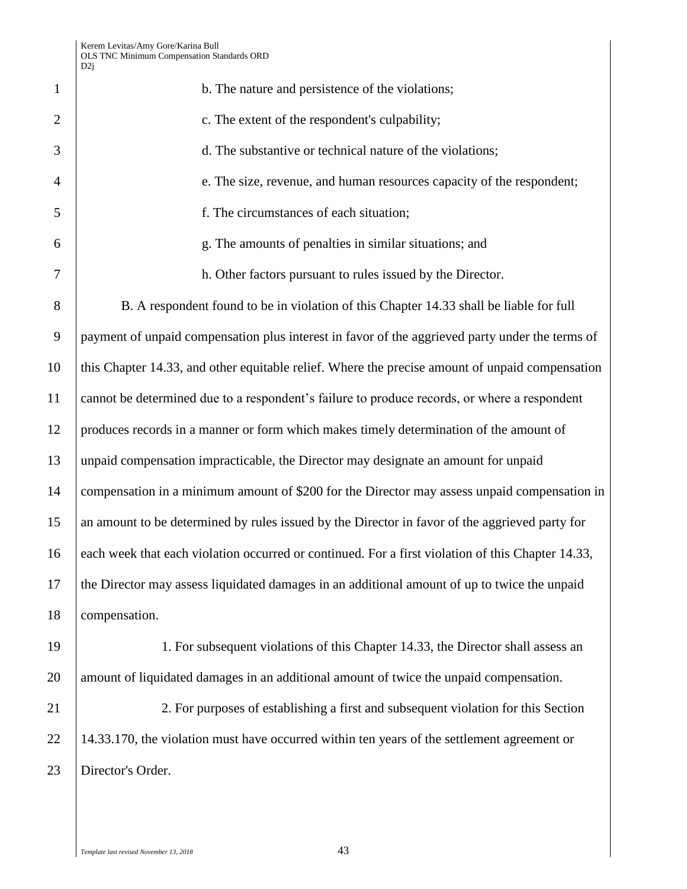b. The nature and persistence of the violations;

c. The extent of the respondent's culpability;

d. The substantive or technical nature of the violations;

e. The size, revenue, and human resources capacity of the respondent;

f. The circumstances of each situation;

g. The amounts of penalties in similar situations; and

h. Other factors pursuant to rules issued by the Director.

B. A respondent found to be in violation of this Chapter 14.33 shall be liable for full payment of unpaid compensation plus interest in favor of the aggrieved party under the terms of this Chapter 14.33, and other equitable relief. Where the precise amount of unpaid compensation cannot be determined due to a respondent's failure to produce records, or where a respondent produces records in a manner or form which makes timely determination of the amount of unpaid compensation impracticable, the Director may designate an amount for unpaid compensation in a minimum amount of $200 for the Director may assess unpaid compensation in an amount to be determined by rules issued by the Director in favor of the aggrieved party for each week that each violation occurred or continued. For a first violation of this Chapter 14.33, the Director may assess liquidated damages in an additional amount of up to twice the unpaid compensation.

1. For subsequent violations of this Chapter 14.33, the Director shall assess an amount of liquidated damages in an additional amount of twice the unpaid compensation.

2. For purposes of establishing a first and subsequent violation for this Section 14.33.170, the violation must have occurred within ten years of the settlement agreement or Director's Order.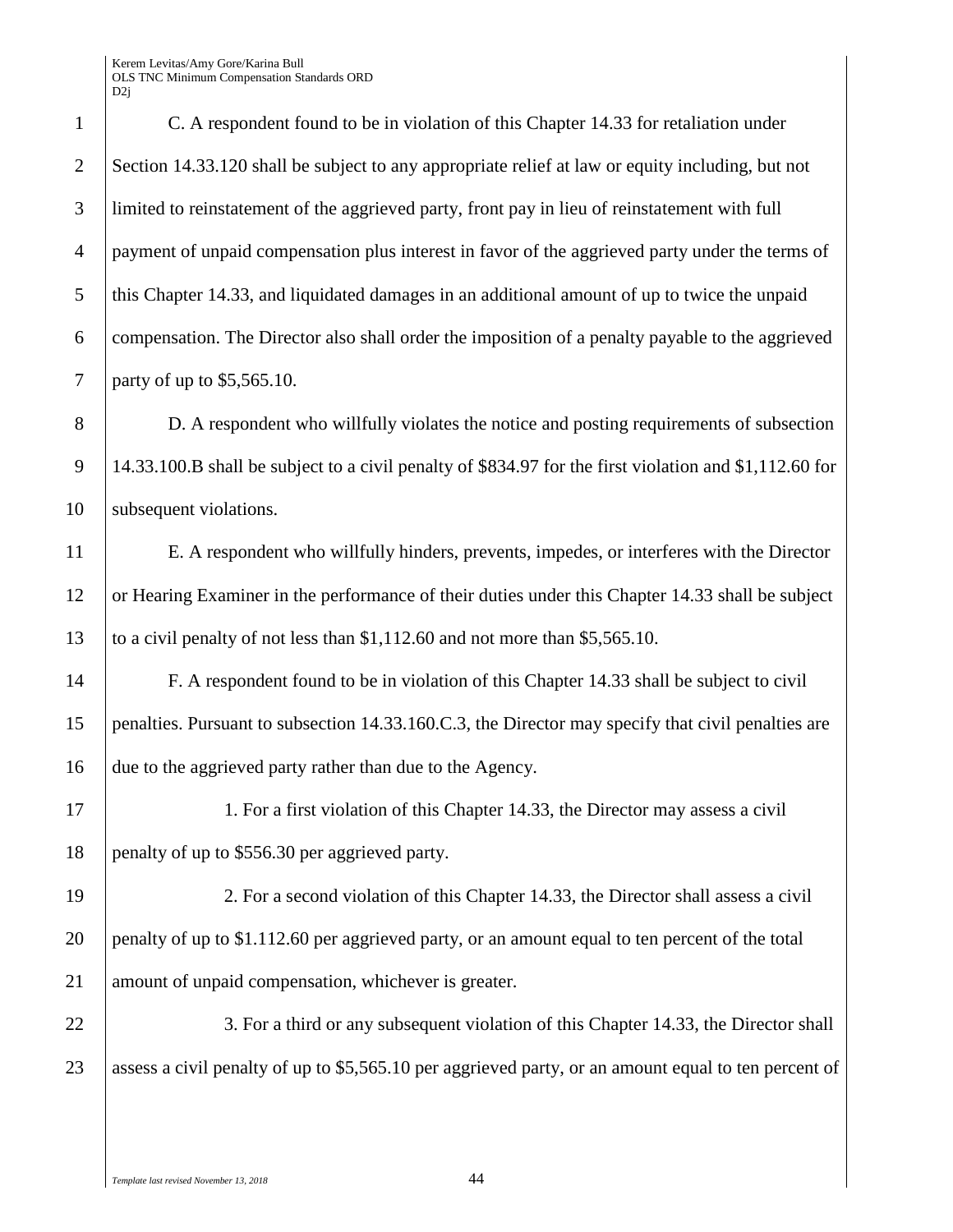C. A respondent found to be in violation of this Chapter 14.33 for retaliation under Section 14.33.120 shall be subject to any appropriate relief at law or equity including, but not limited to reinstatement of the aggrieved party, front pay in lieu of reinstatement with full payment of unpaid compensation plus interest in favor of the aggrieved party under the terms of this Chapter 14.33, and liquidated damages in an additional amount of up to twice the unpaid compensation. The Director also shall order the imposition of a penalty payable to the aggrieved party of up to $5,565.10.

D. A respondent who willfully violates the notice and posting requirements of subsection 14.33.100.B shall be subject to a civil penalty of $834.97 for the first violation and $1,112.60 for subsequent violations.

E. A respondent who willfully hinders, prevents, impedes, or interferes with the Director or Hearing Examiner in the performance of their duties under this Chapter 14.33 shall be subject to a civil penalty of not less than $1,112.60 and not more than $5,565.10.

F. A respondent found to be in violation of this Chapter 14.33 shall be subject to civil penalties. Pursuant to subsection 14.33.160.C.3, the Director may specify that civil penalties are due to the aggrieved party rather than due to the Agency.

1. For a first violation of this Chapter 14.33, the Director may assess a civil penalty of up to $556.30 per aggrieved party.

2. For a second violation of this Chapter 14.33, the Director shall assess a civil penalty of up to $1.112.60 per aggrieved party, or an amount equal to ten percent of the total amount of unpaid compensation, whichever is greater.

3. For a third or any subsequent violation of this Chapter 14.33, the Director shall assess a civil penalty of up to $5,565.10 per aggrieved party, or an amount equal to ten percent of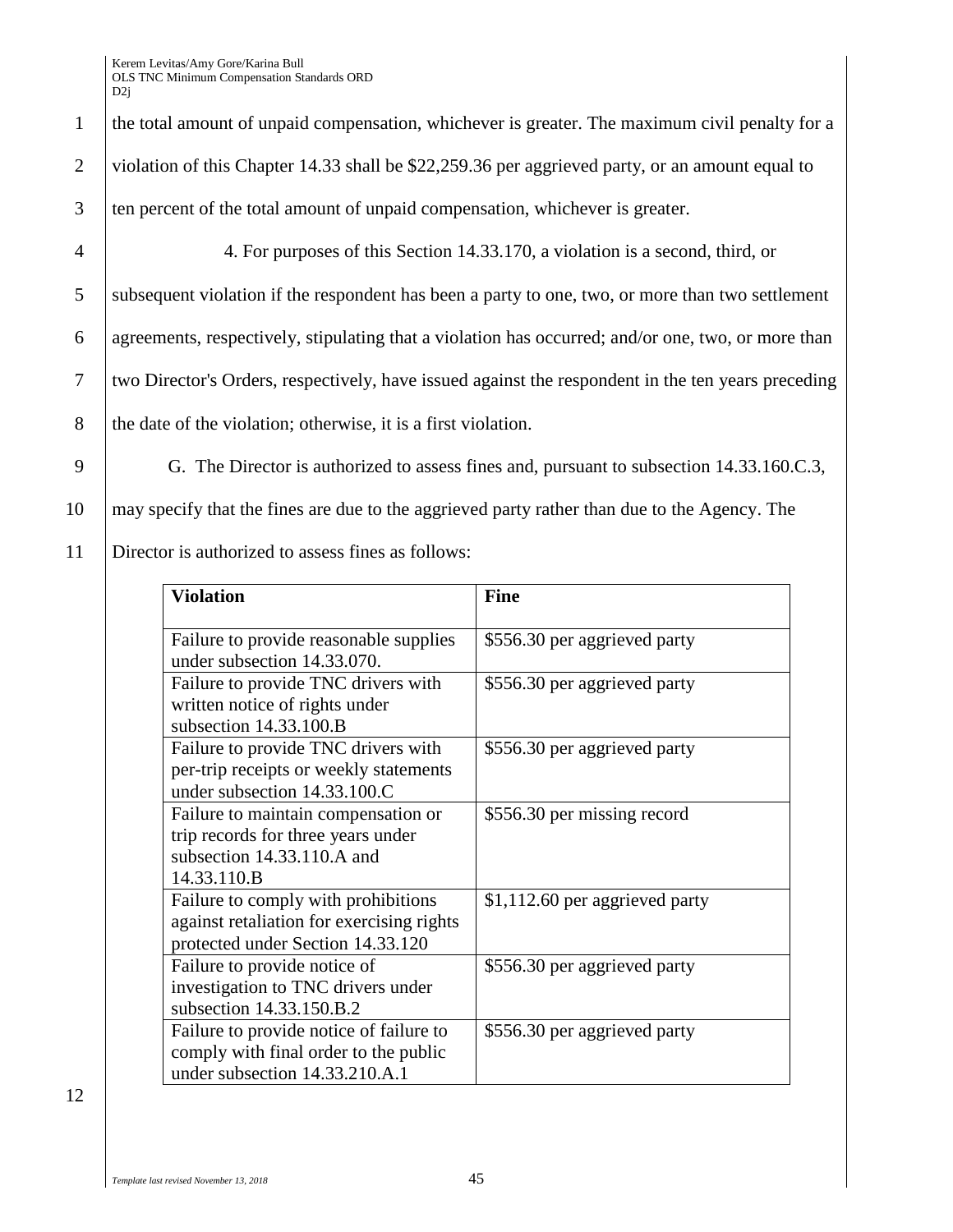the total amount of unpaid compensation, whichever is greater. The maximum civil penalty for a violation of this Chapter 14.33 shall be $22,259.36 per aggrieved party, or an amount equal to ten percent of the total amount of unpaid compensation, whichever is greater.

4. For purposes of this Section 14.33.170, a violation is a second, third, or subsequent violation if the respondent has been a party to one, two, or more than two settlement agreements, respectively, stipulating that a violation has occurred; and/or one, two, or more than two Director's Orders, respectively, have issued against the respondent in the ten years preceding the date of the violation; otherwise, it is a first violation.

G. The Director is authorized to assess fines and, pursuant to subsection 14.33.160.C.3, may specify that the fines are due to the aggrieved party rather than due to the Agency. The Director is authorized to assess fines as follows:

| **Violation** | **Fine** |
|---|---|
| Failure to provide reasonable supplies under subsection 14.33.070. | $556.30 per aggrieved party |
| Failure to provide TNC drivers with written notice of rights under subsection 14.33.100.B | $556.30 per aggrieved party |
| Failure to provide TNC drivers with per-trip receipts or weekly statements under subsection 14.33.100.C | $556.30 per aggrieved party |
| Failure to maintain compensation or trip records for three years under subsection 14.33.110.A and 14.33.110.B | $556.30 per missing record |
| Failure to comply with prohibitions against retaliation for exercising rights protected under Section 14.33.120 | $1,112.60 per aggrieved party |
| Failure to provide notice of investigation to TNC drivers under subsection 14.33.150.B.2 | $556.30 per aggrieved party |
| Failure to provide notice of failure to comply with final order to the public under subsection 14.33.210.A.1 | $556.30 per aggrieved party |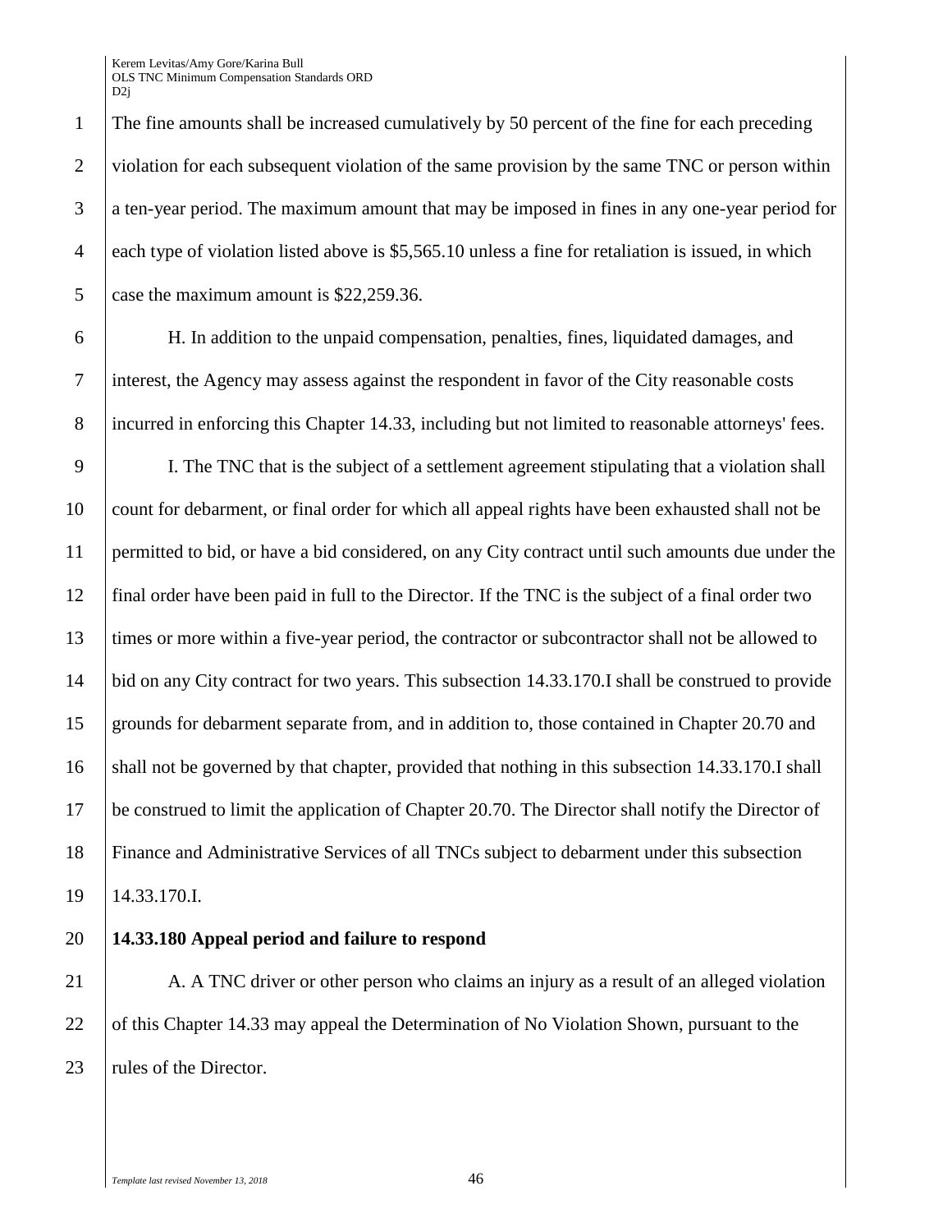The fine amounts shall be increased cumulatively by 50 percent of the fine for each preceding violation for each subsequent violation of the same provision by the same TNC or person within a ten-year period. The maximum amount that may be imposed in fines in any one-year period for each type of violation listed above is $5,565.10 unless a fine for retaliation is issued, in which case the maximum amount is $22,259.36.

H. In addition to the unpaid compensation, penalties, fines, liquidated damages, and interest, the Agency may assess against the respondent in favor of the City reasonable costs incurred in enforcing this Chapter 14.33, including but not limited to reasonable attorneys' fees.

I. The TNC that is the subject of a settlement agreement stipulating that a violation shall count for debarment, or final order for which all appeal rights have been exhausted shall not be permitted to bid, or have a bid considered, on any City contract until such amounts due under the final order have been paid in full to the Director. If the TNC is the subject of a final order two times or more within a five-year period, the contractor or subcontractor shall not be allowed to bid on any City contract for two years. This subsection 14.33.170.I shall be construed to provide grounds for debarment separate from, and in addition to, those contained in Chapter 20.70 and shall not be governed by that chapter, provided that nothing in this subsection 14.33.170.I shall be construed to limit the application of Chapter 20.70. The Director shall notify the Director of Finance and Administrative Services of all TNCs subject to debarment under this subsection 14.33.170.I.

**14.33.180 Appeal period and failure to respond**

A. A TNC driver or other person who claims an injury as a result of an alleged violation of this Chapter 14.33 may appeal the Determination of No Violation Shown, pursuant to the rules of the Director.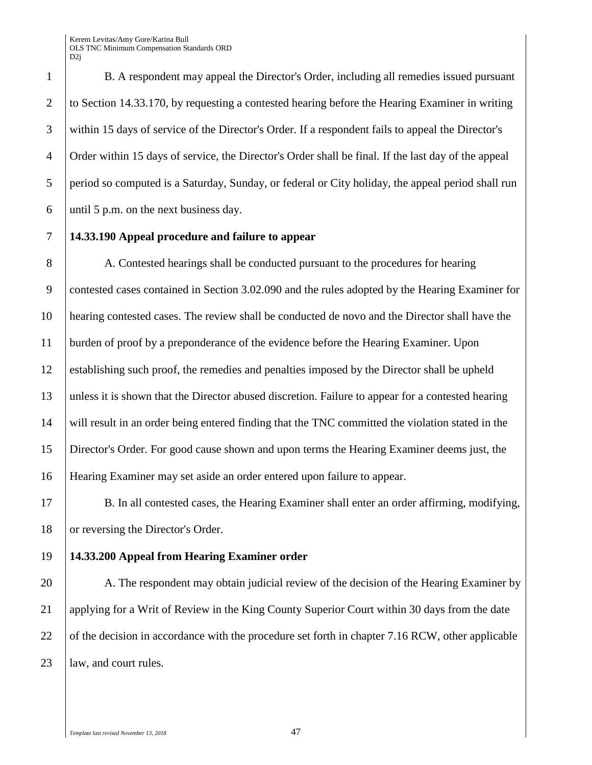B. A respondent may appeal the Director's Order, including all remedies issued pursuant to Section 14.33.170, by requesting a contested hearing before the Hearing Examiner in writing within 15 days of service of the Director's Order. If a respondent fails to appeal the Director's Order within 15 days of service, the Director's Order shall be final. If the last day of the appeal period so computed is a Saturday, Sunday, or federal or City holiday, the appeal period shall run until 5 p.m. on the next business day.

**14.33.190 Appeal procedure and failure to appear**

A. Contested hearings shall be conducted pursuant to the procedures for hearing contested cases contained in Section 3.02.090 and the rules adopted by the Hearing Examiner for hearing contested cases. The review shall be conducted de novo and the Director shall have the burden of proof by a preponderance of the evidence before the Hearing Examiner. Upon establishing such proof, the remedies and penalties imposed by the Director shall be upheld unless it is shown that the Director abused discretion. Failure to appear for a contested hearing will result in an order being entered finding that the TNC committed the violation stated in the Director's Order. For good cause shown and upon terms the Hearing Examiner deems just, the Hearing Examiner may set aside an order entered upon failure to appear.

B. In all contested cases, the Hearing Examiner shall enter an order affirming, modifying, or reversing the Director's Order.

**14.33.200 Appeal from Hearing Examiner order**

A. The respondent may obtain judicial review of the decision of the Hearing Examiner by applying for a Writ of Review in the King County Superior Court within 30 days from the date of the decision in accordance with the procedure set forth in chapter 7.16 RCW, other applicable law, and court rules.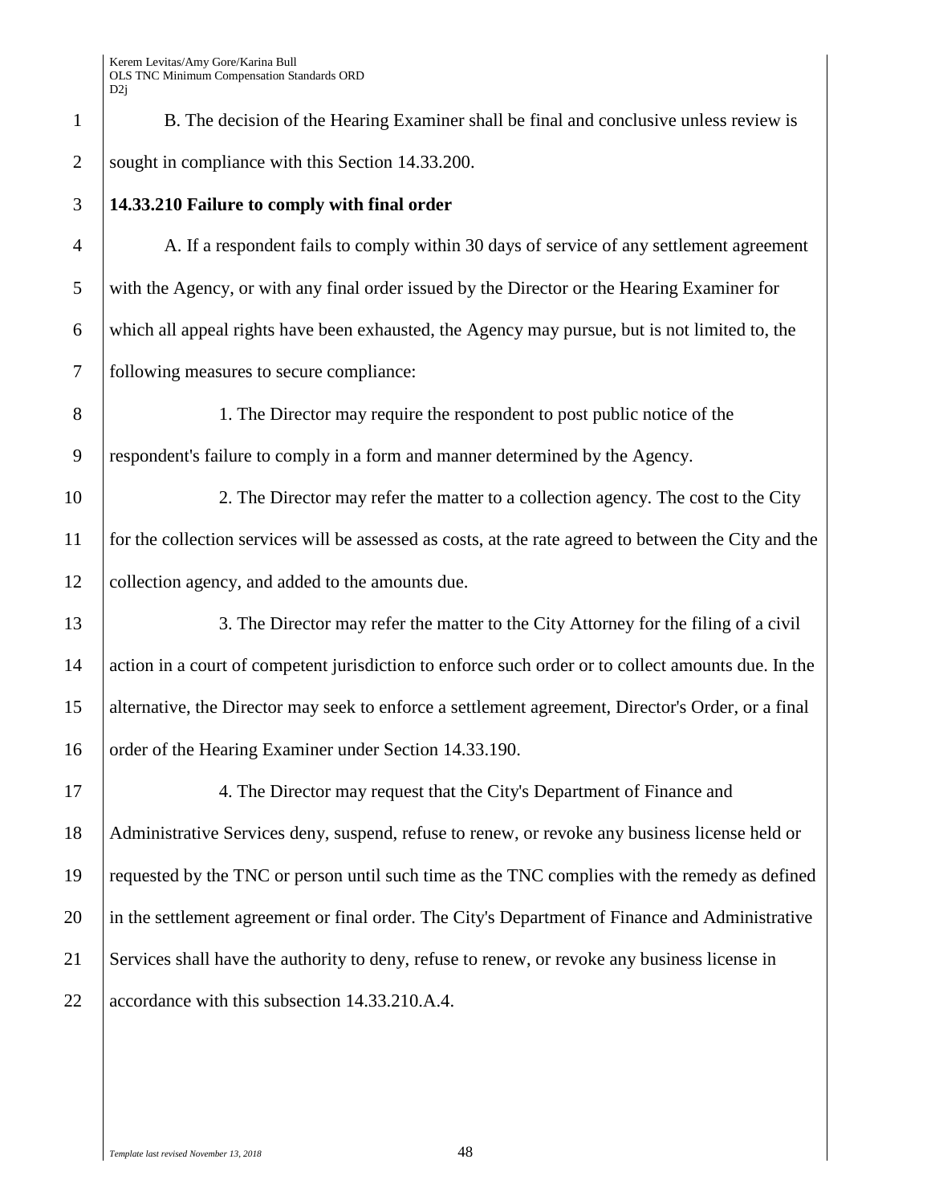B. The decision of the Hearing Examiner shall be final and conclusive unless review is sought in compliance with this Section 14.33.200.

**14.33.210 Failure to comply with final order**

A. If a respondent fails to comply within 30 days of service of any settlement agreement with the Agency, or with any final order issued by the Director or the Hearing Examiner for which all appeal rights have been exhausted, the Agency may pursue, but is not limited to, the following measures to secure compliance:

1. The Director may require the respondent to post public notice of the respondent's failure to comply in a form and manner determined by the Agency.

2. The Director may refer the matter to a collection agency. The cost to the City for the collection services will be assessed as costs, at the rate agreed to between the City and the collection agency, and added to the amounts due.

3. The Director may refer the matter to the City Attorney for the filing of a civil action in a court of competent jurisdiction to enforce such order or to collect amounts due. In the alternative, the Director may seek to enforce a settlement agreement, Director's Order, or a final order of the Hearing Examiner under Section 14.33.190.

4. The Director may request that the City's Department of Finance and Administrative Services deny, suspend, refuse to renew, or revoke any business license held or requested by the TNC or person until such time as the TNC complies with the remedy as defined in the settlement agreement or final order. The City's Department of Finance and Administrative Services shall have the authority to deny, refuse to renew, or revoke any business license in accordance with this subsection 14.33.210.A.4.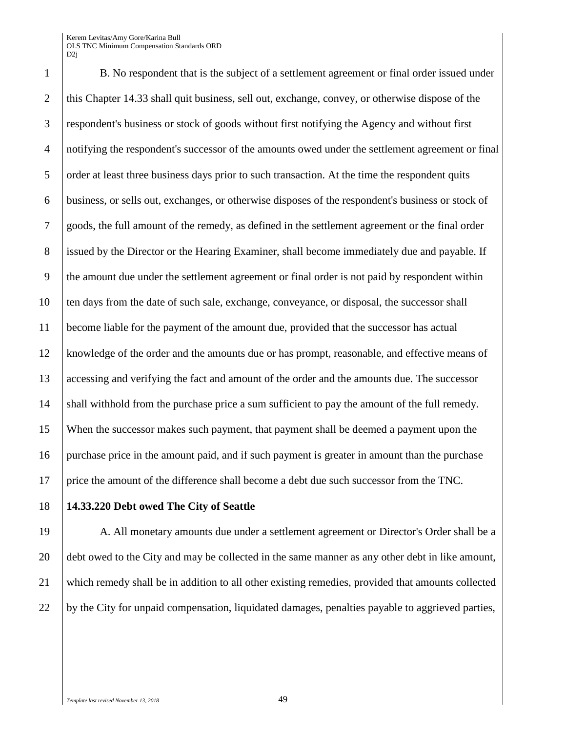B. No respondent that is the subject of a settlement agreement or final order issued under this Chapter 14.33 shall quit business, sell out, exchange, convey, or otherwise dispose of the respondent's business or stock of goods without first notifying the Agency and without first notifying the respondent's successor of the amounts owed under the settlement agreement or final order at least three business days prior to such transaction. At the time the respondent quits business, or sells out, exchanges, or otherwise disposes of the respondent's business or stock of goods, the full amount of the remedy, as defined in the settlement agreement or the final order issued by the Director or the Hearing Examiner, shall become immediately due and payable. If the amount due under the settlement agreement or final order is not paid by respondent within ten days from the date of such sale, exchange, conveyance, or disposal, the successor shall become liable for the payment of the amount due, provided that the successor has actual knowledge of the order and the amounts due or has prompt, reasonable, and effective means of accessing and verifying the fact and amount of the order and the amounts due. The successor shall withhold from the purchase price a sum sufficient to pay the amount of the full remedy. When the successor makes such payment, that payment shall be deemed a payment upon the purchase price in the amount paid, and if such payment is greater in amount than the purchase price the amount of the difference shall become a debt due such successor from the TNC.

**14.33.220 Debt owed The City of Seattle**

A. All monetary amounts due under a settlement agreement or Director's Order shall be a debt owed to the City and may be collected in the same manner as any other debt in like amount, which remedy shall be in addition to all other existing remedies, provided that amounts collected by the City for unpaid compensation, liquidated damages, penalties payable to aggrieved parties,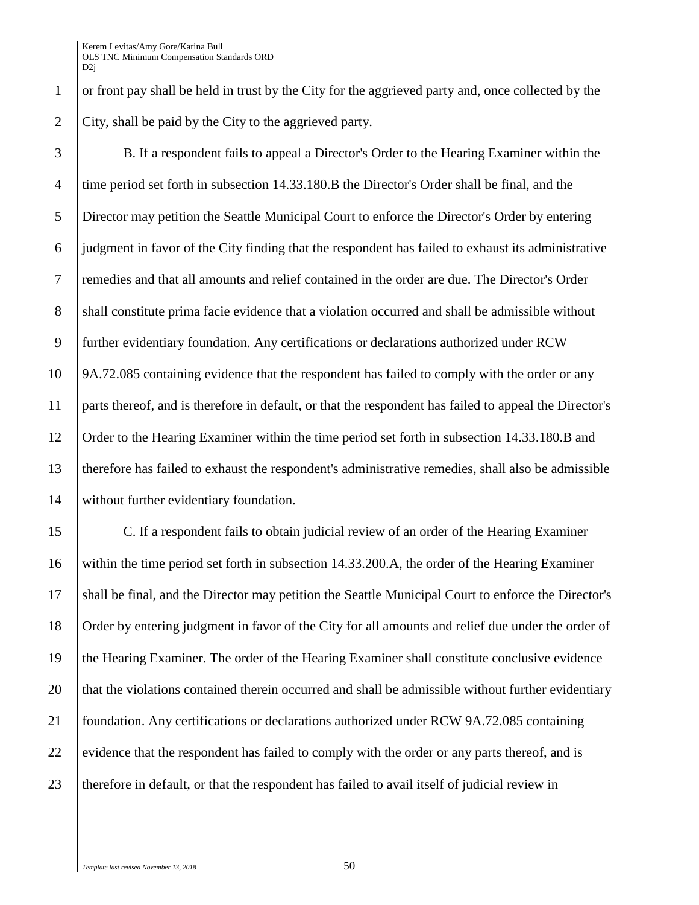or front pay shall be held in trust by the City for the aggrieved party and, once collected by the City, shall be paid by the City to the aggrieved party.

B. If a respondent fails to appeal a Director's Order to the Hearing Examiner within the time period set forth in subsection 14.33.180.B the Director's Order shall be final, and the Director may petition the Seattle Municipal Court to enforce the Director's Order by entering judgment in favor of the City finding that the respondent has failed to exhaust its administrative remedies and that all amounts and relief contained in the order are due. The Director's Order shall constitute prima facie evidence that a violation occurred and shall be admissible without further evidentiary foundation. Any certifications or declarations authorized under RCW 9A.72.085 containing evidence that the respondent has failed to comply with the order or any parts thereof, and is therefore in default, or that the respondent has failed to appeal the Director's Order to the Hearing Examiner within the time period set forth in subsection 14.33.180.B and therefore has failed to exhaust the respondent's administrative remedies, shall also be admissible without further evidentiary foundation.

C. If a respondent fails to obtain judicial review of an order of the Hearing Examiner within the time period set forth in subsection 14.33.200.A, the order of the Hearing Examiner shall be final, and the Director may petition the Seattle Municipal Court to enforce the Director's Order by entering judgment in favor of the City for all amounts and relief due under the order of the Hearing Examiner. The order of the Hearing Examiner shall constitute conclusive evidence that the violations contained therein occurred and shall be admissible without further evidentiary foundation. Any certifications or declarations authorized under RCW 9A.72.085 containing evidence that the respondent has failed to comply with the order or any parts thereof, and is therefore in default, or that the respondent has failed to avail itself of judicial review in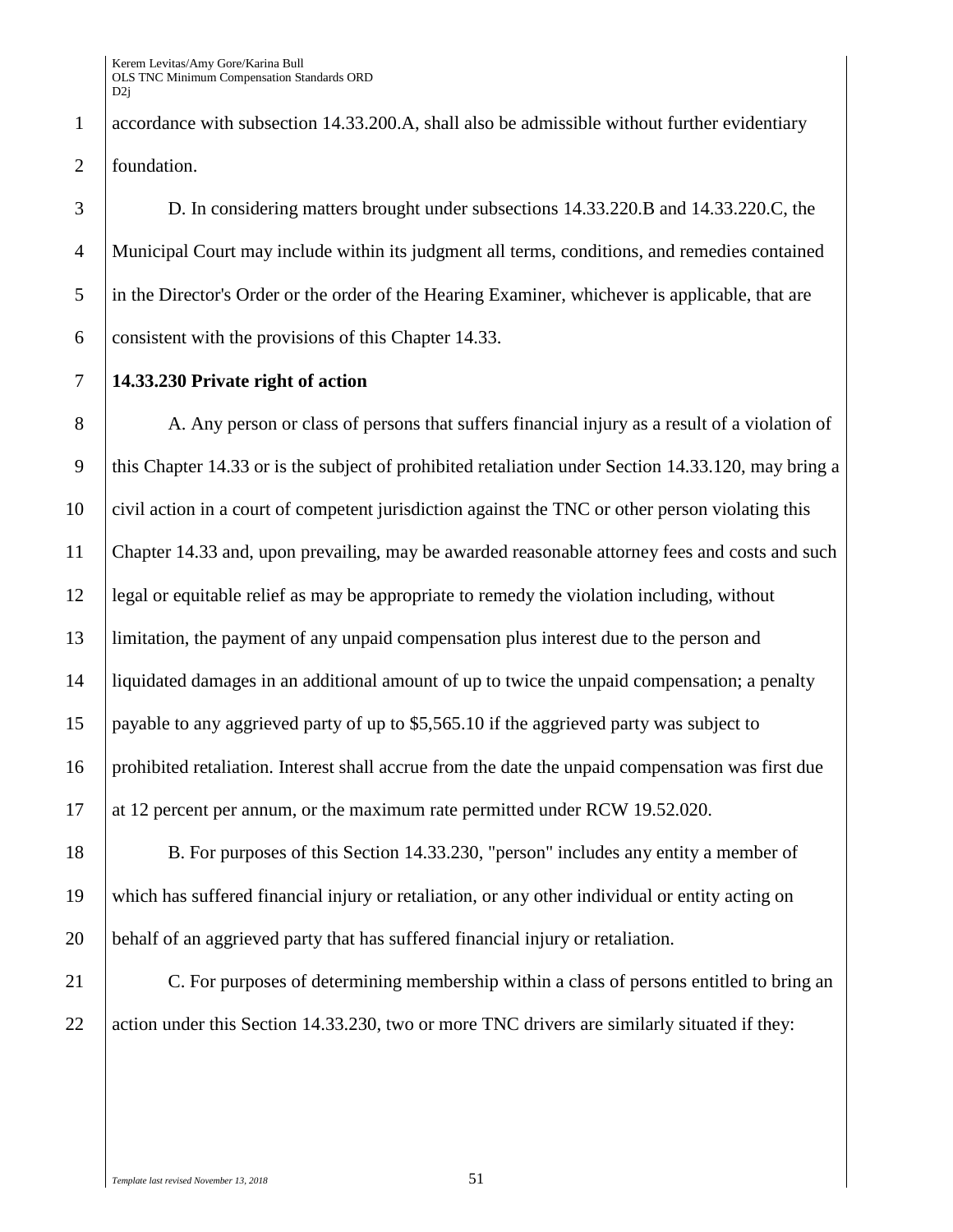accordance with subsection 14.33.200.A, shall also be admissible without further evidentiary foundation.

D. In considering matters brought under subsections 14.33.220.B and 14.33.220.C, the Municipal Court may include within its judgment all terms, conditions, and remedies contained in the Director's Order or the order of the Hearing Examiner, whichever is applicable, that are consistent with the provisions of this Chapter 14.33.

**14.33.230 Private right of action**

A. Any person or class of persons that suffers financial injury as a result of a violation of this Chapter 14.33 or is the subject of prohibited retaliation under Section 14.33.120, may bring a civil action in a court of competent jurisdiction against the TNC or other person violating this Chapter 14.33 and, upon prevailing, may be awarded reasonable attorney fees and costs and such legal or equitable relief as may be appropriate to remedy the violation including, without limitation, the payment of any unpaid compensation plus interest due to the person and liquidated damages in an additional amount of up to twice the unpaid compensation; a penalty payable to any aggrieved party of up to $5,565.10 if the aggrieved party was subject to prohibited retaliation. Interest shall accrue from the date the unpaid compensation was first due at 12 percent per annum, or the maximum rate permitted under RCW 19.52.020.

B. For purposes of this Section 14.33.230, "person" includes any entity a member of which has suffered financial injury or retaliation, or any other individual or entity acting on behalf of an aggrieved party that has suffered financial injury or retaliation.

C. For purposes of determining membership within a class of persons entitled to bring an action under this Section 14.33.230, two or more TNC drivers are similarly situated if they: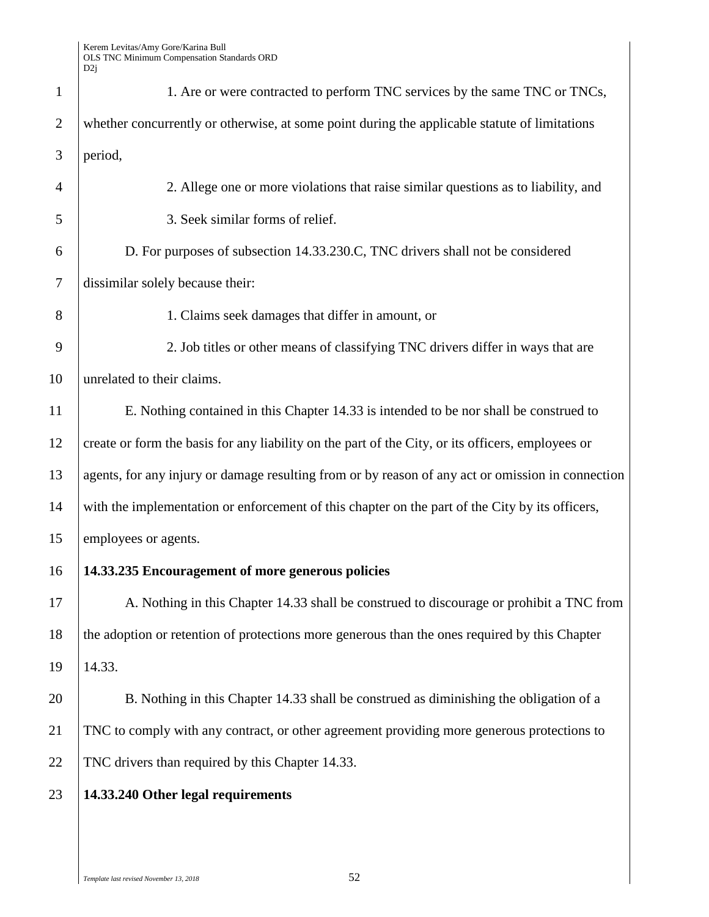1. Are or were contracted to perform TNC services by the same TNC or TNCs, whether concurrently or otherwise, at some point during the applicable statute of limitations period,

2. Allege one or more violations that raise similar questions as to liability, and

3. Seek similar forms of relief.

D. For purposes of subsection 14.33.230.C, TNC drivers shall not be considered dissimilar solely because their:

1. Claims seek damages that differ in amount, or

2. Job titles or other means of classifying TNC drivers differ in ways that are unrelated to their claims.

E. Nothing contained in this Chapter 14.33 is intended to be nor shall be construed to create or form the basis for any liability on the part of the City, or its officers, employees or agents, for any injury or damage resulting from or by reason of any act or omission in connection with the implementation or enforcement of this chapter on the part of the City by its officers, employees or agents.

**14.33.235 Encouragement of more generous policies**

A. Nothing in this Chapter 14.33 shall be construed to discourage or prohibit a TNC from the adoption or retention of protections more generous than the ones required by this Chapter 14.33.

B. Nothing in this Chapter 14.33 shall be construed as diminishing the obligation of a TNC to comply with any contract, or other agreement providing more generous protections to TNC drivers than required by this Chapter 14.33.

**14.33.240 Other legal requirements**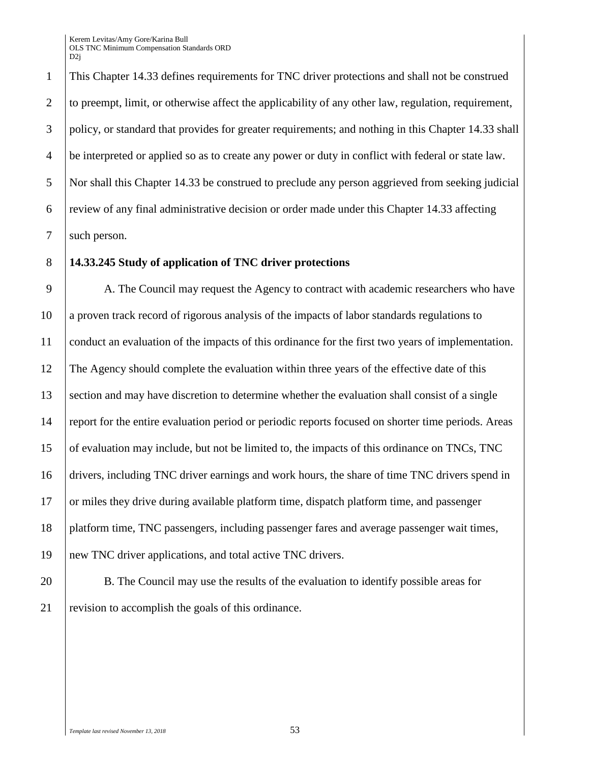This Chapter 14.33 defines requirements for TNC driver protections and shall not be construed to preempt, limit, or otherwise affect the applicability of any other law, regulation, requirement, policy, or standard that provides for greater requirements; and nothing in this Chapter 14.33 shall be interpreted or applied so as to create any power or duty in conflict with federal or state law. Nor shall this Chapter 14.33 be construed to preclude any person aggrieved from seeking judicial review of any final administrative decision or order made under this Chapter 14.33 affecting such person.

**14.33.245 Study of application of TNC driver protections**

A. The Council may request the Agency to contract with academic researchers who have a proven track record of rigorous analysis of the impacts of labor standards regulations to conduct an evaluation of the impacts of this ordinance for the first two years of implementation. The Agency should complete the evaluation within three years of the effective date of this section and may have discretion to determine whether the evaluation shall consist of a single report for the entire evaluation period or periodic reports focused on shorter time periods. Areas of evaluation may include, but not be limited to, the impacts of this ordinance on TNCs, TNC drivers, including TNC driver earnings and work hours, the share of time TNC drivers spend in or miles they drive during available platform time, dispatch platform time, and passenger platform time, TNC passengers, including passenger fares and average passenger wait times, new TNC driver applications, and total active TNC drivers.

B. The Council may use the results of the evaluation to identify possible areas for revision to accomplish the goals of this ordinance.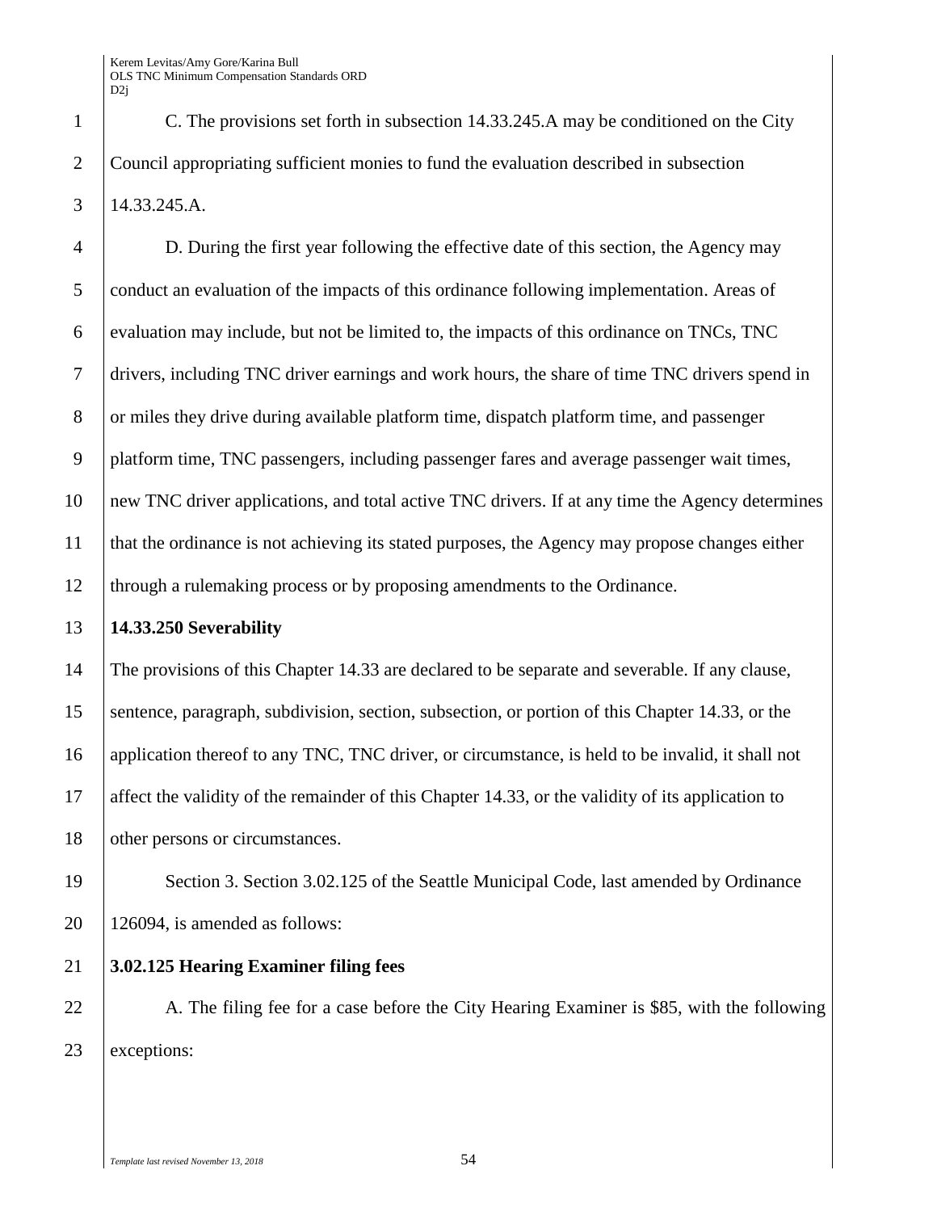C. The provisions set forth in subsection 14.33.245.A may be conditioned on the City Council appropriating sufficient monies to fund the evaluation described in subsection 14.33.245.A.

D. During the first year following the effective date of this section, the Agency may conduct an evaluation of the impacts of this ordinance following implementation. Areas of evaluation may include, but not be limited to, the impacts of this ordinance on TNCs, TNC drivers, including TNC driver earnings and work hours, the share of time TNC drivers spend in or miles they drive during available platform time, dispatch platform time, and passenger platform time, TNC passengers, including passenger fares and average passenger wait times, new TNC driver applications, and total active TNC drivers. If at any time the Agency determines that the ordinance is not achieving its stated purposes, the Agency may propose changes either through a rulemaking process or by proposing amendments to the Ordinance.

**14.33.250 Severability**

The provisions of this Chapter 14.33 are declared to be separate and severable. If any clause, sentence, paragraph, subdivision, section, subsection, or portion of this Chapter 14.33, or the application thereof to any TNC, TNC driver, or circumstance, is held to be invalid, it shall not affect the validity of the remainder of this Chapter 14.33, or the validity of its application to other persons or circumstances.

Section 3. Section 3.02.125 of the Seattle Municipal Code, last amended by Ordinance 126094, is amended as follows:

**3.02.125 Hearing Examiner filing fees**

A. The filing fee for a case before the City Hearing Examiner is $85, with the following exceptions: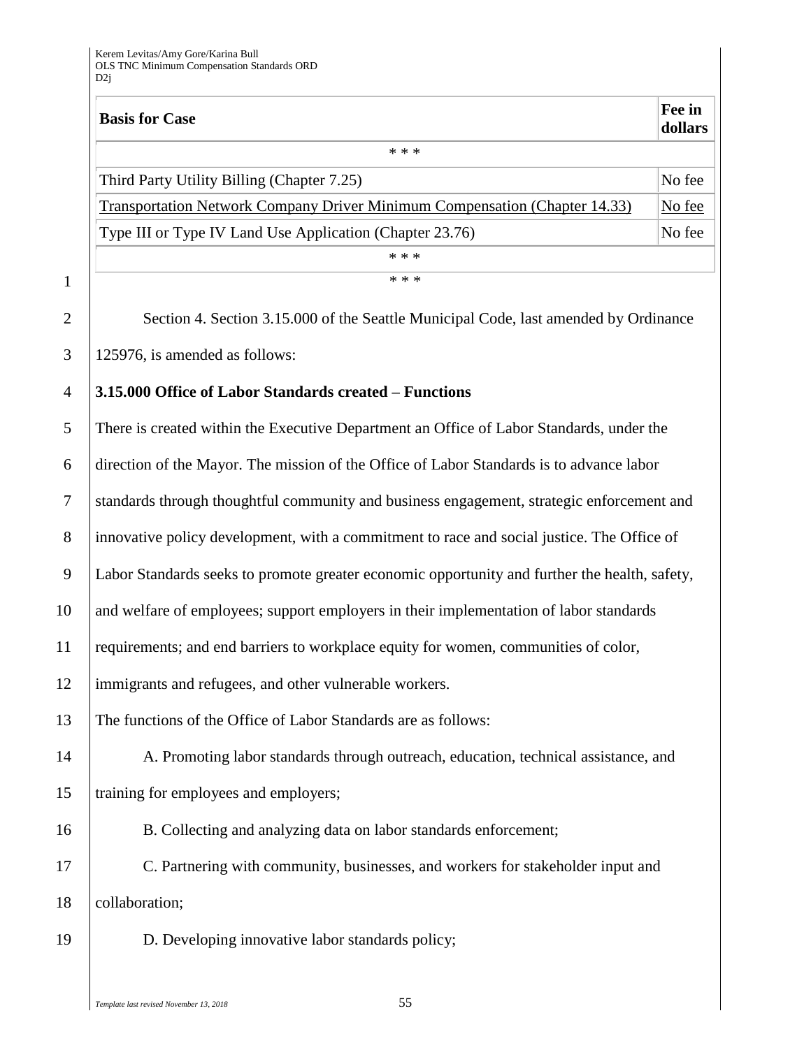| Basis for Case | Fee in dollars |
| --- | --- |
| * * * | |
| Third Party Utility Billing (Chapter 7.25) | No fee |
| <u>Transportation Network Company Driver Minimum Compensation (Chapter 14.33)</u> | <u>No fee</u> |
| Type III or Type IV Land Use Application (Chapter 23.76) | No fee |
| * * * | |

* * *

Section 4. Section 3.15.000 of the Seattle Municipal Code, last amended by Ordinance 125976, is amended as follows:

**3.15.000 Office of Labor Standards created – Functions**

There is created within the Executive Department an Office of Labor Standards, under the direction of the Mayor. The mission of the Office of Labor Standards is to advance labor standards through thoughtful community and business engagement, strategic enforcement and innovative policy development, with a commitment to race and social justice. The Office of Labor Standards seeks to promote greater economic opportunity and further the health, safety, and welfare of employees; support employers in their implementation of labor standards requirements; and end barriers to workplace equity for women, communities of color, immigrants and refugees, and other vulnerable workers.

The functions of the Office of Labor Standards are as follows:

A. Promoting labor standards through outreach, education, technical assistance, and training for employees and employers;

B. Collecting and analyzing data on labor standards enforcement;

C. Partnering with community, businesses, and workers for stakeholder input and collaboration;

D. Developing innovative labor standards policy;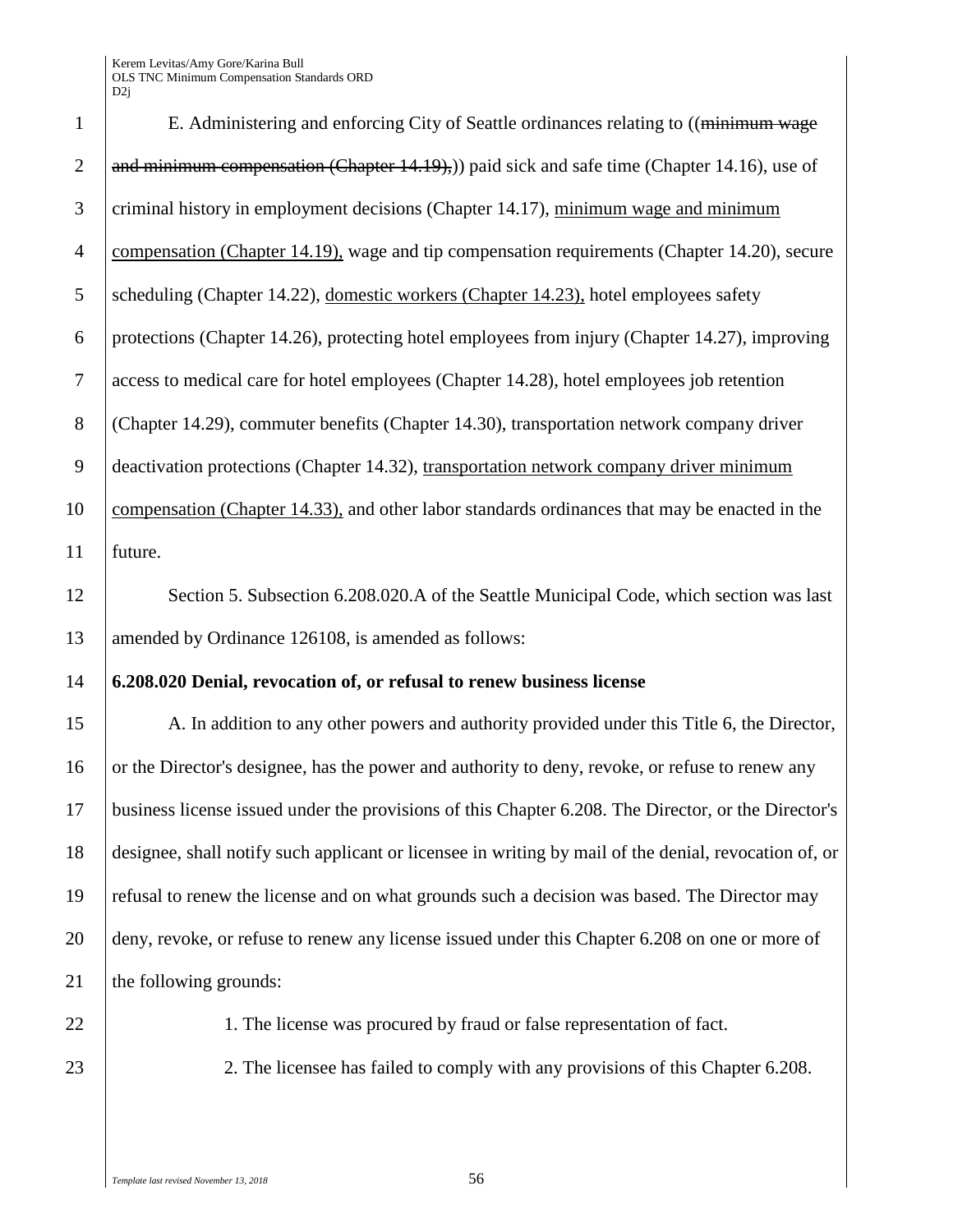E. Administering and enforcing City of Seattle ordinances relating to ((~~minimum wage and minimum compensation (Chapter 14.19),~~)) paid sick and safe time (Chapter 14.16), use of criminal history in employment decisions (Chapter 14.17), <u>minimum wage and minimum compensation (Chapter 14.19),</u> wage and tip compensation requirements (Chapter 14.20), secure scheduling (Chapter 14.22), <u>domestic workers (Chapter 14.23),</u> hotel employees safety protections (Chapter 14.26), protecting hotel employees from injury (Chapter 14.27), improving access to medical care for hotel employees (Chapter 14.28), hotel employees job retention (Chapter 14.29), commuter benefits (Chapter 14.30), transportation network company driver deactivation protections (Chapter 14.32), <u>transportation network company driver minimum compensation (Chapter 14.33),</u> and other labor standards ordinances that may be enacted in the future.

Section 5. Subsection 6.208.020.A of the Seattle Municipal Code, which section was last amended by Ordinance 126108, is amended as follows:

**6.208.020 Denial, revocation of, or refusal to renew business license**

A. In addition to any other powers and authority provided under this Title 6, the Director, or the Director's designee, has the power and authority to deny, revoke, or refuse to renew any business license issued under the provisions of this Chapter 6.208. The Director, or the Director's designee, shall notify such applicant or licensee in writing by mail of the denial, revocation of, or refusal to renew the license and on what grounds such a decision was based. The Director may deny, revoke, or refuse to renew any license issued under this Chapter 6.208 on one or more of the following grounds:

1. The license was procured by fraud or false representation of fact.

2. The licensee has failed to comply with any provisions of this Chapter 6.208.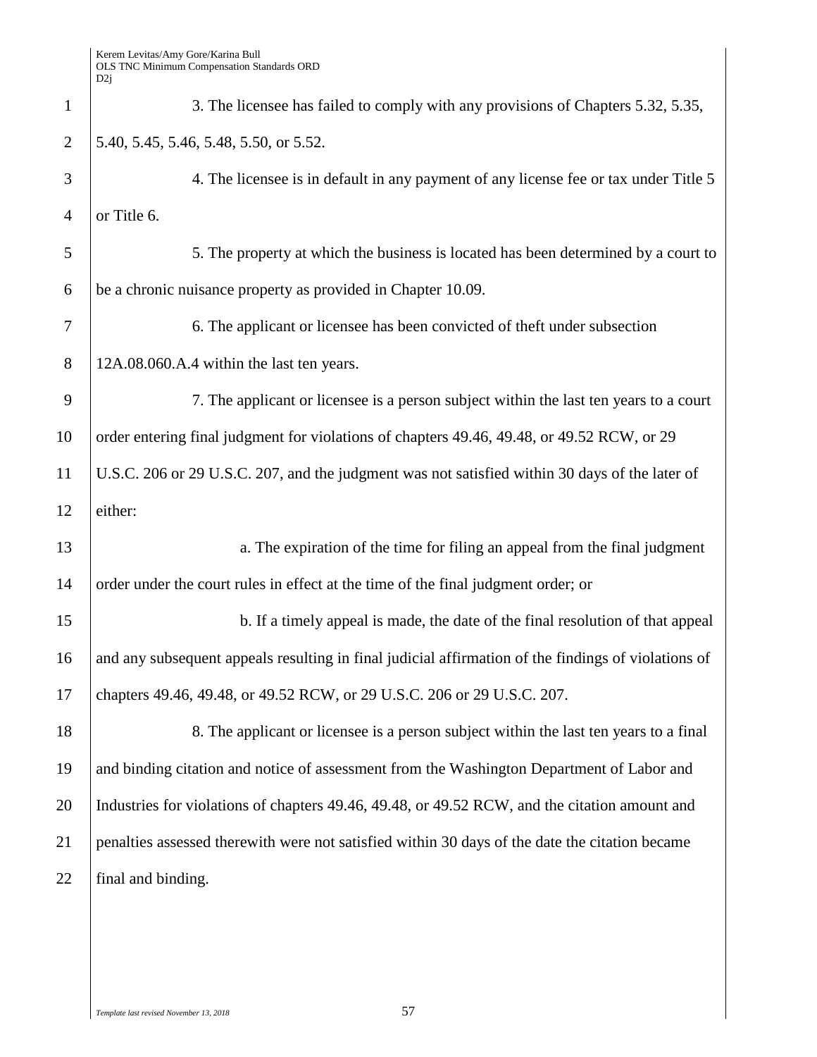3. The licensee has failed to comply with any provisions of Chapters 5.32, 5.35, 5.40, 5.45, 5.46, 5.48, 5.50, or 5.52.

4. The licensee is in default in any payment of any license fee or tax under Title 5 or Title 6.

5. The property at which the business is located has been determined by a court to be a chronic nuisance property as provided in Chapter 10.09.

6. The applicant or licensee has been convicted of theft under subsection 12A.08.060.A.4 within the last ten years.

7. The applicant or licensee is a person subject within the last ten years to a court order entering final judgment for violations of chapters 49.46, 49.48, or 49.52 RCW, or 29 U.S.C. 206 or 29 U.S.C. 207, and the judgment was not satisfied within 30 days of the later of either:

a. The expiration of the time for filing an appeal from the final judgment order under the court rules in effect at the time of the final judgment order; or

b. If a timely appeal is made, the date of the final resolution of that appeal and any subsequent appeals resulting in final judicial affirmation of the findings of violations of chapters 49.46, 49.48, or 49.52 RCW, or 29 U.S.C. 206 or 29 U.S.C. 207.

8. The applicant or licensee is a person subject within the last ten years to a final and binding citation and notice of assessment from the Washington Department of Labor and Industries for violations of chapters 49.46, 49.48, or 49.52 RCW, and the citation amount and penalties assessed therewith were not satisfied within 30 days of the date the citation became final and binding.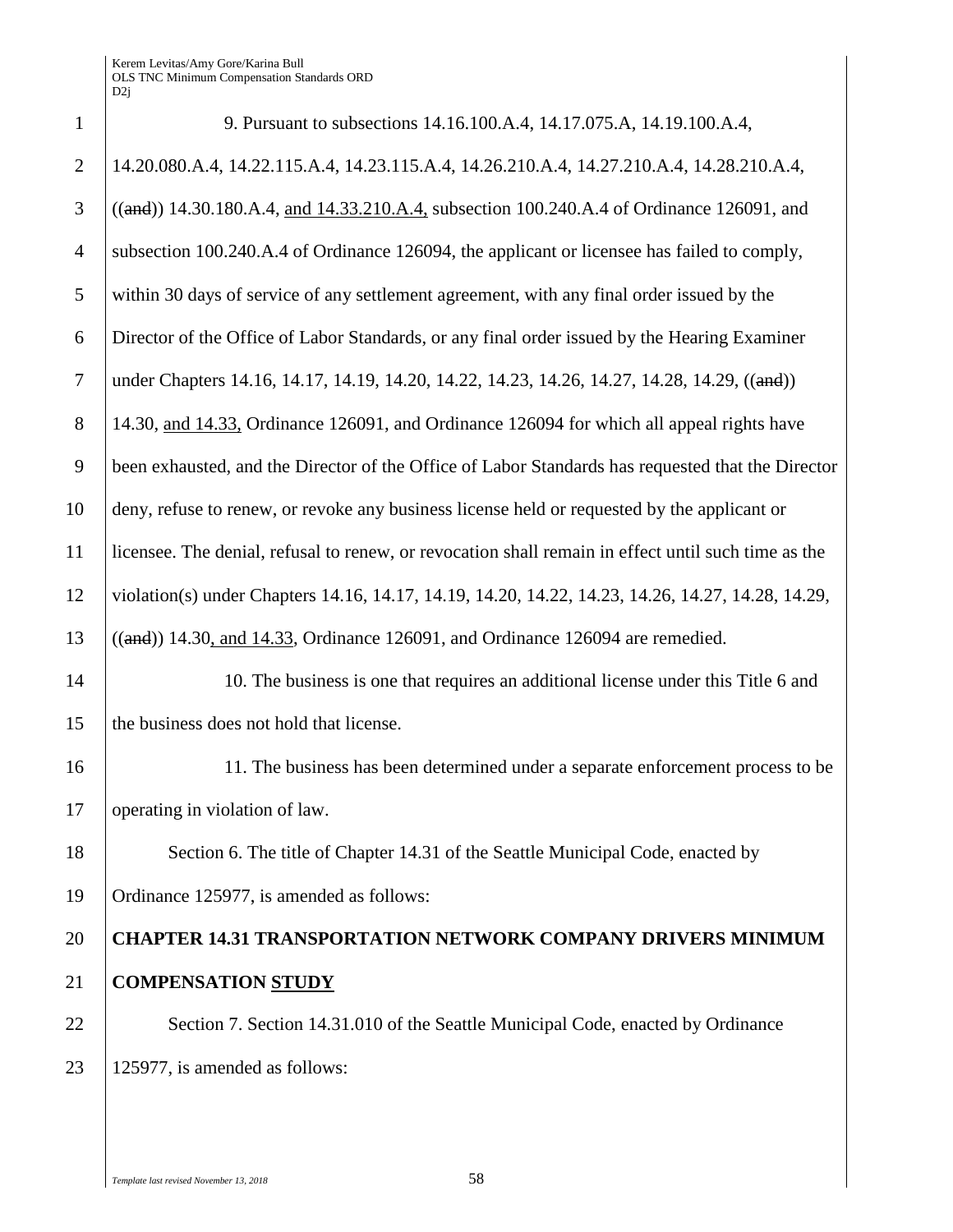9. Pursuant to subsections 14.16.100.A.4, 14.17.075.A, 14.19.100.A.4, 14.20.080.A.4, 14.22.115.A.4, 14.23.115.A.4, 14.26.210.A.4, 14.27.210.A.4, 14.28.210.A.4, ((~~and~~)) 14.30.180.A.4, <u>and 14.33.210.A.4,</u> subsection 100.240.A.4 of Ordinance 126091, and subsection 100.240.A.4 of Ordinance 126094, the applicant or licensee has failed to comply, within 30 days of service of any settlement agreement, with any final order issued by the Director of the Office of Labor Standards, or any final order issued by the Hearing Examiner under Chapters 14.16, 14.17, 14.19, 14.20, 14.22, 14.23, 14.26, 14.27, 14.28, 14.29, ((~~and~~)) 14.30, <u>and 14.33,</u> Ordinance 126091, and Ordinance 126094 for which all appeal rights have been exhausted, and the Director of the Office of Labor Standards has requested that the Director deny, refuse to renew, or revoke any business license held or requested by the applicant or licensee. The denial, refusal to renew, or revocation shall remain in effect until such time as the violation(s) under Chapters 14.16, 14.17, 14.19, 14.20, 14.22, 14.23, 14.26, 14.27, 14.28, 14.29, ((~~and~~)) 14.30<u>, and 14.33</u>, Ordinance 126091, and Ordinance 126094 are remedied.

10. The business is one that requires an additional license under this Title 6 and the business does not hold that license.

11. The business has been determined under a separate enforcement process to be operating in violation of law.

Section 6. The title of Chapter 14.31 of the Seattle Municipal Code, enacted by Ordinance 125977, is amended as follows:

**CHAPTER 14.31 TRANSPORTATION NETWORK COMPANY DRIVERS MINIMUM COMPENSATION <u>STUDY</u>**

Section 7. Section 14.31.010 of the Seattle Municipal Code, enacted by Ordinance 125977, is amended as follows: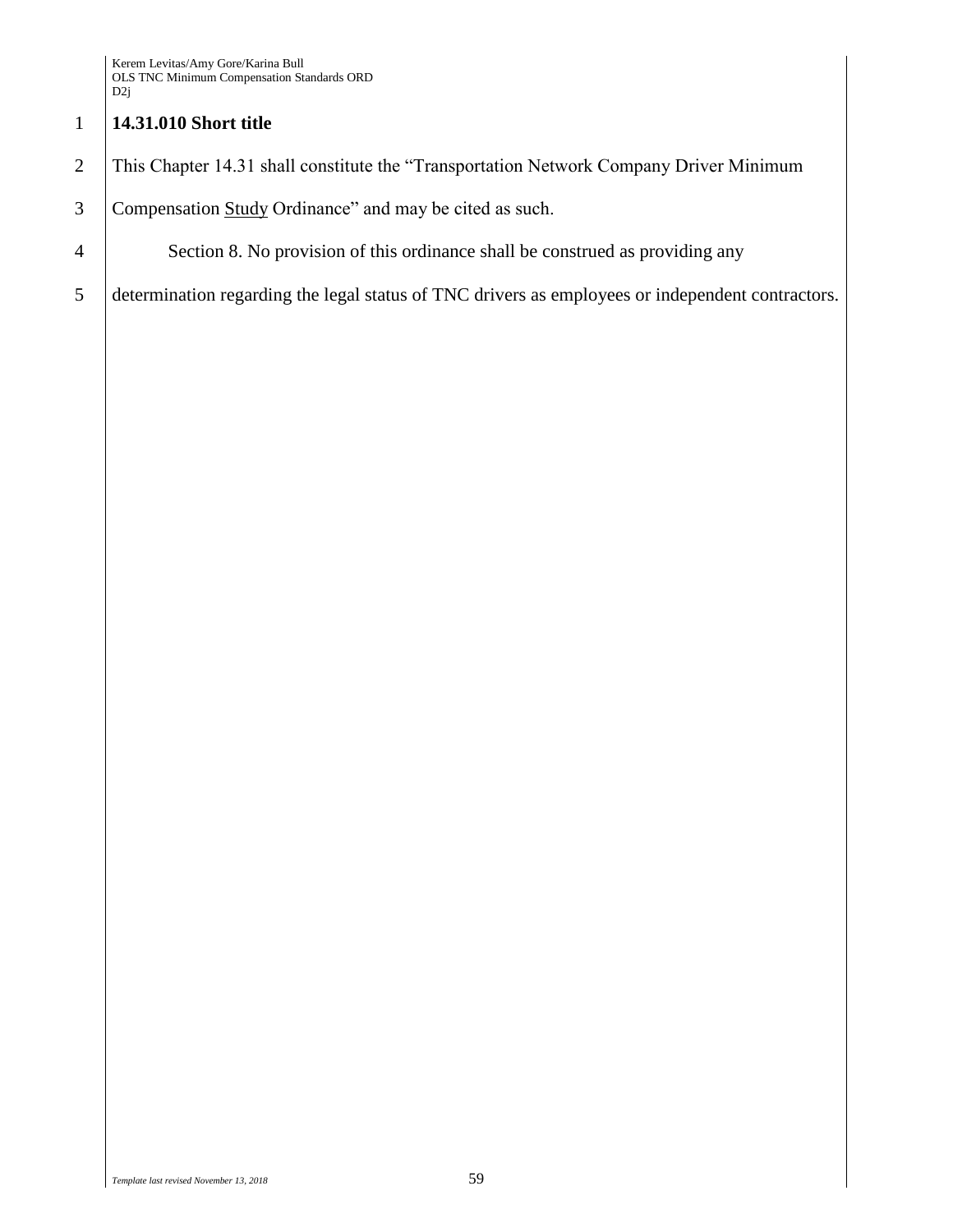**14.31.010 Short title**

This Chapter 14.31 shall constitute the "Transportation Network Company Driver Minimum Compensation <u>Study</u> Ordinance" and may be cited as such.

Section 8. No provision of this ordinance shall be construed as providing any determination regarding the legal status of TNC drivers as employees or independent contractors.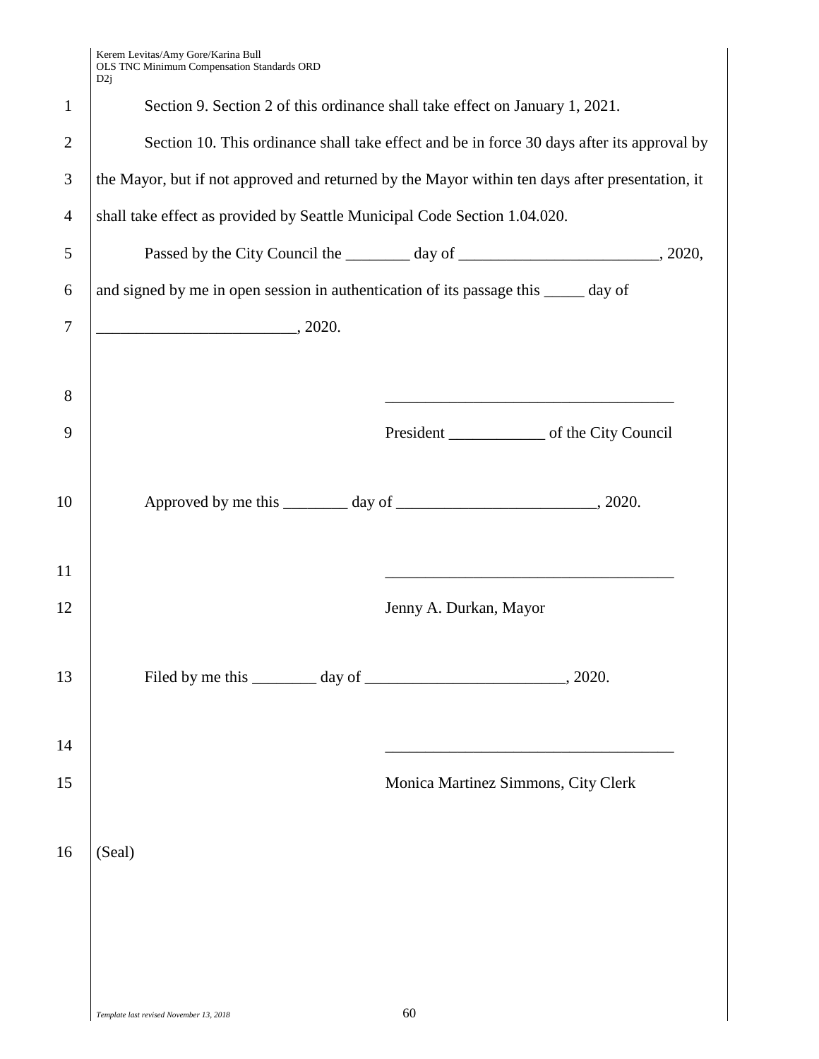Section 9. Section 2 of this ordinance shall take effect on January 1, 2021.

Section 10. This ordinance shall take effect and be in force 30 days after its approval by the Mayor, but if not approved and returned by the Mayor within ten days after presentation, it shall take effect as provided by Seattle Municipal Code Section 1.04.020.

Passed by the City Council the ________ day of _________________________, 2020, and signed by me in open session in authentication of its passage this _____ day of _________________________, 2020.

____________________________________

President ____________ of the City Council

Approved by me this ________ day of _________________________, 2020.

____________________________________

Jenny A. Durkan, Mayor

Filed by me this ________ day of _________________________, 2020.

____________________________________

Monica Martinez Simmons, City Clerk

(Seal)